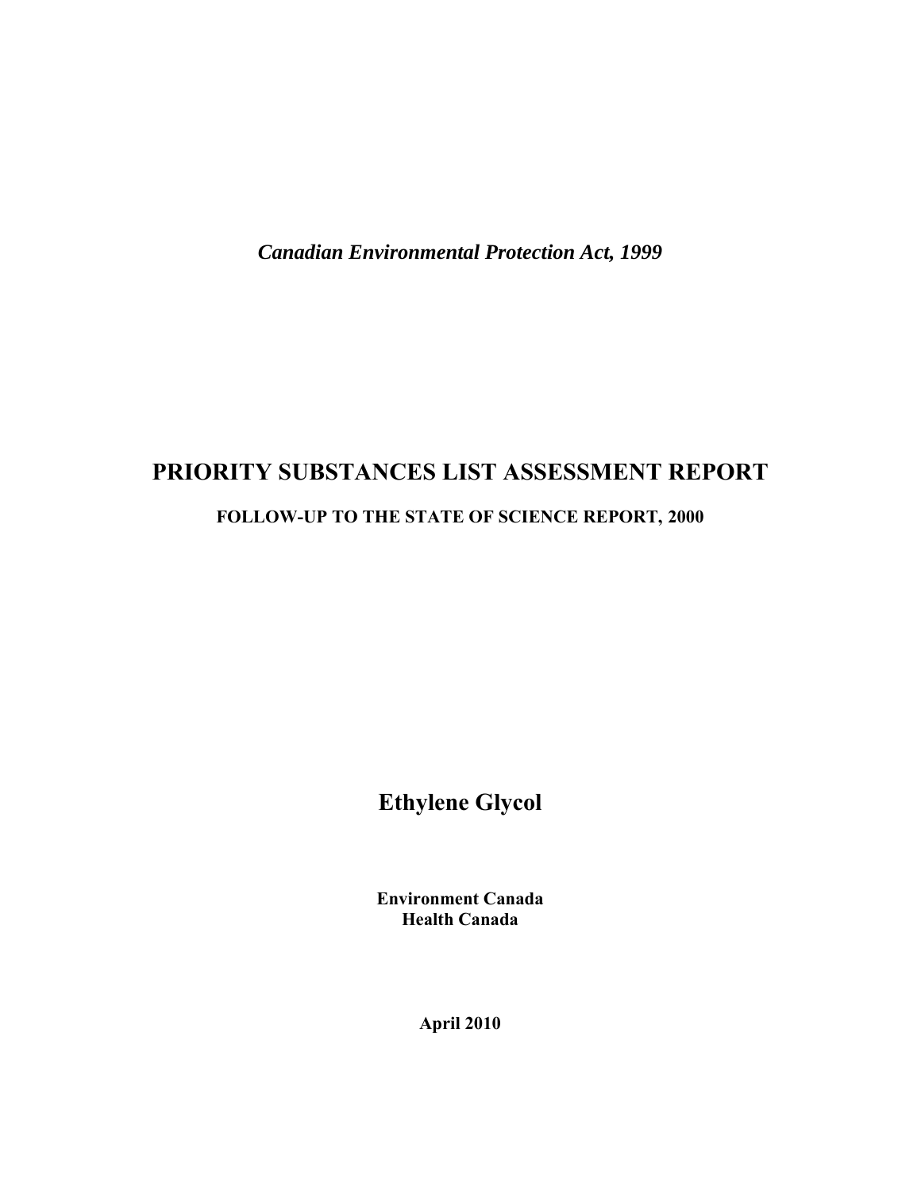*Canadian Environmental Protection Act, 1999*

# PRIORITY SUBSTANCES LIST ASSESSMENT REPORT

## FOLLOW-UP TO THE STATE OF SCIENCE REPORT, 2000

# Ethylene Glycol

**Environment Canada**
**Health Canada**

**April 2010**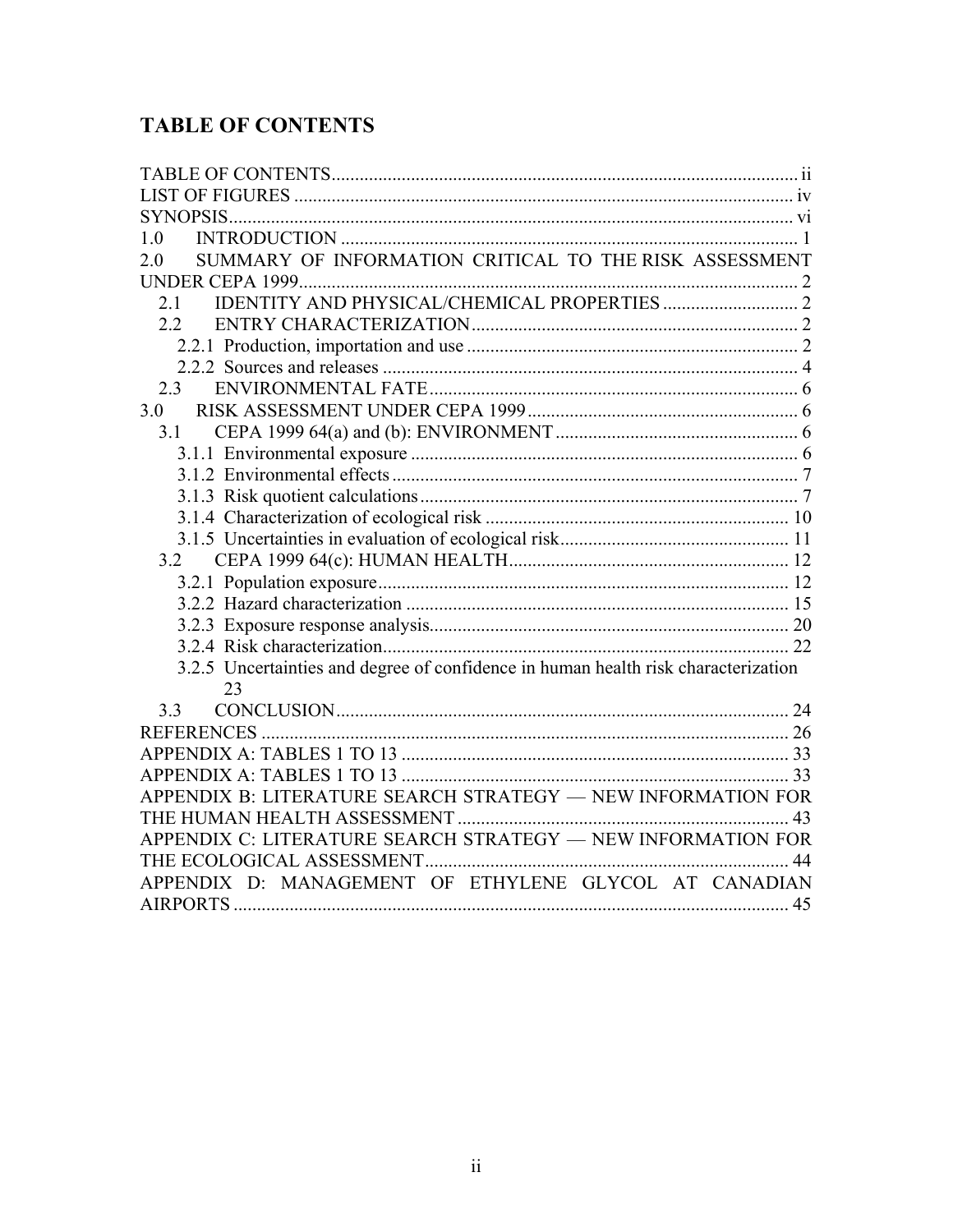## TABLE OF CONTENTS

TABLE OF CONTENTS ........................................................................................ ii
LIST OF FIGURES ............................................................................................. iv
SYNOPSIS ......................................................................................................... vi
1.0 INTRODUCTION ........................................................................................ 1
2.0 SUMMARY OF INFORMATION CRITICAL TO THE RISK ASSESSMENT UNDER CEPA 1999 ........................................................................................ 2
- 2.1 IDENTITY AND PHYSICAL/CHEMICAL PROPERTIES ........................ 2
- 2.2 ENTRY CHARACTERIZATION ............................................................ 2
  - 2.2.1 Production, importation and use .................................................. 2
  - 2.2.2 Sources and releases .................................................................. 4
- 2.3 ENVIRONMENTAL FATE ..................................................................... 6

3.0 RISK ASSESSMENT UNDER CEPA 1999 .................................................. 6
- 3.1 CEPA 1999 64(a) and (b): ENVIRONMENT ............................................ 6
  - 3.1.1 Environmental exposure .............................................................. 6
  - 3.1.2 Environmental effects ................................................................. 7
  - 3.1.3 Risk quotient calculations ............................................................ 7
  - 3.1.4 Characterization of ecological risk ............................................. 10
  - 3.1.5 Uncertainties in evaluation of ecological risk ............................. 11
- 3.2 CEPA 1999 64(c): HUMAN HEALTH .................................................... 12
  - 3.2.1 Population exposure .................................................................. 12
  - 3.2.2 Hazard characterization ............................................................. 15
  - 3.2.3 Exposure response analysis ....................................................... 20
  - 3.2.4 Risk characterization ................................................................. 22
  - 3.2.5 Uncertainties and degree of confidence in human health risk characterization 23
- 3.3 CONCLUSION ........................................................................................ 24

REFERENCES .................................................................................................. 26
APPENDIX A: TABLES 1 TO 13 ..................................................................... 33
APPENDIX A: TABLES 1 TO 13 ..................................................................... 33
APPENDIX B: LITERATURE SEARCH STRATEGY — NEW INFORMATION FOR THE HUMAN HEALTH ASSESSMENT ..................................................... 43
APPENDIX C: LITERATURE SEARCH STRATEGY — NEW INFORMATION FOR THE ECOLOGICAL ASSESSMENT ............................................................ 44
APPENDIX D: MANAGEMENT OF ETHYLENE GLYCOL AT CANADIAN AIRPORTS ..................................................................................................... 45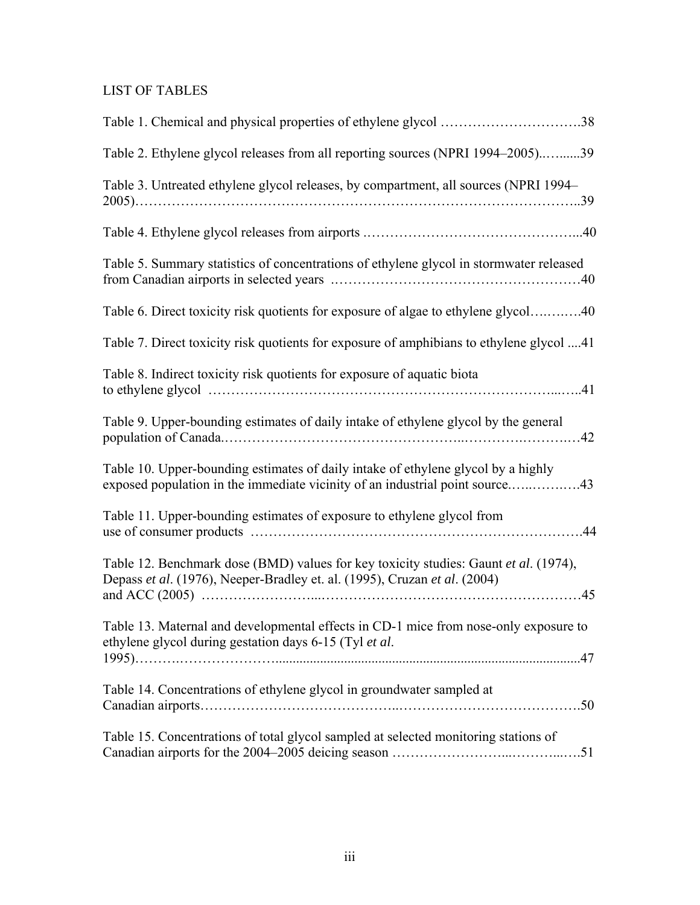## LIST OF TABLES

Table 1. Chemical and physical properties of ethylene glycol ………………………….38

Table 2. Ethylene glycol releases from all reporting sources (NPRI 1994–2005)..…......39

Table 3. Untreated ethylene glycol releases, by compartment, all sources (NPRI 1994–2005)…………………………………………………….……………………………..39

Table 4. Ethylene glycol releases from airports .………………………………………...40

Table 5. Summary statistics of concentrations of ethylene glycol in stormwater released from Canadian airports in selected years .……………………………………………40

Table 6. Direct toxicity risk quotients for exposure of algae to ethylene glycol….….….40

Table 7. Direct toxicity risk quotients for exposure of amphibians to ethylene glycol ....41

Table 8. Indirect toxicity risk quotients for exposure of aquatic biota to ethylene glycol ……………………………………………………………………...…..41

Table 9. Upper-bounding estimates of daily intake of ethylene glycol by the general population of Canada.…………………………………………..……….……….…42

Table 10. Upper-bounding estimates of daily intake of ethylene glycol by a highly exposed population in the immediate vicinity of an industrial point source.…..……..….43

Table 11. Upper-bounding estimates of exposure to ethylene glycol from use of consumer products ……………………………………………………………….44

Table 12. Benchmark dose (BMD) values for key toxicity studies: Gaunt *et al*. (1974), Depass *et al*. (1976), Neeper-Bradley et. al. (1995), Cruzan *et al*. (2004) and ACC (2005) ……………………...…………………………………………………45

Table 13. Maternal and developmental effects in CD-1 mice from nose-only exposure to ethylene glycol during gestation days 6-15 (Tyl *et al*. 1995)……….………………........................................................................................47

Table 14. Concentrations of ethylene glycol in groundwater sampled at Canadian airports…………………………………..………………………………….50

Table 15. Concentrations of total glycol sampled at selected monitoring stations of Canadian airports for the 2004–2005 deicing season ……………………...………...….51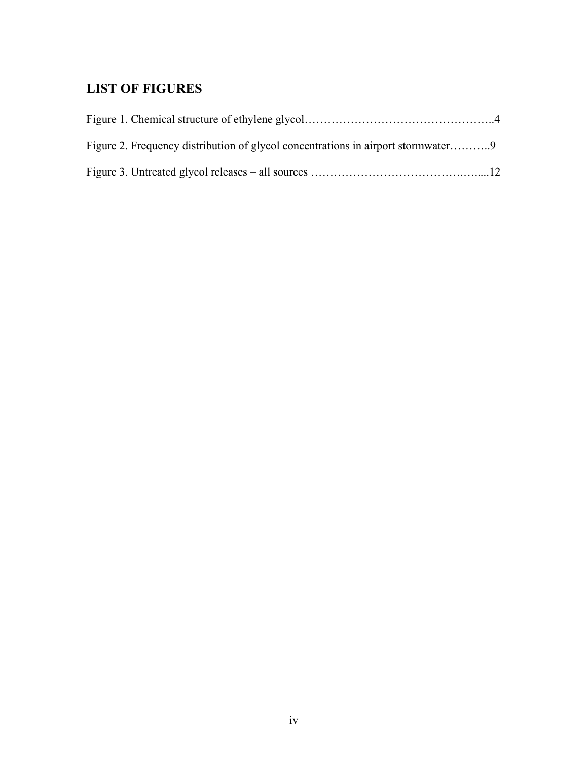## LIST OF FIGURES

Figure 1. Chemical structure of ethylene glycol…………………………………………..4

Figure 2. Frequency distribution of glycol concentrations in airport stormwater………..9

Figure 3. Untreated glycol releases – all sources ………………………………….…....12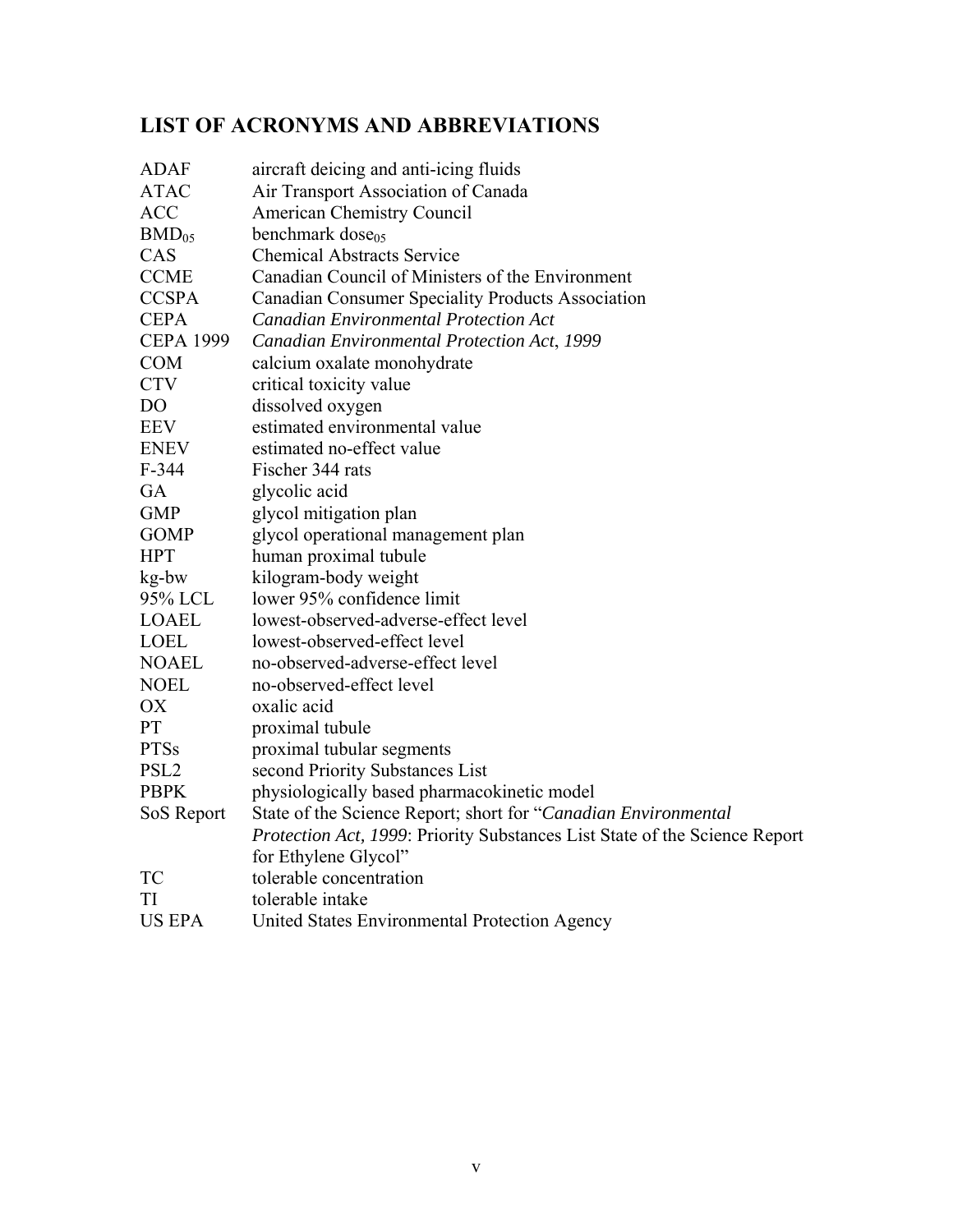## LIST OF ACRONYMS AND ABBREVIATIONS

| | |
|---|---|
| ADAF | aircraft deicing and anti-icing fluids |
| ATAC | Air Transport Association of Canada |
| ACC | American Chemistry Council |
| $BMD_{05}$ | benchmark $dose_{05}$ |
| CAS | Chemical Abstracts Service |
| CCME | Canadian Council of Ministers of the Environment |
| CCSPA | Canadian Consumer Speciality Products Association |
| CEPA | *Canadian Environmental Protection Act* |
| CEPA 1999 | *Canadian Environmental Protection Act, 1999* |
| COM | calcium oxalate monohydrate |
| CTV | critical toxicity value |
| DO | dissolved oxygen |
| EEV | estimated environmental value |
| ENEV | estimated no-effect value |
| F-344 | Fischer 344 rats |
| GA | glycolic acid |
| GMP | glycol mitigation plan |
| GOMP | glycol operational management plan |
| HPT | human proximal tubule |
| kg-bw | kilogram-body weight |
| 95% LCL | lower 95% confidence limit |
| LOAEL | lowest-observed-adverse-effect level |
| LOEL | lowest-observed-effect level |
| NOAEL | no-observed-adverse-effect level |
| NOEL | no-observed-effect level |
| OX | oxalic acid |
| PT | proximal tubule |
| PTSs | proximal tubular segments |
| PSL2 | second Priority Substances List |
| PBPK | physiologically based pharmacokinetic model |
| SoS Report | State of the Science Report; short for "*Canadian Environmental Protection Act, 1999*: Priority Substances List State of the Science Report for Ethylene Glycol" |
| TC | tolerable concentration |
| TI | tolerable intake |
| US EPA | United States Environmental Protection Agency |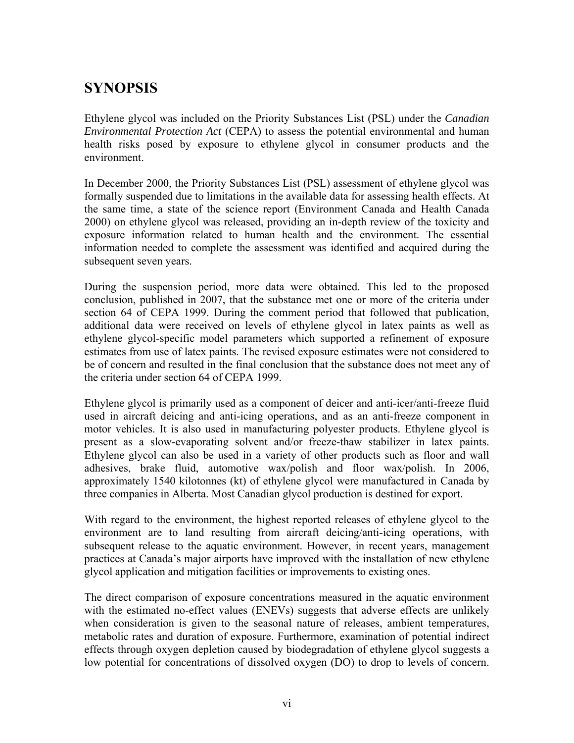# SYNOPSIS

Ethylene glycol was included on the Priority Substances List (PSL) under the *Canadian Environmental Protection Act* (CEPA) to assess the potential environmental and human health risks posed by exposure to ethylene glycol in consumer products and the environment.

In December 2000, the Priority Substances List (PSL) assessment of ethylene glycol was formally suspended due to limitations in the available data for assessing health effects. At the same time, a state of the science report (Environment Canada and Health Canada 2000) on ethylene glycol was released, providing an in-depth review of the toxicity and exposure information related to human health and the environment. The essential information needed to complete the assessment was identified and acquired during the subsequent seven years.

During the suspension period, more data were obtained. This led to the proposed conclusion, published in 2007, that the substance met one or more of the criteria under section 64 of CEPA 1999. During the comment period that followed that publication, additional data were received on levels of ethylene glycol in latex paints as well as ethylene glycol-specific model parameters which supported a refinement of exposure estimates from use of latex paints. The revised exposure estimates were not considered to be of concern and resulted in the final conclusion that the substance does not meet any of the criteria under section 64 of CEPA 1999.

Ethylene glycol is primarily used as a component of deicer and anti-icer/anti-freeze fluid used in aircraft deicing and anti-icing operations, and as an anti-freeze component in motor vehicles. It is also used in manufacturing polyester products. Ethylene glycol is present as a slow-evaporating solvent and/or freeze-thaw stabilizer in latex paints. Ethylene glycol can also be used in a variety of other products such as floor and wall adhesives, brake fluid, automotive wax/polish and floor wax/polish. In 2006, approximately 1540 kilotonnes (kt) of ethylene glycol were manufactured in Canada by three companies in Alberta. Most Canadian glycol production is destined for export.

With regard to the environment, the highest reported releases of ethylene glycol to the environment are to land resulting from aircraft deicing/anti-icing operations, with subsequent release to the aquatic environment. However, in recent years, management practices at Canada's major airports have improved with the installation of new ethylene glycol application and mitigation facilities or improvements to existing ones.

The direct comparison of exposure concentrations measured in the aquatic environment with the estimated no-effect values (ENEVs) suggests that adverse effects are unlikely when consideration is given to the seasonal nature of releases, ambient temperatures, metabolic rates and duration of exposure. Furthermore, examination of potential indirect effects through oxygen depletion caused by biodegradation of ethylene glycol suggests a low potential for concentrations of dissolved oxygen (DO) to drop to levels of concern.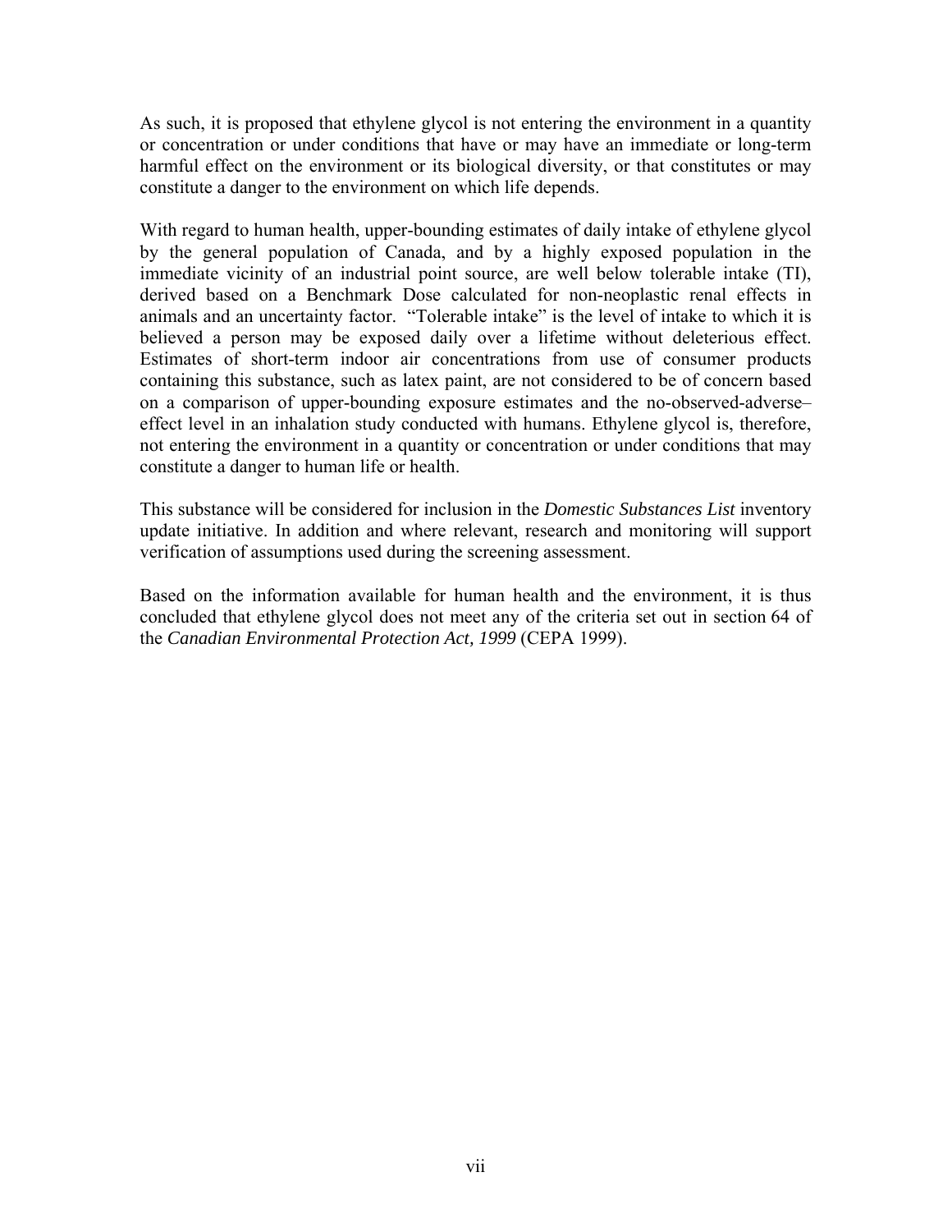As such, it is proposed that ethylene glycol is not entering the environment in a quantity or concentration or under conditions that have or may have an immediate or long-term harmful effect on the environment or its biological diversity, or that constitutes or may constitute a danger to the environment on which life depends.

With regard to human health, upper-bounding estimates of daily intake of ethylene glycol by the general population of Canada, and by a highly exposed population in the immediate vicinity of an industrial point source, are well below tolerable intake (TI), derived based on a Benchmark Dose calculated for non-neoplastic renal effects in animals and an uncertainty factor. "Tolerable intake" is the level of intake to which it is believed a person may be exposed daily over a lifetime without deleterious effect. Estimates of short-term indoor air concentrations from use of consumer products containing this substance, such as latex paint, are not considered to be of concern based on a comparison of upper-bounding exposure estimates and the no-observed-adverse–effect level in an inhalation study conducted with humans. Ethylene glycol is, therefore, not entering the environment in a quantity or concentration or under conditions that may constitute a danger to human life or health.

This substance will be considered for inclusion in the *Domestic Substances List* inventory update initiative. In addition and where relevant, research and monitoring will support verification of assumptions used during the screening assessment.

Based on the information available for human health and the environment, it is thus concluded that ethylene glycol does not meet any of the criteria set out in section 64 of the *Canadian Environmental Protection Act, 1999* (CEPA 1999).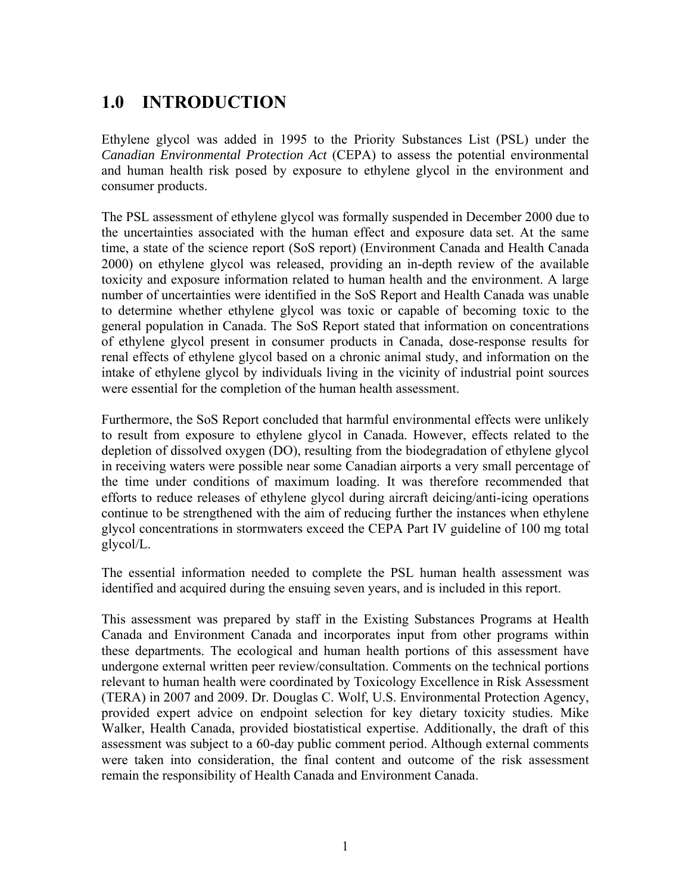# 1.0 INTRODUCTION

Ethylene glycol was added in 1995 to the Priority Substances List (PSL) under the *Canadian Environmental Protection Act* (CEPA) to assess the potential environmental and human health risk posed by exposure to ethylene glycol in the environment and consumer products.

The PSL assessment of ethylene glycol was formally suspended in December 2000 due to the uncertainties associated with the human effect and exposure data set. At the same time, a state of the science report (SoS report) (Environment Canada and Health Canada 2000) on ethylene glycol was released, providing an in-depth review of the available toxicity and exposure information related to human health and the environment. A large number of uncertainties were identified in the SoS Report and Health Canada was unable to determine whether ethylene glycol was toxic or capable of becoming toxic to the general population in Canada. The SoS Report stated that information on concentrations of ethylene glycol present in consumer products in Canada, dose-response results for renal effects of ethylene glycol based on a chronic animal study, and information on the intake of ethylene glycol by individuals living in the vicinity of industrial point sources were essential for the completion of the human health assessment.

Furthermore, the SoS Report concluded that harmful environmental effects were unlikely to result from exposure to ethylene glycol in Canada. However, effects related to the depletion of dissolved oxygen (DO), resulting from the biodegradation of ethylene glycol in receiving waters were possible near some Canadian airports a very small percentage of the time under conditions of maximum loading. It was therefore recommended that efforts to reduce releases of ethylene glycol during aircraft deicing/anti-icing operations continue to be strengthened with the aim of reducing further the instances when ethylene glycol concentrations in stormwaters exceed the CEPA Part IV guideline of 100 mg total glycol/L.

The essential information needed to complete the PSL human health assessment was identified and acquired during the ensuing seven years, and is included in this report.

This assessment was prepared by staff in the Existing Substances Programs at Health Canada and Environment Canada and incorporates input from other programs within these departments. The ecological and human health portions of this assessment have undergone external written peer review/consultation. Comments on the technical portions relevant to human health were coordinated by Toxicology Excellence in Risk Assessment (TERA) in 2007 and 2009. Dr. Douglas C. Wolf, U.S. Environmental Protection Agency, provided expert advice on endpoint selection for key dietary toxicity studies. Mike Walker, Health Canada, provided biostatistical expertise. Additionally, the draft of this assessment was subject to a 60-day public comment period. Although external comments were taken into consideration, the final content and outcome of the risk assessment remain the responsibility of Health Canada and Environment Canada.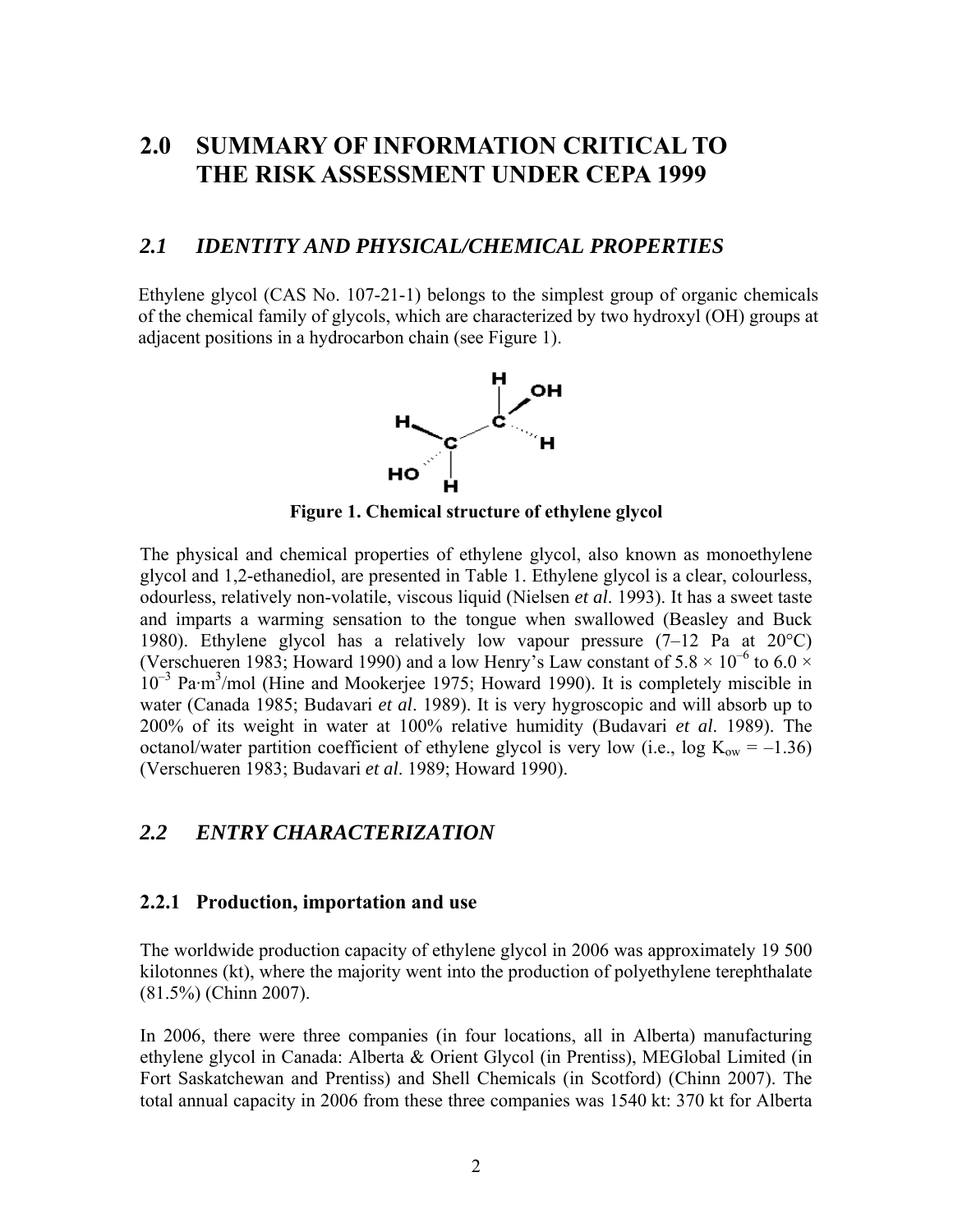# 2.0 SUMMARY OF INFORMATION CRITICAL TO THE RISK ASSESSMENT UNDER CEPA 1999

## *2.1 IDENTITY AND PHYSICAL/CHEMICAL PROPERTIES*

Ethylene glycol (CAS No. 107-21-1) belongs to the simplest group of organic chemicals of the chemical family of glycols, which are characterized by two hydroxyl (OH) groups at adjacent positions in a hydrocarbon chain (see Figure 1).

**Figure 1. Chemical structure of ethylene glycol**

The physical and chemical properties of ethylene glycol, also known as monoethylene glycol and 1,2-ethanediol, are presented in Table 1. Ethylene glycol is a clear, colourless, odourless, relatively non-volatile, viscous liquid (Nielsen *et al*. 1993). It has a sweet taste and imparts a warming sensation to the tongue when swallowed (Beasley and Buck 1980). Ethylene glycol has a relatively low vapour pressure (7–12 Pa at 20°C) (Verschueren 1983; Howard 1990) and a low Henry's Law constant of $5.8 \times 10^{-6}$ to $6.0 \times 10^{-3}$ Pa·m$^3$/mol (Hine and Mookerjee 1975; Howard 1990). It is completely miscible in water (Canada 1985; Budavari *et al*. 1989). It is very hygroscopic and will absorb up to 200% of its weight in water at 100% relative humidity (Budavari *et al*. 1989). The octanol/water partition coefficient of ethylene glycol is very low (i.e., log $K_{ow}$ = –1.36) (Verschueren 1983; Budavari *et al*. 1989; Howard 1990).

## *2.2 ENTRY CHARACTERIZATION*

### 2.2.1 Production, importation and use

The worldwide production capacity of ethylene glycol in 2006 was approximately 19 500 kilotonnes (kt), where the majority went into the production of polyethylene terephthalate (81.5%) (Chinn 2007).

In 2006, there were three companies (in four locations, all in Alberta) manufacturing ethylene glycol in Canada: Alberta & Orient Glycol (in Prentiss), MEGlobal Limited (in Fort Saskatchewan and Prentiss) and Shell Chemicals (in Scotford) (Chinn 2007). The total annual capacity in 2006 from these three companies was 1540 kt: 370 kt for Alberta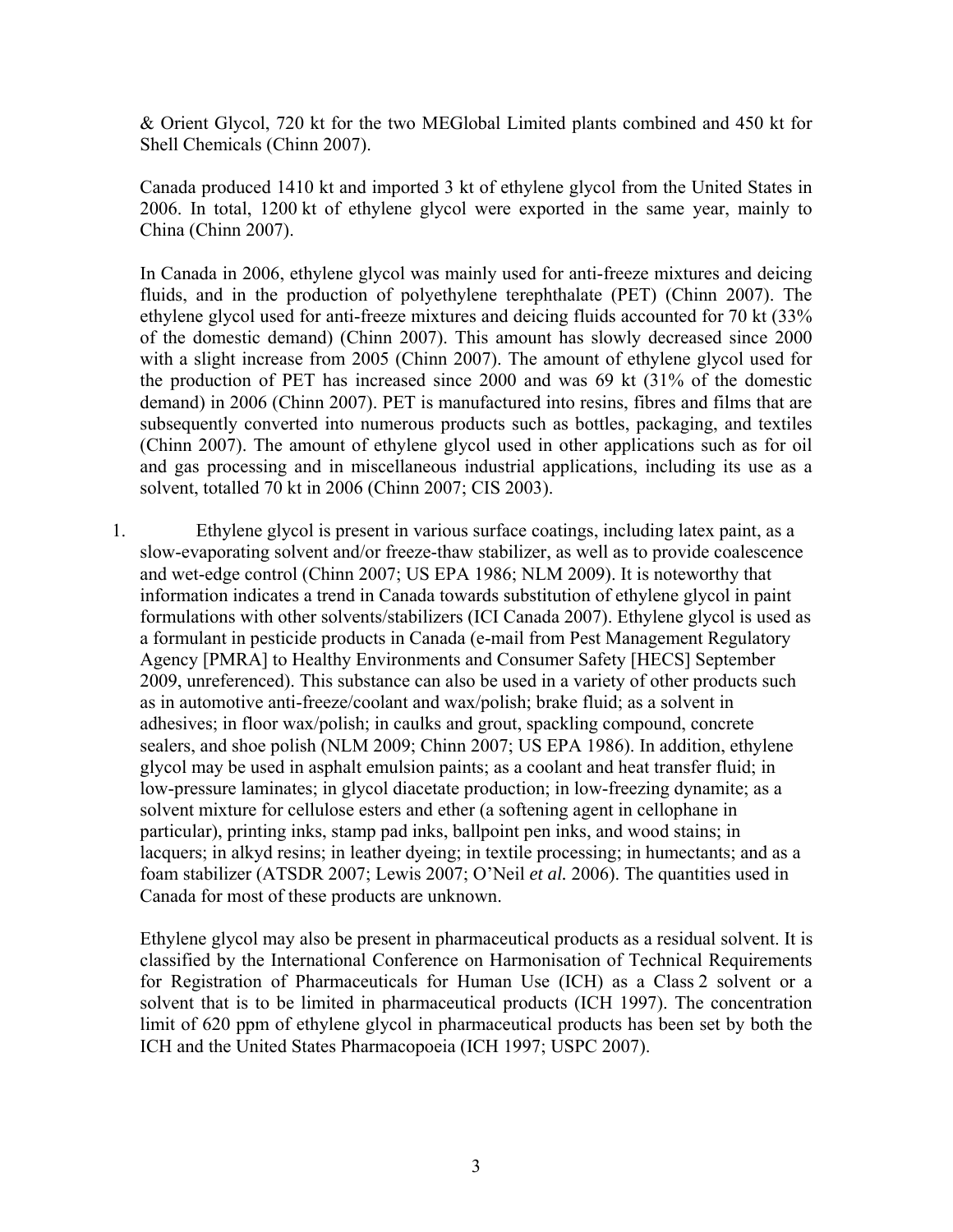& Orient Glycol, 720 kt for the two MEGlobal Limited plants combined and 450 kt for Shell Chemicals (Chinn 2007).

Canada produced 1410 kt and imported 3 kt of ethylene glycol from the United States in 2006. In total, 1200 kt of ethylene glycol were exported in the same year, mainly to China (Chinn 2007).

In Canada in 2006, ethylene glycol was mainly used for anti-freeze mixtures and deicing fluids, and in the production of polyethylene terephthalate (PET) (Chinn 2007). The ethylene glycol used for anti-freeze mixtures and deicing fluids accounted for 70 kt (33% of the domestic demand) (Chinn 2007). This amount has slowly decreased since 2000 with a slight increase from 2005 (Chinn 2007). The amount of ethylene glycol used for the production of PET has increased since 2000 and was 69 kt (31% of the domestic demand) in 2006 (Chinn 2007). PET is manufactured into resins, fibres and films that are subsequently converted into numerous products such as bottles, packaging, and textiles (Chinn 2007). The amount of ethylene glycol used in other applications such as for oil and gas processing and in miscellaneous industrial applications, including its use as a solvent, totalled 70 kt in 2006 (Chinn 2007; CIS 2003).

1. Ethylene glycol is present in various surface coatings, including latex paint, as a slow-evaporating solvent and/or freeze-thaw stabilizer, as well as to provide coalescence and wet-edge control (Chinn 2007; US EPA 1986; NLM 2009). It is noteworthy that information indicates a trend in Canada towards substitution of ethylene glycol in paint formulations with other solvents/stabilizers (ICI Canada 2007). Ethylene glycol is used as a formulant in pesticide products in Canada (e-mail from Pest Management Regulatory Agency [PMRA] to Healthy Environments and Consumer Safety [HECS] September 2009, unreferenced). This substance can also be used in a variety of other products such as in automotive anti-freeze/coolant and wax/polish; brake fluid; as a solvent in adhesives; in floor wax/polish; in caulks and grout, spackling compound, concrete sealers, and shoe polish (NLM 2009; Chinn 2007; US EPA 1986). In addition, ethylene glycol may be used in asphalt emulsion paints; as a coolant and heat transfer fluid; in low-pressure laminates; in glycol diacetate production; in low-freezing dynamite; as a solvent mixture for cellulose esters and ether (a softening agent in cellophane in particular), printing inks, stamp pad inks, ballpoint pen inks, and wood stains; in lacquers; in alkyd resins; in leather dyeing; in textile processing; in humectants; and as a foam stabilizer (ATSDR 2007; Lewis 2007; O'Neil *et al.* 2006). The quantities used in Canada for most of these products are unknown.

Ethylene glycol may also be present in pharmaceutical products as a residual solvent. It is classified by the International Conference on Harmonisation of Technical Requirements for Registration of Pharmaceuticals for Human Use (ICH) as a Class 2 solvent or a solvent that is to be limited in pharmaceutical products (ICH 1997). The concentration limit of 620 ppm of ethylene glycol in pharmaceutical products has been set by both the ICH and the United States Pharmacopoeia (ICH 1997; USPC 2007).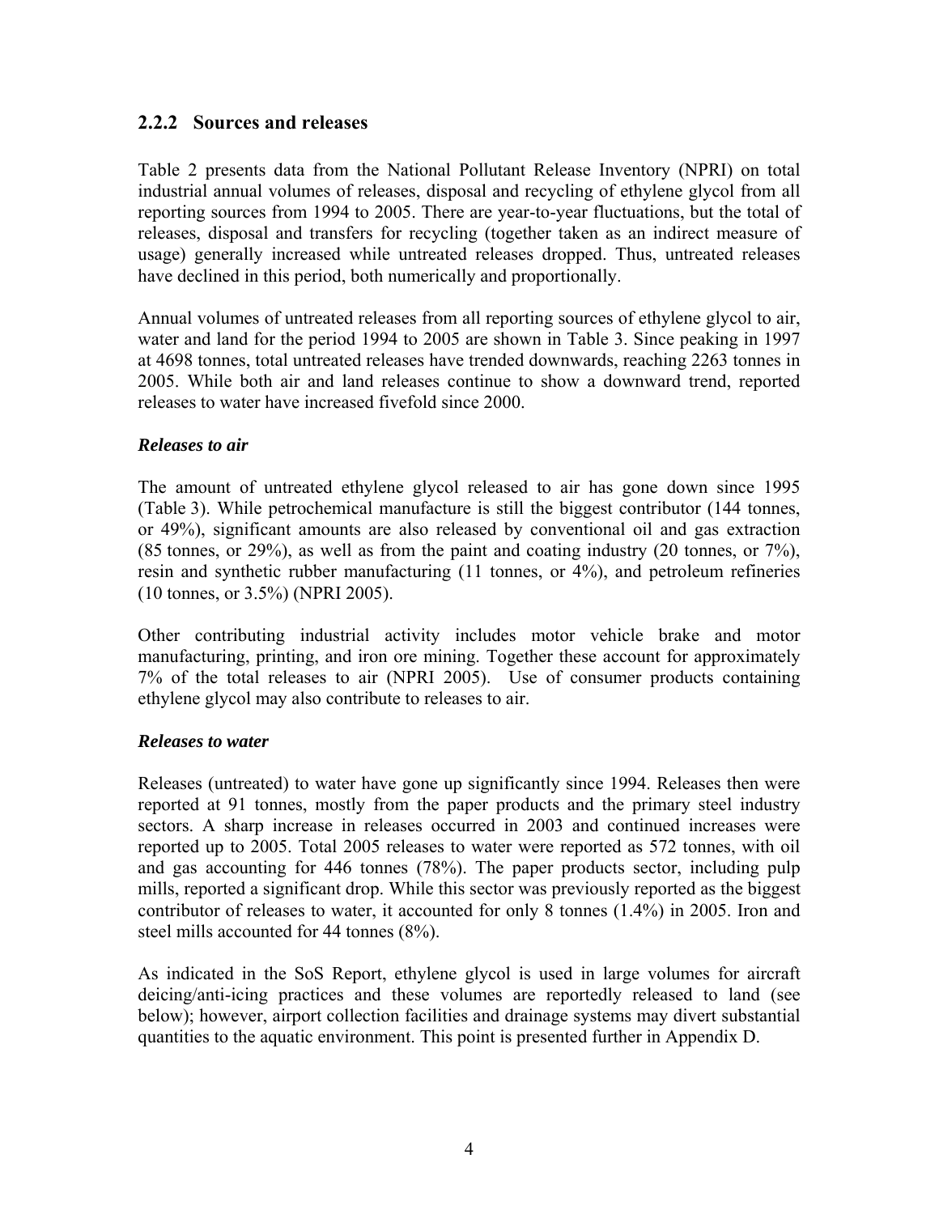### 2.2.2 Sources and releases

Table 2 presents data from the National Pollutant Release Inventory (NPRI) on total industrial annual volumes of releases, disposal and recycling of ethylene glycol from all reporting sources from 1994 to 2005. There are year-to-year fluctuations, but the total of releases, disposal and transfers for recycling (together taken as an indirect measure of usage) generally increased while untreated releases dropped. Thus, untreated releases have declined in this period, both numerically and proportionally.

Annual volumes of untreated releases from all reporting sources of ethylene glycol to air, water and land for the period 1994 to 2005 are shown in Table 3. Since peaking in 1997 at 4698 tonnes, total untreated releases have trended downwards, reaching 2263 tonnes in 2005. While both air and land releases continue to show a downward trend, reported releases to water have increased fivefold since 2000.

***Releases to air***

The amount of untreated ethylene glycol released to air has gone down since 1995 (Table 3). While petrochemical manufacture is still the biggest contributor (144 tonnes, or 49%), significant amounts are also released by conventional oil and gas extraction (85 tonnes, or 29%), as well as from the paint and coating industry (20 tonnes, or 7%), resin and synthetic rubber manufacturing (11 tonnes, or 4%), and petroleum refineries (10 tonnes, or 3.5%) (NPRI 2005).

Other contributing industrial activity includes motor vehicle brake and motor manufacturing, printing, and iron ore mining. Together these account for approximately 7% of the total releases to air (NPRI 2005). Use of consumer products containing ethylene glycol may also contribute to releases to air.

***Releases to water***

Releases (untreated) to water have gone up significantly since 1994. Releases then were reported at 91 tonnes, mostly from the paper products and the primary steel industry sectors. A sharp increase in releases occurred in 2003 and continued increases were reported up to 2005. Total 2005 releases to water were reported as 572 tonnes, with oil and gas accounting for 446 tonnes (78%). The paper products sector, including pulp mills, reported a significant drop. While this sector was previously reported as the biggest contributor of releases to water, it accounted for only 8 tonnes (1.4%) in 2005. Iron and steel mills accounted for 44 tonnes (8%).

As indicated in the SoS Report, ethylene glycol is used in large volumes for aircraft deicing/anti-icing practices and these volumes are reportedly released to land (see below); however, airport collection facilities and drainage systems may divert substantial quantities to the aquatic environment. This point is presented further in Appendix D.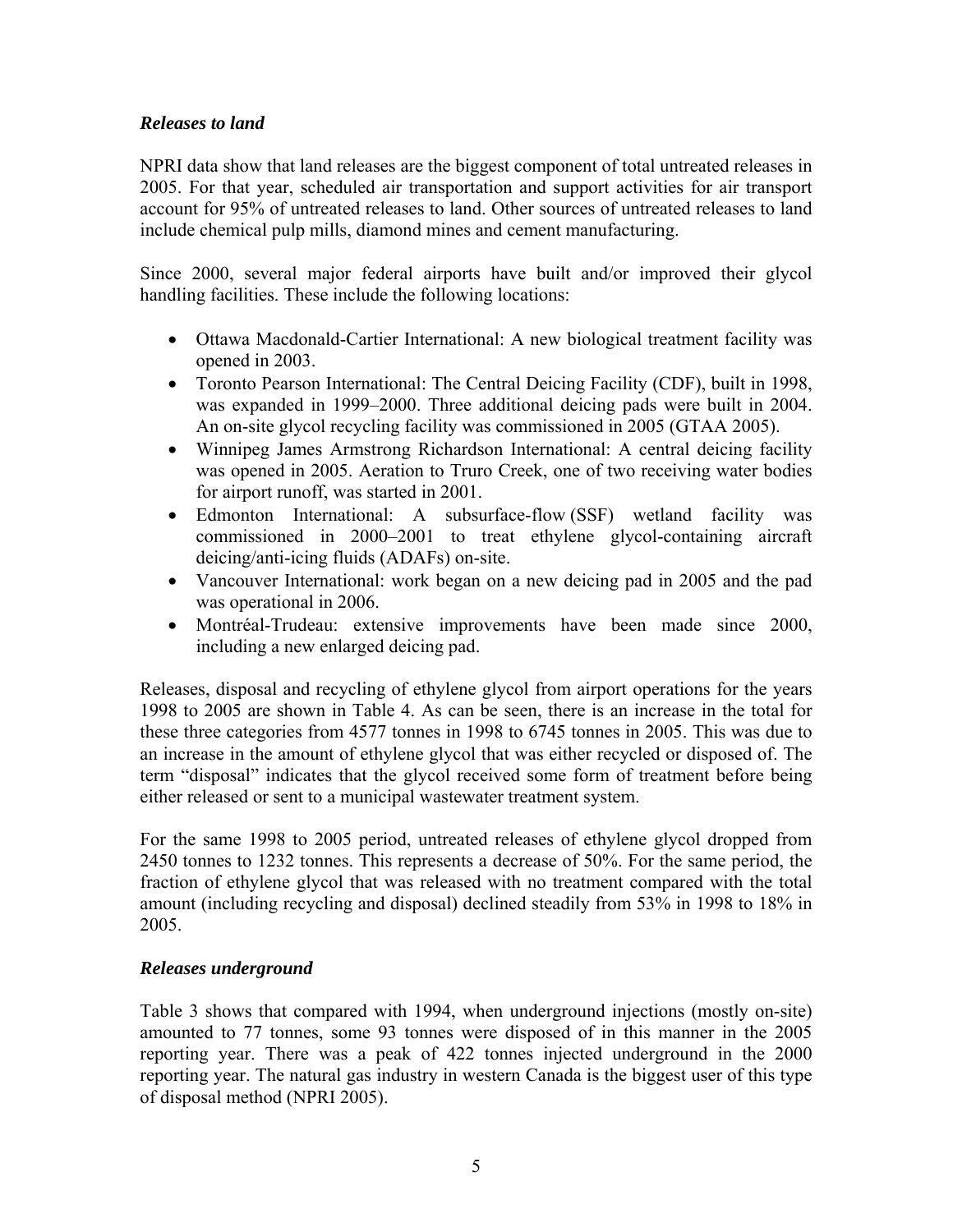### *Releases to land*

NPRI data show that land releases are the biggest component of total untreated releases in 2005. For that year, scheduled air transportation and support activities for air transport account for 95% of untreated releases to land. Other sources of untreated releases to land include chemical pulp mills, diamond mines and cement manufacturing.

Since 2000, several major federal airports have built and/or improved their glycol handling facilities. These include the following locations:

- Ottawa Macdonald-Cartier International: A new biological treatment facility was opened in 2003.
- Toronto Pearson International: The Central Deicing Facility (CDF), built in 1998, was expanded in 1999–2000. Three additional deicing pads were built in 2004. An on-site glycol recycling facility was commissioned in 2005 (GTAA 2005).
- Winnipeg James Armstrong Richardson International: A central deicing facility was opened in 2005. Aeration to Truro Creek, one of two receiving water bodies for airport runoff, was started in 2001.
- Edmonton International: A subsurface-flow (SSF) wetland facility was commissioned in 2000–2001 to treat ethylene glycol-containing aircraft deicing/anti-icing fluids (ADAFs) on-site.
- Vancouver International: work began on a new deicing pad in 2005 and the pad was operational in 2006.
- Montréal-Trudeau: extensive improvements have been made since 2000, including a new enlarged deicing pad.

Releases, disposal and recycling of ethylene glycol from airport operations for the years 1998 to 2005 are shown in Table 4. As can be seen, there is an increase in the total for these three categories from 4577 tonnes in 1998 to 6745 tonnes in 2005. This was due to an increase in the amount of ethylene glycol that was either recycled or disposed of. The term "disposal" indicates that the glycol received some form of treatment before being either released or sent to a municipal wastewater treatment system.

For the same 1998 to 2005 period, untreated releases of ethylene glycol dropped from 2450 tonnes to 1232 tonnes. This represents a decrease of 50%. For the same period, the fraction of ethylene glycol that was released with no treatment compared with the total amount (including recycling and disposal) declined steadily from 53% in 1998 to 18% in 2005.

### *Releases underground*

Table 3 shows that compared with 1994, when underground injections (mostly on-site) amounted to 77 tonnes, some 93 tonnes were disposed of in this manner in the 2005 reporting year. There was a peak of 422 tonnes injected underground in the 2000 reporting year. The natural gas industry in western Canada is the biggest user of this type of disposal method (NPRI 2005).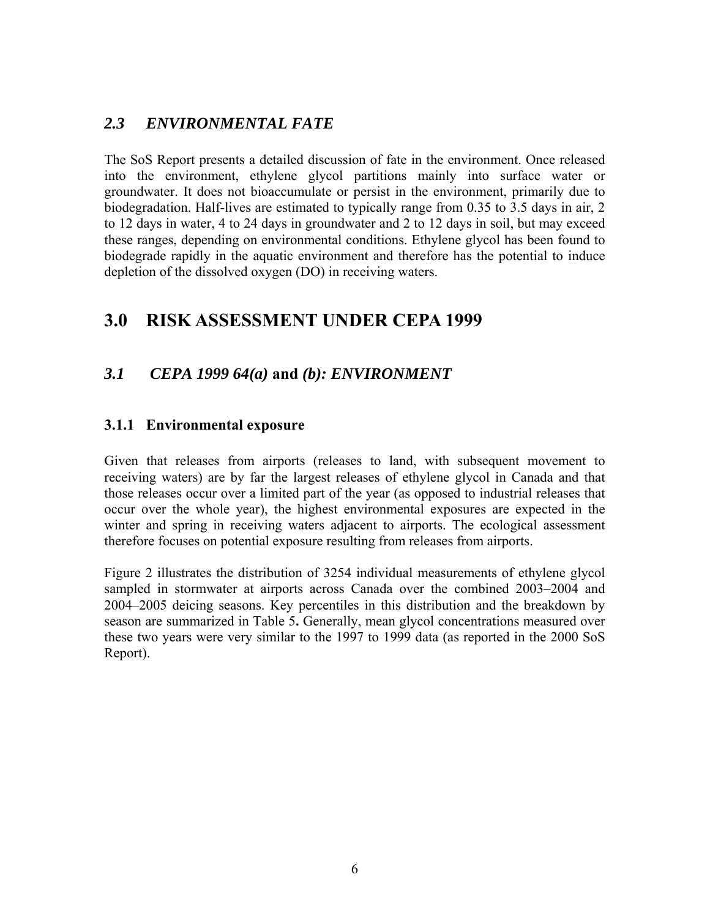## *2.3 ENVIRONMENTAL FATE*

The SoS Report presents a detailed discussion of fate in the environment. Once released into the environment, ethylene glycol partitions mainly into surface water or groundwater. It does not bioaccumulate or persist in the environment, primarily due to biodegradation. Half-lives are estimated to typically range from 0.35 to 3.5 days in air, 2 to 12 days in water, 4 to 24 days in groundwater and 2 to 12 days in soil, but may exceed these ranges, depending on environmental conditions. Ethylene glycol has been found to biodegrade rapidly in the aquatic environment and therefore has the potential to induce depletion of the dissolved oxygen (DO) in receiving waters.

# 3.0 RISK ASSESSMENT UNDER CEPA 1999

## *3.1 CEPA 1999 64(a)* and *(b): ENVIRONMENT*

### 3.1.1 Environmental exposure

Given that releases from airports (releases to land, with subsequent movement to receiving waters) are by far the largest releases of ethylene glycol in Canada and that those releases occur over a limited part of the year (as opposed to industrial releases that occur over the whole year), the highest environmental exposures are expected in the winter and spring in receiving waters adjacent to airports. The ecological assessment therefore focuses on potential exposure resulting from releases from airports.

Figure 2 illustrates the distribution of 3254 individual measurements of ethylene glycol sampled in stormwater at airports across Canada over the combined 2003–2004 and 2004–2005 deicing seasons. Key percentiles in this distribution and the breakdown by season are summarized in Table 5**.** Generally, mean glycol concentrations measured over these two years were very similar to the 1997 to 1999 data (as reported in the 2000 SoS Report).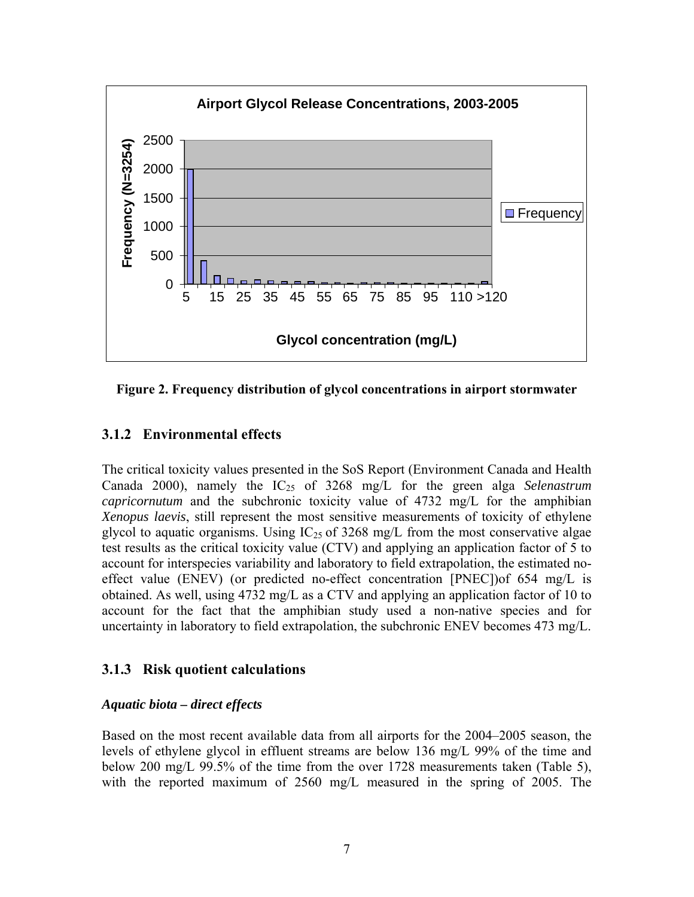Figure 2. Frequency distribution of glycol concentrations in airport stormwater

### 3.1.2 Environmental effects

The critical toxicity values presented in the SoS Report (Environment Canada and Health Canada 2000), namely the $IC_{25}$ of 3268 mg/L for the green alga *Selenastrum capricornutum* and the subchronic toxicity value of 4732 mg/L for the amphibian *Xenopus laevis*, still represent the most sensitive measurements of toxicity of ethylene glycol to aquatic organisms. Using $IC_{25}$ of 3268 mg/L from the most conservative algae test results as the critical toxicity value (CTV) and applying an application factor of 5 to account for interspecies variability and laboratory to field extrapolation, the estimated no-effect value (ENEV) (or predicted no-effect concentration [PNEC])of 654 mg/L is obtained. As well, using 4732 mg/L as a CTV and applying an application factor of 10 to account for the fact that the amphibian study used a non-native species and for uncertainty in laboratory to field extrapolation, the subchronic ENEV becomes 473 mg/L.

### 3.1.3 Risk quotient calculations

***Aquatic biota – direct effects***

Based on the most recent available data from all airports for the 2004–2005 season, the levels of ethylene glycol in effluent streams are below 136 mg/L 99% of the time and below 200 mg/L 99.5% of the time from the over 1728 measurements taken (Table 5), with the reported maximum of 2560 mg/L measured in the spring of 2005. The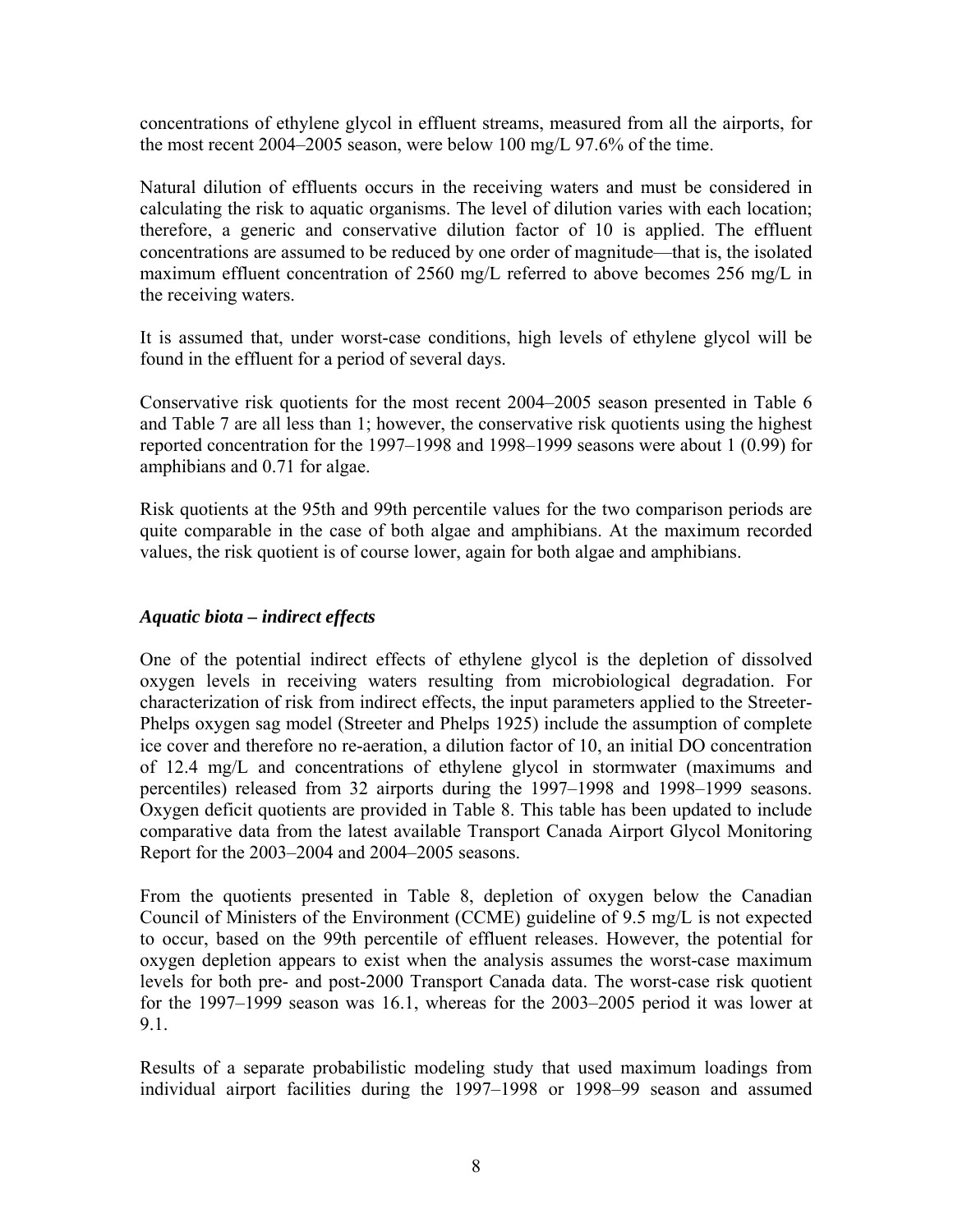concentrations of ethylene glycol in effluent streams, measured from all the airports, for the most recent 2004–2005 season, were below 100 mg/L 97.6% of the time.

Natural dilution of effluents occurs in the receiving waters and must be considered in calculating the risk to aquatic organisms. The level of dilution varies with each location; therefore, a generic and conservative dilution factor of 10 is applied. The effluent concentrations are assumed to be reduced by one order of magnitude—that is, the isolated maximum effluent concentration of 2560 mg/L referred to above becomes 256 mg/L in the receiving waters.

It is assumed that, under worst-case conditions, high levels of ethylene glycol will be found in the effluent for a period of several days.

Conservative risk quotients for the most recent 2004–2005 season presented in Table 6 and Table 7 are all less than 1; however, the conservative risk quotients using the highest reported concentration for the 1997–1998 and 1998–1999 seasons were about 1 (0.99) for amphibians and 0.71 for algae.

Risk quotients at the 95th and 99th percentile values for the two comparison periods are quite comparable in the case of both algae and amphibians. At the maximum recorded values, the risk quotient is of course lower, again for both algae and amphibians.

### *Aquatic biota – indirect effects*

One of the potential indirect effects of ethylene glycol is the depletion of dissolved oxygen levels in receiving waters resulting from microbiological degradation. For characterization of risk from indirect effects, the input parameters applied to the Streeter-Phelps oxygen sag model (Streeter and Phelps 1925) include the assumption of complete ice cover and therefore no re-aeration, a dilution factor of 10, an initial DO concentration of 12.4 mg/L and concentrations of ethylene glycol in stormwater (maximums and percentiles) released from 32 airports during the 1997–1998 and 1998–1999 seasons. Oxygen deficit quotients are provided in Table 8. This table has been updated to include comparative data from the latest available Transport Canada Airport Glycol Monitoring Report for the 2003–2004 and 2004–2005 seasons.

From the quotients presented in Table 8, depletion of oxygen below the Canadian Council of Ministers of the Environment (CCME) guideline of 9.5 mg/L is not expected to occur, based on the 99th percentile of effluent releases. However, the potential for oxygen depletion appears to exist when the analysis assumes the worst-case maximum levels for both pre- and post-2000 Transport Canada data. The worst-case risk quotient for the 1997–1999 season was 16.1, whereas for the 2003–2005 period it was lower at 9.1.

Results of a separate probabilistic modeling study that used maximum loadings from individual airport facilities during the 1997–1998 or 1998–99 season and assumed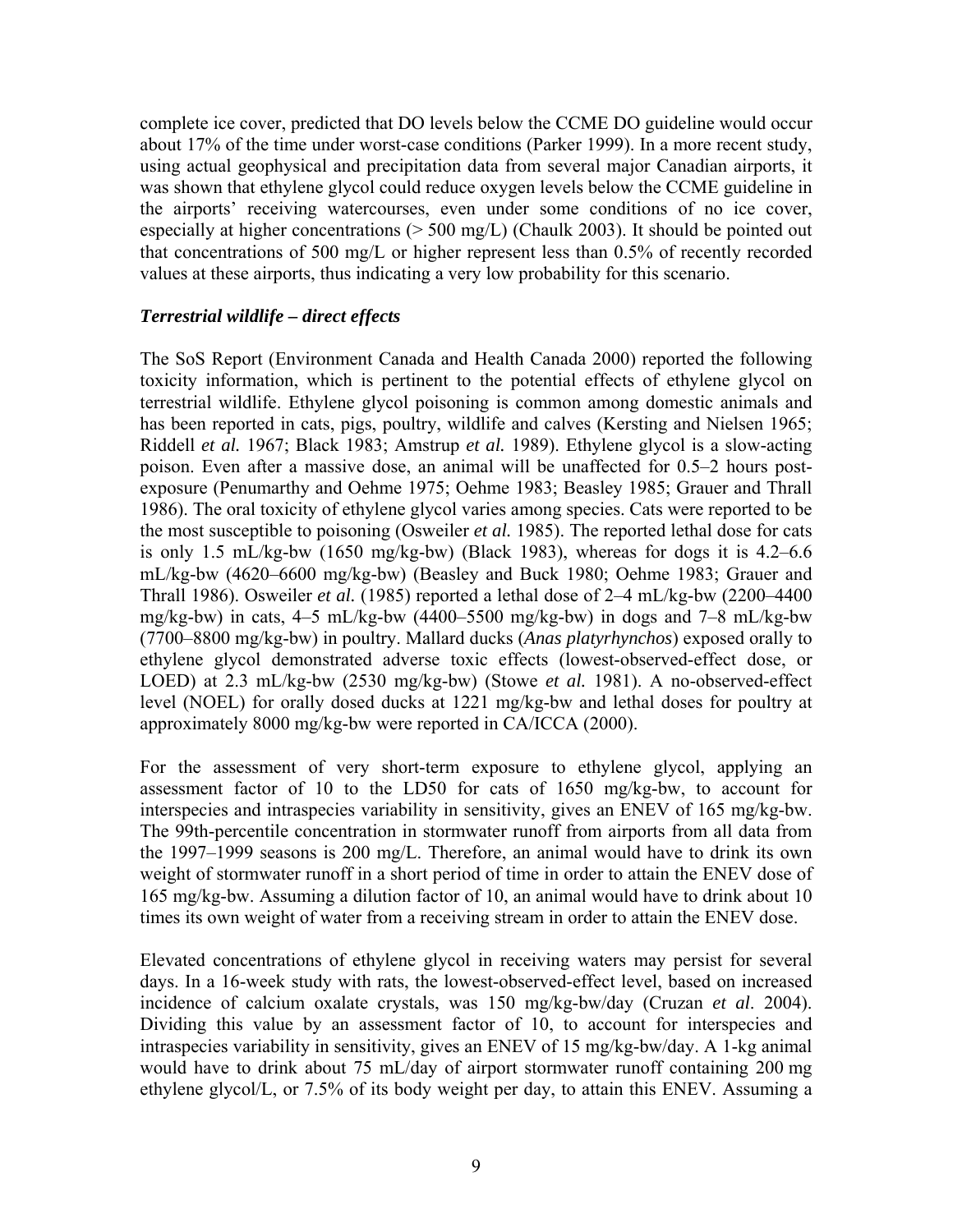complete ice cover, predicted that DO levels below the CCME DO guideline would occur about 17% of the time under worst-case conditions (Parker 1999). In a more recent study, using actual geophysical and precipitation data from several major Canadian airports, it was shown that ethylene glycol could reduce oxygen levels below the CCME guideline in the airports' receiving watercourses, even under some conditions of no ice cover, especially at higher concentrations (> 500 mg/L) (Chaulk 2003). It should be pointed out that concentrations of 500 mg/L or higher represent less than 0.5% of recently recorded values at these airports, thus indicating a very low probability for this scenario.

### *Terrestrial wildlife – direct effects*

The SoS Report (Environment Canada and Health Canada 2000) reported the following toxicity information, which is pertinent to the potential effects of ethylene glycol on terrestrial wildlife. Ethylene glycol poisoning is common among domestic animals and has been reported in cats, pigs, poultry, wildlife and calves (Kersting and Nielsen 1965; Riddell *et al.* 1967; Black 1983; Amstrup *et al.* 1989). Ethylene glycol is a slow-acting poison. Even after a massive dose, an animal will be unaffected for 0.5–2 hours post-exposure (Penumarthy and Oehme 1975; Oehme 1983; Beasley 1985; Grauer and Thrall 1986). The oral toxicity of ethylene glycol varies among species. Cats were reported to be the most susceptible to poisoning (Osweiler *et al.* 1985). The reported lethal dose for cats is only 1.5 mL/kg-bw (1650 mg/kg-bw) (Black 1983), whereas for dogs it is 4.2–6.6 mL/kg-bw (4620–6600 mg/kg-bw) (Beasley and Buck 1980; Oehme 1983; Grauer and Thrall 1986). Osweiler *et al.* (1985) reported a lethal dose of 2–4 mL/kg-bw (2200–4400 mg/kg-bw) in cats, 4–5 mL/kg-bw (4400–5500 mg/kg-bw) in dogs and 7–8 mL/kg-bw (7700–8800 mg/kg-bw) in poultry. Mallard ducks (*Anas platyrhynchos*) exposed orally to ethylene glycol demonstrated adverse toxic effects (lowest-observed-effect dose, or LOED) at 2.3 mL/kg-bw (2530 mg/kg-bw) (Stowe *et al.* 1981). A no-observed-effect level (NOEL) for orally dosed ducks at 1221 mg/kg-bw and lethal doses for poultry at approximately 8000 mg/kg-bw were reported in CA/ICCA (2000).

For the assessment of very short-term exposure to ethylene glycol, applying an assessment factor of 10 to the LD50 for cats of 1650 mg/kg-bw, to account for interspecies and intraspecies variability in sensitivity, gives an ENEV of 165 mg/kg-bw. The 99th-percentile concentration in stormwater runoff from airports from all data from the 1997–1999 seasons is 200 mg/L. Therefore, an animal would have to drink its own weight of stormwater runoff in a short period of time in order to attain the ENEV dose of 165 mg/kg-bw. Assuming a dilution factor of 10, an animal would have to drink about 10 times its own weight of water from a receiving stream in order to attain the ENEV dose.

Elevated concentrations of ethylene glycol in receiving waters may persist for several days. In a 16-week study with rats, the lowest-observed-effect level, based on increased incidence of calcium oxalate crystals, was 150 mg/kg-bw/day (Cruzan *et al*. 2004). Dividing this value by an assessment factor of 10, to account for interspecies and intraspecies variability in sensitivity, gives an ENEV of 15 mg/kg-bw/day. A 1-kg animal would have to drink about 75 mL/day of airport stormwater runoff containing 200 mg ethylene glycol/L, or 7.5% of its body weight per day, to attain this ENEV. Assuming a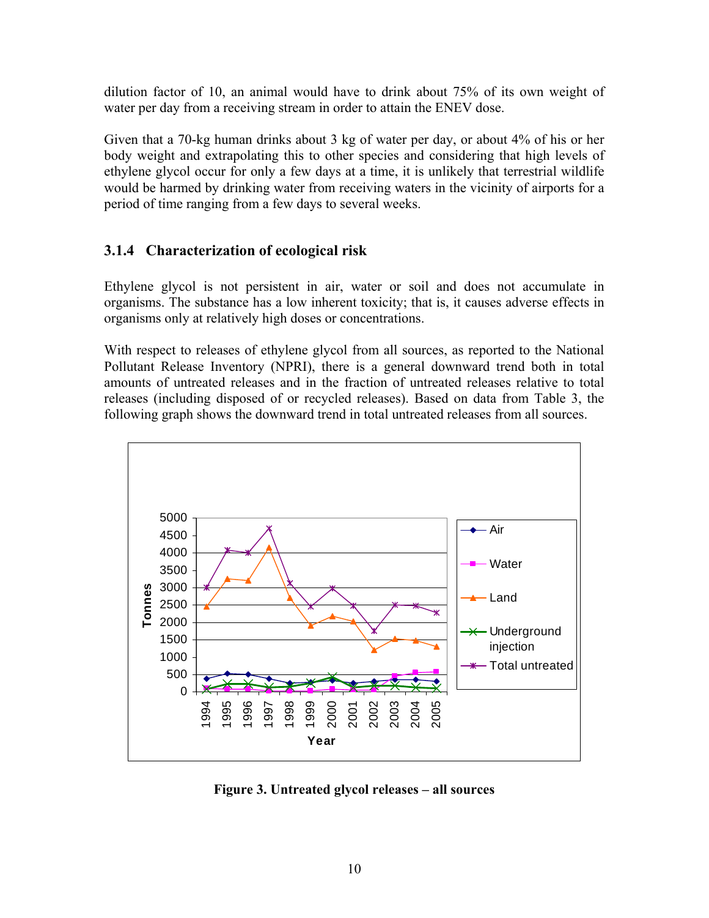dilution factor of 10, an animal would have to drink about 75% of its own weight of water per day from a receiving stream in order to attain the ENEV dose.

Given that a 70-kg human drinks about 3 kg of water per day, or about 4% of his or her body weight and extrapolating this to other species and considering that high levels of ethylene glycol occur for only a few days at a time, it is unlikely that terrestrial wildlife would be harmed by drinking water from receiving waters in the vicinity of airports for a period of time ranging from a few days to several weeks.

### 3.1.4 Characterization of ecological risk

Ethylene glycol is not persistent in air, water or soil and does not accumulate in organisms. The substance has a low inherent toxicity; that is, it causes adverse effects in organisms only at relatively high doses or concentrations.

With respect to releases of ethylene glycol from all sources, as reported to the National Pollutant Release Inventory (NPRI), there is a general downward trend both in total amounts of untreated releases and in the fraction of untreated releases relative to total releases (including disposed of or recycled releases). Based on data from Table 3, the following graph shows the downward trend in total untreated releases from all sources.

**Figure 3. Untreated glycol releases – all sources**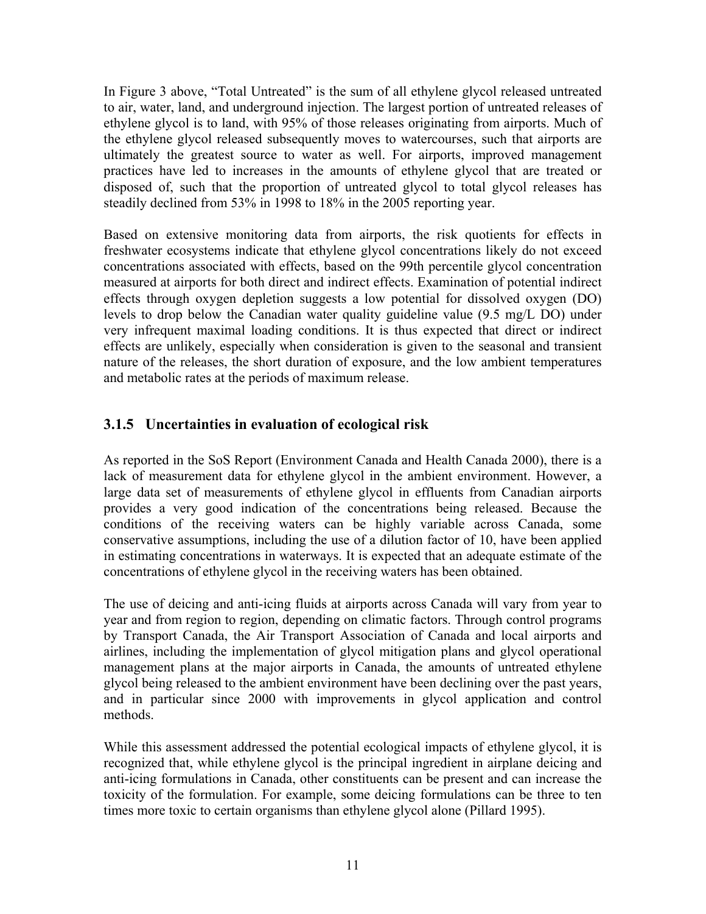In Figure 3 above, “Total Untreated” is the sum of all ethylene glycol released untreated to air, water, land, and underground injection. The largest portion of untreated releases of ethylene glycol is to land, with 95% of those releases originating from airports. Much of the ethylene glycol released subsequently moves to watercourses, such that airports are ultimately the greatest source to water as well. For airports, improved management practices have led to increases in the amounts of ethylene glycol that are treated or disposed of, such that the proportion of untreated glycol to total glycol releases has steadily declined from 53% in 1998 to 18% in the 2005 reporting year.

Based on extensive monitoring data from airports, the risk quotients for effects in freshwater ecosystems indicate that ethylene glycol concentrations likely do not exceed concentrations associated with effects, based on the 99th percentile glycol concentration measured at airports for both direct and indirect effects. Examination of potential indirect effects through oxygen depletion suggests a low potential for dissolved oxygen (DO) levels to drop below the Canadian water quality guideline value (9.5 mg/L DO) under very infrequent maximal loading conditions. It is thus expected that direct or indirect effects are unlikely, especially when consideration is given to the seasonal and transient nature of the releases, the short duration of exposure, and the low ambient temperatures and metabolic rates at the periods of maximum release.

### 3.1.5 Uncertainties in evaluation of ecological risk

As reported in the SoS Report (Environment Canada and Health Canada 2000), there is a lack of measurement data for ethylene glycol in the ambient environment. However, a large data set of measurements of ethylene glycol in effluents from Canadian airports provides a very good indication of the concentrations being released. Because the conditions of the receiving waters can be highly variable across Canada, some conservative assumptions, including the use of a dilution factor of 10, have been applied in estimating concentrations in waterways. It is expected that an adequate estimate of the concentrations of ethylene glycol in the receiving waters has been obtained.

The use of deicing and anti-icing fluids at airports across Canada will vary from year to year and from region to region, depending on climatic factors. Through control programs by Transport Canada, the Air Transport Association of Canada and local airports and airlines, including the implementation of glycol mitigation plans and glycol operational management plans at the major airports in Canada, the amounts of untreated ethylene glycol being released to the ambient environment have been declining over the past years, and in particular since 2000 with improvements in glycol application and control methods.

While this assessment addressed the potential ecological impacts of ethylene glycol, it is recognized that, while ethylene glycol is the principal ingredient in airplane deicing and anti-icing formulations in Canada, other constituents can be present and can increase the toxicity of the formulation. For example, some deicing formulations can be three to ten times more toxic to certain organisms than ethylene glycol alone (Pillard 1995).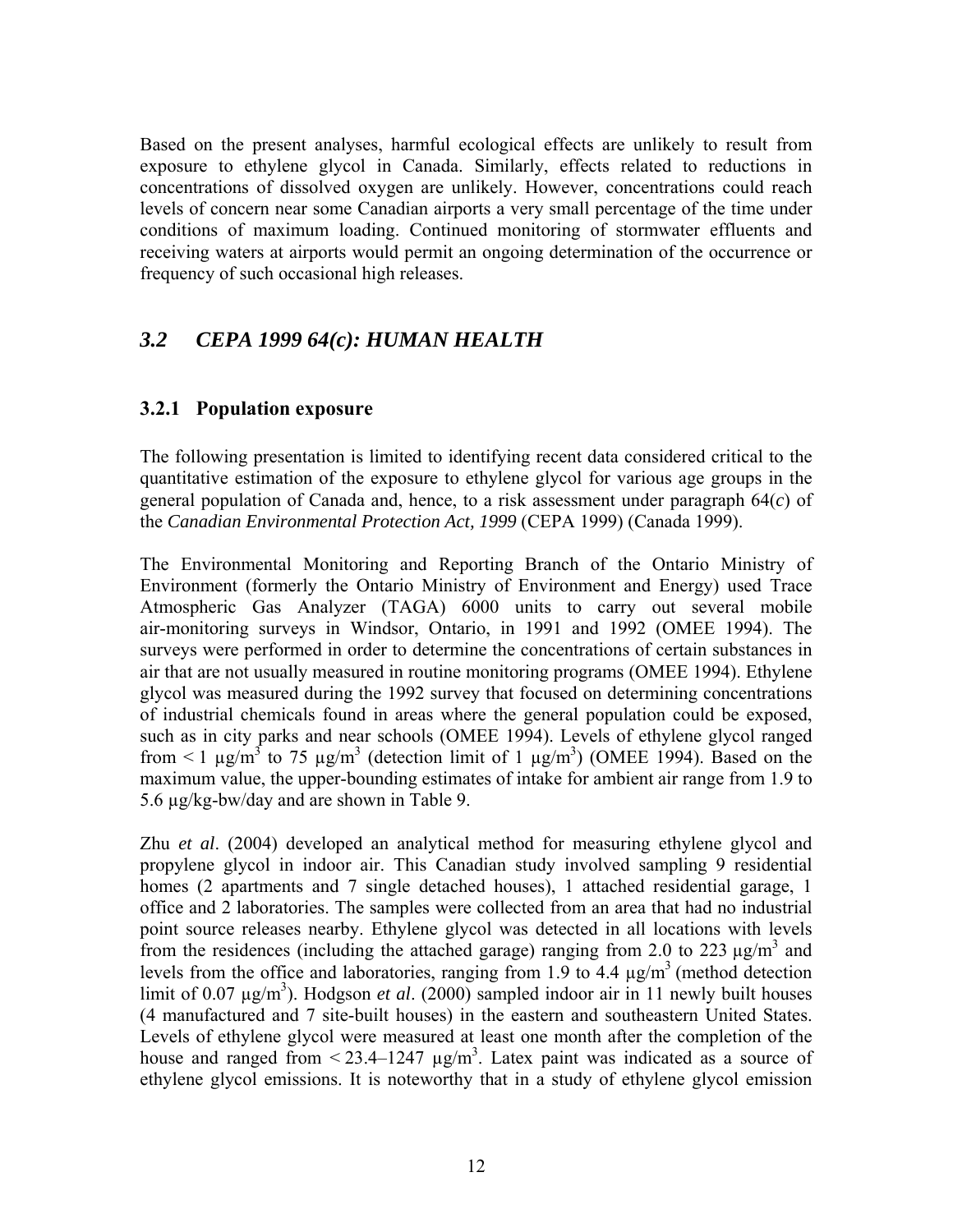Based on the present analyses, harmful ecological effects are unlikely to result from exposure to ethylene glycol in Canada. Similarly, effects related to reductions in concentrations of dissolved oxygen are unlikely. However, concentrations could reach levels of concern near some Canadian airports a very small percentage of the time under conditions of maximum loading. Continued monitoring of stormwater effluents and receiving waters at airports would permit an ongoing determination of the occurrence or frequency of such occasional high releases.

## *3.2 CEPA 1999 64(c): HUMAN HEALTH*

### 3.2.1 Population exposure

The following presentation is limited to identifying recent data considered critical to the quantitative estimation of the exposure to ethylene glycol for various age groups in the general population of Canada and, hence, to a risk assessment under paragraph 64(*c*) of the *Canadian Environmental Protection Act, 1999* (CEPA 1999) (Canada 1999).

The Environmental Monitoring and Reporting Branch of the Ontario Ministry of Environment (formerly the Ontario Ministry of Environment and Energy) used Trace Atmospheric Gas Analyzer (TAGA) 6000 units to carry out several mobile air-monitoring surveys in Windsor, Ontario, in 1991 and 1992 (OMEE 1994). The surveys were performed in order to determine the concentrations of certain substances in air that are not usually measured in routine monitoring programs (OMEE 1994). Ethylene glycol was measured during the 1992 survey that focused on determining concentrations of industrial chemicals found in areas where the general population could be exposed, such as in city parks and near schools (OMEE 1994). Levels of ethylene glycol ranged from < 1 µg/m$^3$ to 75 µg/m$^3$ (detection limit of 1 µg/m$^3$) (OMEE 1994). Based on the maximum value, the upper-bounding estimates of intake for ambient air range from 1.9 to 5.6 µg/kg-bw/day and are shown in Table 9.

Zhu *et al*. (2004) developed an analytical method for measuring ethylene glycol and propylene glycol in indoor air. This Canadian study involved sampling 9 residential homes (2 apartments and 7 single detached houses), 1 attached residential garage, 1 office and 2 laboratories. The samples were collected from an area that had no industrial point source releases nearby. Ethylene glycol was detected in all locations with levels from the residences (including the attached garage) ranging from 2.0 to 223 µg/m$^3$ and levels from the office and laboratories, ranging from 1.9 to 4.4 µg/m$^3$ (method detection limit of 0.07 µg/m$^3$). Hodgson *et al*. (2000) sampled indoor air in 11 newly built houses (4 manufactured and 7 site-built houses) in the eastern and southeastern United States. Levels of ethylene glycol were measured at least one month after the completion of the house and ranged from < 23.4–1247 µg/m$^3$. Latex paint was indicated as a source of ethylene glycol emissions. It is noteworthy that in a study of ethylene glycol emission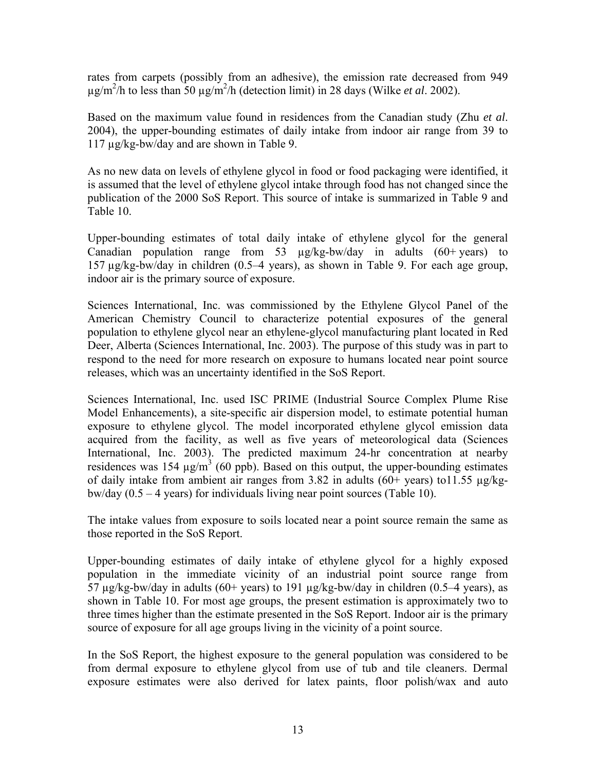rates from carpets (possibly from an adhesive), the emission rate decreased from 949 $\mu g/m^2/h$ to less than 50 $\mu g/m^2/h$ (detection limit) in 28 days (Wilke *et al*. 2002).

Based on the maximum value found in residences from the Canadian study (Zhu *et al*. 2004), the upper-bounding estimates of daily intake from indoor air range from 39 to 117 µg/kg-bw/day and are shown in Table 9.

As no new data on levels of ethylene glycol in food or food packaging were identified, it is assumed that the level of ethylene glycol intake through food has not changed since the publication of the 2000 SoS Report. This source of intake is summarized in Table 9 and Table 10.

Upper-bounding estimates of total daily intake of ethylene glycol for the general Canadian population range from 53 µg/kg-bw/day in adults (60+ years) to 157 µg/kg-bw/day in children (0.5–4 years), as shown in Table 9. For each age group, indoor air is the primary source of exposure.

Sciences International, Inc. was commissioned by the Ethylene Glycol Panel of the American Chemistry Council to characterize potential exposures of the general population to ethylene glycol near an ethylene-glycol manufacturing plant located in Red Deer, Alberta (Sciences International, Inc. 2003). The purpose of this study was in part to respond to the need for more research on exposure to humans located near point source releases, which was an uncertainty identified in the SoS Report.

Sciences International, Inc. used ISC PRIME (Industrial Source Complex Plume Rise Model Enhancements), a site-specific air dispersion model, to estimate potential human exposure to ethylene glycol. The model incorporated ethylene glycol emission data acquired from the facility, as well as five years of meteorological data (Sciences International, Inc. 2003). The predicted maximum 24-hr concentration at nearby residences was 154 $\mu g/m^3$ (60 ppb). Based on this output, the upper-bounding estimates of daily intake from ambient air ranges from 3.82 in adults (60+ years) to11.55 µg/kg-bw/day (0.5 – 4 years) for individuals living near point sources (Table 10).

The intake values from exposure to soils located near a point source remain the same as those reported in the SoS Report.

Upper-bounding estimates of daily intake of ethylene glycol for a highly exposed population in the immediate vicinity of an industrial point source range from 57 µg/kg-bw/day in adults (60+ years) to 191 µg/kg-bw/day in children (0.5–4 years), as shown in Table 10. For most age groups, the present estimation is approximately two to three times higher than the estimate presented in the SoS Report. Indoor air is the primary source of exposure for all age groups living in the vicinity of a point source.

In the SoS Report, the highest exposure to the general population was considered to be from dermal exposure to ethylene glycol from use of tub and tile cleaners. Dermal exposure estimates were also derived for latex paints, floor polish/wax and auto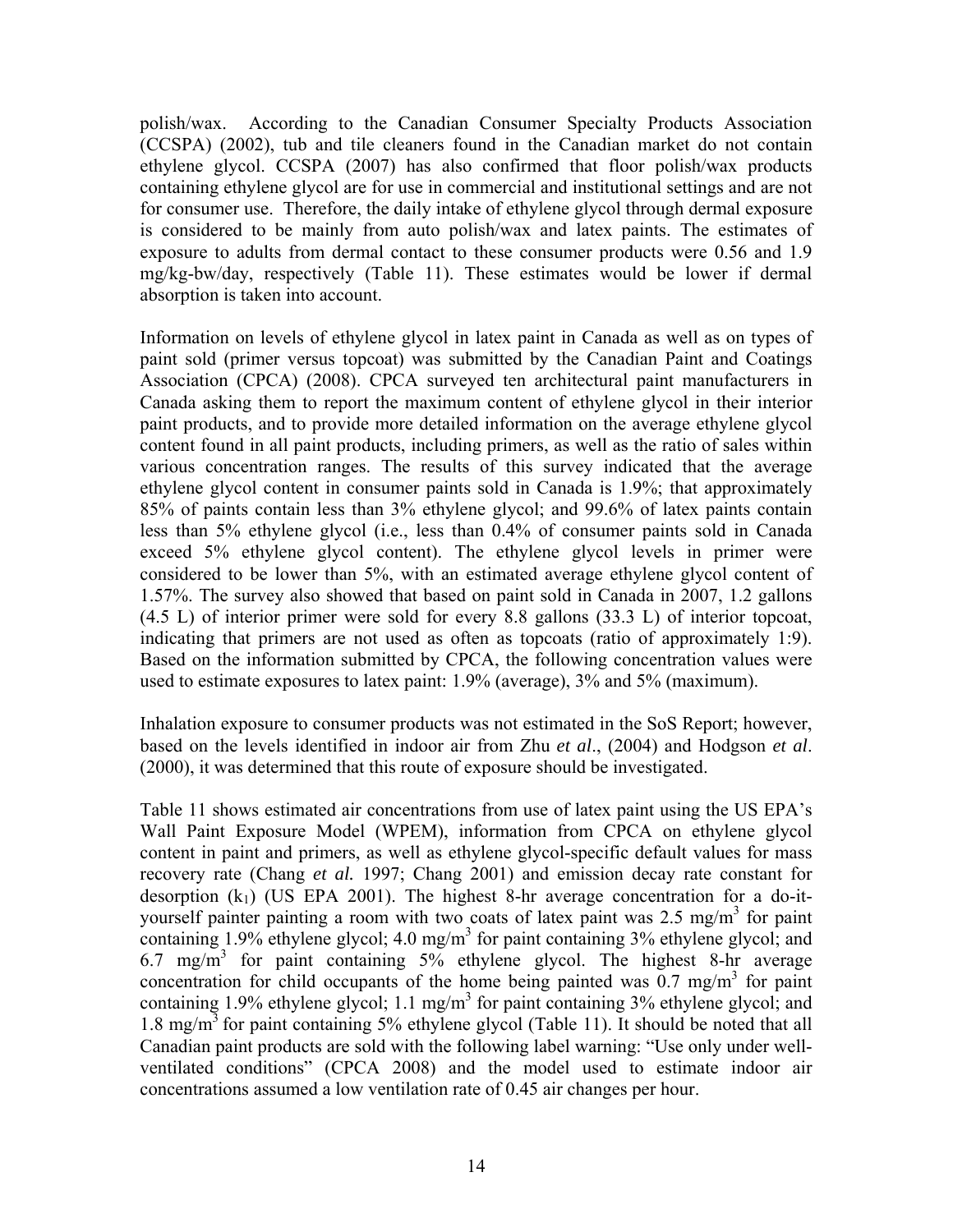polish/wax. According to the Canadian Consumer Specialty Products Association (CCSPA) (2002), tub and tile cleaners found in the Canadian market do not contain ethylene glycol. CCSPA (2007) has also confirmed that floor polish/wax products containing ethylene glycol are for use in commercial and institutional settings and are not for consumer use. Therefore, the daily intake of ethylene glycol through dermal exposure is considered to be mainly from auto polish/wax and latex paints. The estimates of exposure to adults from dermal contact to these consumer products were 0.56 and 1.9 mg/kg-bw/day, respectively (Table 11). These estimates would be lower if dermal absorption is taken into account.

Information on levels of ethylene glycol in latex paint in Canada as well as on types of paint sold (primer versus topcoat) was submitted by the Canadian Paint and Coatings Association (CPCA) (2008). CPCA surveyed ten architectural paint manufacturers in Canada asking them to report the maximum content of ethylene glycol in their interior paint products, and to provide more detailed information on the average ethylene glycol content found in all paint products, including primers, as well as the ratio of sales within various concentration ranges. The results of this survey indicated that the average ethylene glycol content in consumer paints sold in Canada is 1.9%; that approximately 85% of paints contain less than 3% ethylene glycol; and 99.6% of latex paints contain less than 5% ethylene glycol (i.e., less than 0.4% of consumer paints sold in Canada exceed 5% ethylene glycol content). The ethylene glycol levels in primer were considered to be lower than 5%, with an estimated average ethylene glycol content of 1.57%. The survey also showed that based on paint sold in Canada in 2007, 1.2 gallons (4.5 L) of interior primer were sold for every 8.8 gallons (33.3 L) of interior topcoat, indicating that primers are not used as often as topcoats (ratio of approximately 1:9). Based on the information submitted by CPCA, the following concentration values were used to estimate exposures to latex paint: 1.9% (average), 3% and 5% (maximum).

Inhalation exposure to consumer products was not estimated in the SoS Report; however, based on the levels identified in indoor air from Zhu *et al*., (2004) and Hodgson *et al*. (2000), it was determined that this route of exposure should be investigated.

Table 11 shows estimated air concentrations from use of latex paint using the US EPA's Wall Paint Exposure Model (WPEM), information from CPCA on ethylene glycol content in paint and primers, as well as ethylene glycol-specific default values for mass recovery rate (Chang *et al.* 1997; Chang 2001) and emission decay rate constant for desorption ($k_1$) (US EPA 2001). The highest 8-hr average concentration for a do-it-yourself painter painting a room with two coats of latex paint was 2.5 mg/m$^3$ for paint containing 1.9% ethylene glycol; 4.0 mg/m$^3$ for paint containing 3% ethylene glycol; and 6.7 mg/m$^3$ for paint containing 5% ethylene glycol. The highest 8-hr average concentration for child occupants of the home being painted was 0.7 mg/m$^3$ for paint containing 1.9% ethylene glycol; 1.1 mg/m$^3$ for paint containing 3% ethylene glycol; and 1.8 mg/m$^3$ for paint containing 5% ethylene glycol (Table 11). It should be noted that all Canadian paint products are sold with the following label warning: "Use only under well-ventilated conditions" (CPCA 2008) and the model used to estimate indoor air concentrations assumed a low ventilation rate of 0.45 air changes per hour.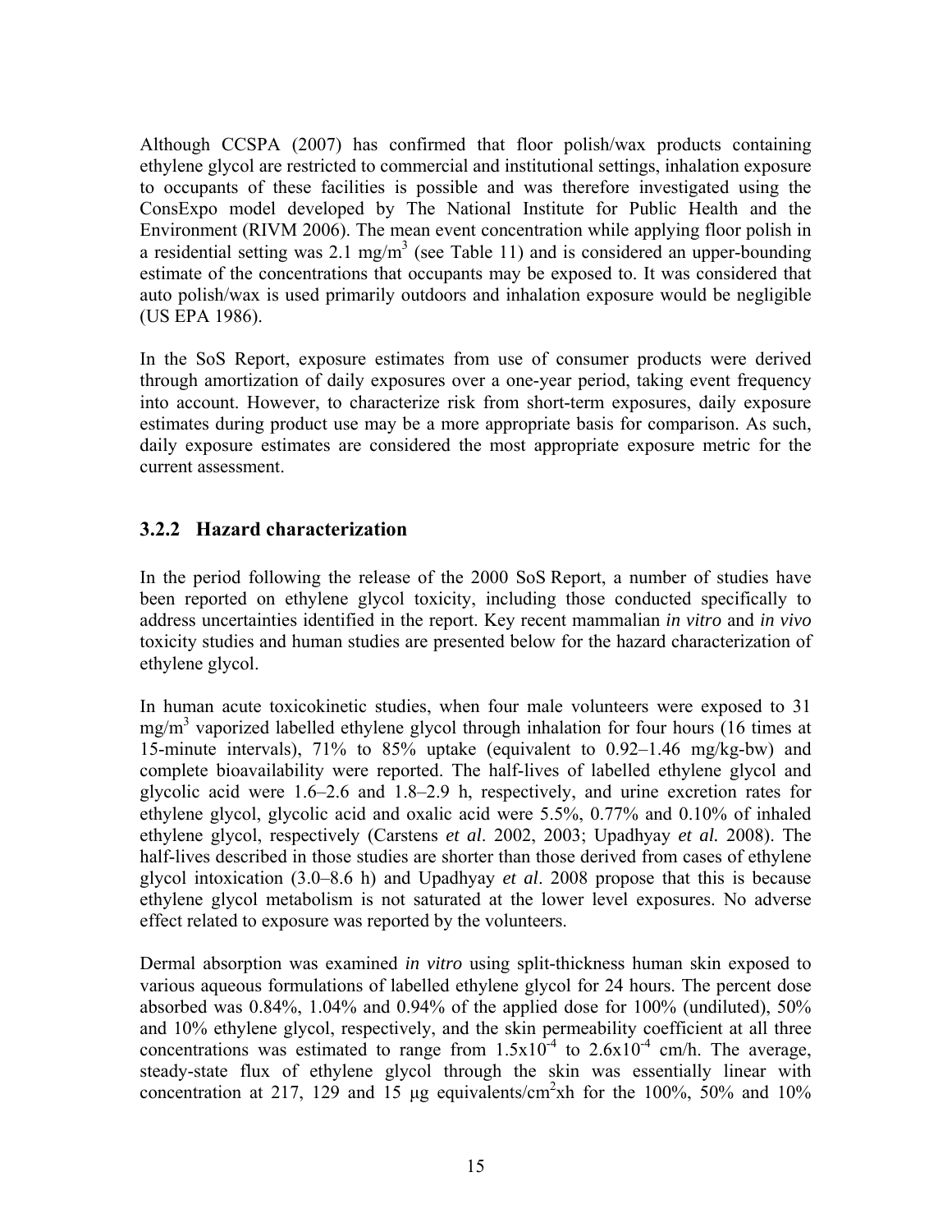Although CCSPA (2007) has confirmed that floor polish/wax products containing ethylene glycol are restricted to commercial and institutional settings, inhalation exposure to occupants of these facilities is possible and was therefore investigated using the ConsExpo model developed by The National Institute for Public Health and the Environment (RIVM 2006). The mean event concentration while applying floor polish in a residential setting was 2.1 mg/m$^3$ (see Table 11) and is considered an upper-bounding estimate of the concentrations that occupants may be exposed to. It was considered that auto polish/wax is used primarily outdoors and inhalation exposure would be negligible (US EPA 1986).

In the SoS Report, exposure estimates from use of consumer products were derived through amortization of daily exposures over a one-year period, taking event frequency into account. However, to characterize risk from short-term exposures, daily exposure estimates during product use may be a more appropriate basis for comparison. As such, daily exposure estimates are considered the most appropriate exposure metric for the current assessment.

### 3.2.2 Hazard characterization

In the period following the release of the 2000 SoS Report, a number of studies have been reported on ethylene glycol toxicity, including those conducted specifically to address uncertainties identified in the report. Key recent mammalian *in vitro* and *in vivo* toxicity studies and human studies are presented below for the hazard characterization of ethylene glycol.

In human acute toxicokinetic studies, when four male volunteers were exposed to 31 mg/m$^3$ vaporized labelled ethylene glycol through inhalation for four hours (16 times at 15-minute intervals), 71% to 85% uptake (equivalent to 0.92–1.46 mg/kg-bw) and complete bioavailability were reported. The half-lives of labelled ethylene glycol and glycolic acid were 1.6–2.6 and 1.8–2.9 h, respectively, and urine excretion rates for ethylene glycol, glycolic acid and oxalic acid were 5.5%, 0.77% and 0.10% of inhaled ethylene glycol, respectively (Carstens *et al*. 2002, 2003; Upadhyay *et al.* 2008). The half-lives described in those studies are shorter than those derived from cases of ethylene glycol intoxication (3.0–8.6 h) and Upadhyay *et al*. 2008 propose that this is because ethylene glycol metabolism is not saturated at the lower level exposures. No adverse effect related to exposure was reported by the volunteers.

Dermal absorption was examined *in vitro* using split-thickness human skin exposed to various aqueous formulations of labelled ethylene glycol for 24 hours. The percent dose absorbed was 0.84%, 1.04% and 0.94% of the applied dose for 100% (undiluted), 50% and 10% ethylene glycol, respectively, and the skin permeability coefficient at all three concentrations was estimated to range from $1.5 \times 10^{-4}$ to $2.6 \times 10^{-4}$ cm/h. The average, steady-state flux of ethylene glycol through the skin was essentially linear with concentration at 217, 129 and 15 µg equivalents/cm$^2$xh for the 100%, 50% and 10%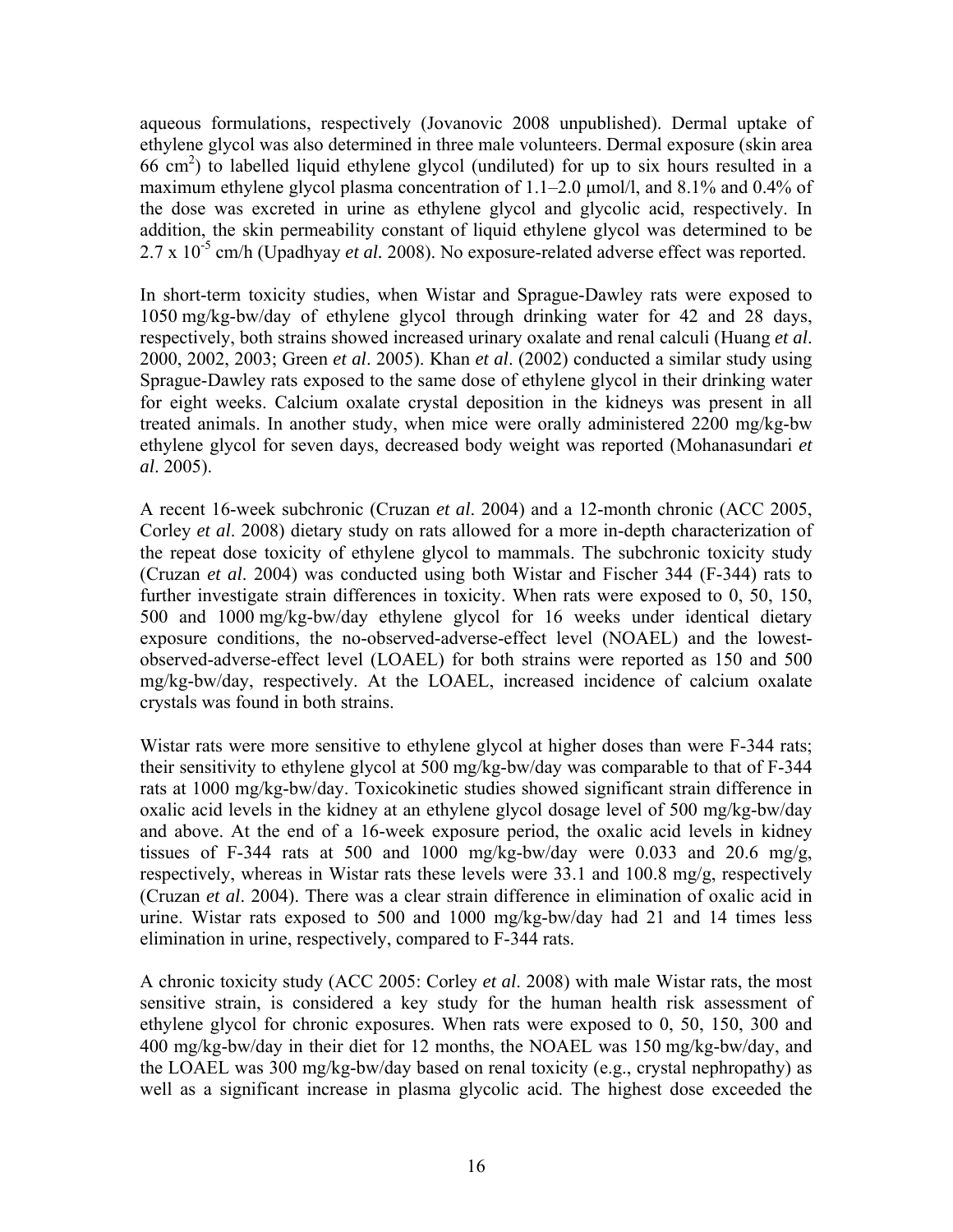aqueous formulations, respectively (Jovanovic 2008 unpublished). Dermal uptake of ethylene glycol was also determined in three male volunteers. Dermal exposure (skin area 66 $cm^2$) to labelled liquid ethylene glycol (undiluted) for up to six hours resulted in a maximum ethylene glycol plasma concentration of 1.1–2.0 μmol/l, and 8.1% and 0.4% of the dose was excreted in urine as ethylene glycol and glycolic acid, respectively. In addition, the skin permeability constant of liquid ethylene glycol was determined to be $2.7 \times 10^{-5}$ cm/h (Upadhyay *et al.* 2008). No exposure-related adverse effect was reported.

In short-term toxicity studies, when Wistar and Sprague-Dawley rats were exposed to 1050 mg/kg-bw/day of ethylene glycol through drinking water for 42 and 28 days, respectively, both strains showed increased urinary oxalate and renal calculi (Huang *et al*. 2000, 2002, 2003; Green *et al*. 2005). Khan *et al*. (2002) conducted a similar study using Sprague-Dawley rats exposed to the same dose of ethylene glycol in their drinking water for eight weeks. Calcium oxalate crystal deposition in the kidneys was present in all treated animals. In another study, when mice were orally administered 2200 mg/kg-bw ethylene glycol for seven days, decreased body weight was reported (Mohanasundari *et al*. 2005).

A recent 16-week subchronic (Cruzan *et al*. 2004) and a 12-month chronic (ACC 2005, Corley *et al*. 2008) dietary study on rats allowed for a more in-depth characterization of the repeat dose toxicity of ethylene glycol to mammals. The subchronic toxicity study (Cruzan *et al*. 2004) was conducted using both Wistar and Fischer 344 (F-344) rats to further investigate strain differences in toxicity. When rats were exposed to 0, 50, 150, 500 and 1000 mg/kg-bw/day ethylene glycol for 16 weeks under identical dietary exposure conditions, the no-observed-adverse-effect level (NOAEL) and the lowest-observed-adverse-effect level (LOAEL) for both strains were reported as 150 and 500 mg/kg-bw/day, respectively. At the LOAEL, increased incidence of calcium oxalate crystals was found in both strains.

Wistar rats were more sensitive to ethylene glycol at higher doses than were F-344 rats; their sensitivity to ethylene glycol at 500 mg/kg-bw/day was comparable to that of F-344 rats at 1000 mg/kg-bw/day. Toxicokinetic studies showed significant strain difference in oxalic acid levels in the kidney at an ethylene glycol dosage level of 500 mg/kg-bw/day and above. At the end of a 16-week exposure period, the oxalic acid levels in kidney tissues of F-344 rats at 500 and 1000 mg/kg-bw/day were 0.033 and 20.6 mg/g, respectively, whereas in Wistar rats these levels were 33.1 and 100.8 mg/g, respectively (Cruzan *et al*. 2004). There was a clear strain difference in elimination of oxalic acid in urine. Wistar rats exposed to 500 and 1000 mg/kg-bw/day had 21 and 14 times less elimination in urine, respectively, compared to F-344 rats.

A chronic toxicity study (ACC 2005: Corley *et al*. 2008) with male Wistar rats, the most sensitive strain, is considered a key study for the human health risk assessment of ethylene glycol for chronic exposures. When rats were exposed to 0, 50, 150, 300 and 400 mg/kg-bw/day in their diet for 12 months, the NOAEL was 150 mg/kg-bw/day, and the LOAEL was 300 mg/kg-bw/day based on renal toxicity (e.g., crystal nephropathy) as well as a significant increase in plasma glycolic acid. The highest dose exceeded the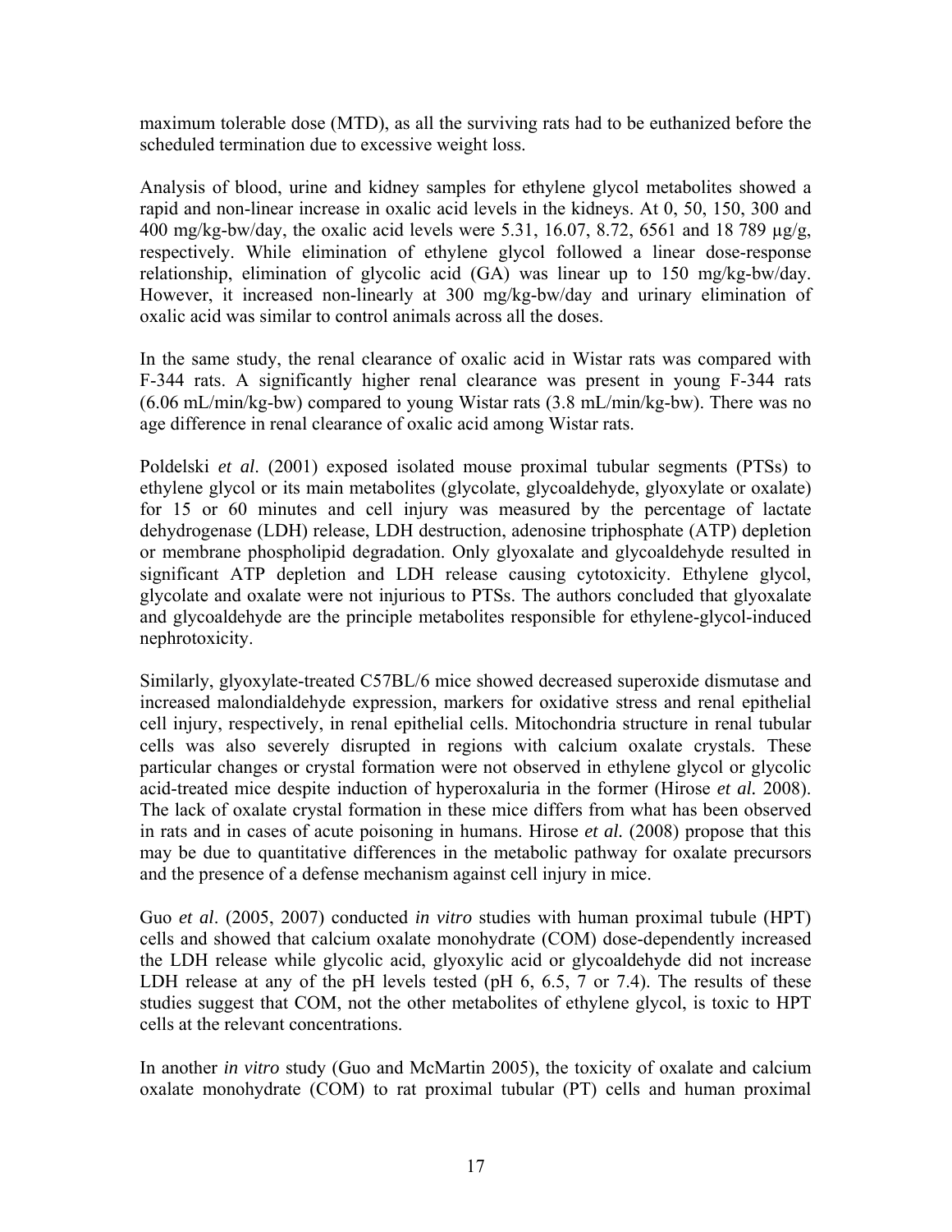maximum tolerable dose (MTD), as all the surviving rats had to be euthanized before the scheduled termination due to excessive weight loss.

Analysis of blood, urine and kidney samples for ethylene glycol metabolites showed a rapid and non-linear increase in oxalic acid levels in the kidneys. At 0, 50, 150, 300 and 400 mg/kg-bw/day, the oxalic acid levels were 5.31, 16.07, 8.72, 6561 and 18 789 µg/g, respectively. While elimination of ethylene glycol followed a linear dose-response relationship, elimination of glycolic acid (GA) was linear up to 150 mg/kg-bw/day. However, it increased non-linearly at 300 mg/kg-bw/day and urinary elimination of oxalic acid was similar to control animals across all the doses.

In the same study, the renal clearance of oxalic acid in Wistar rats was compared with F-344 rats. A significantly higher renal clearance was present in young F-344 rats (6.06 mL/min/kg-bw) compared to young Wistar rats (3.8 mL/min/kg-bw). There was no age difference in renal clearance of oxalic acid among Wistar rats.

Poldelski *et al.* (2001) exposed isolated mouse proximal tubular segments (PTSs) to ethylene glycol or its main metabolites (glycolate, glycoaldehyde, glyoxylate or oxalate) for 15 or 60 minutes and cell injury was measured by the percentage of lactate dehydrogenase (LDH) release, LDH destruction, adenosine triphosphate (ATP) depletion or membrane phospholipid degradation. Only glyoxalate and glycoaldehyde resulted in significant ATP depletion and LDH release causing cytotoxicity. Ethylene glycol, glycolate and oxalate were not injurious to PTSs. The authors concluded that glyoxalate and glycoaldehyde are the principle metabolites responsible for ethylene-glycol-induced nephrotoxicity.

Similarly, glyoxylate-treated C57BL/6 mice showed decreased superoxide dismutase and increased malondialdehyde expression, markers for oxidative stress and renal epithelial cell injury, respectively, in renal epithelial cells. Mitochondria structure in renal tubular cells was also severely disrupted in regions with calcium oxalate crystals. These particular changes or crystal formation were not observed in ethylene glycol or glycolic acid-treated mice despite induction of hyperoxaluria in the former (Hirose *et al.* 2008). The lack of oxalate crystal formation in these mice differs from what has been observed in rats and in cases of acute poisoning in humans. Hirose *et al.* (2008) propose that this may be due to quantitative differences in the metabolic pathway for oxalate precursors and the presence of a defense mechanism against cell injury in mice.

Guo *et al*. (2005, 2007) conducted *in vitro* studies with human proximal tubule (HPT) cells and showed that calcium oxalate monohydrate (COM) dose-dependently increased the LDH release while glycolic acid, glyoxylic acid or glycoaldehyde did not increase LDH release at any of the pH levels tested (pH 6, 6.5, 7 or 7.4). The results of these studies suggest that COM, not the other metabolites of ethylene glycol, is toxic to HPT cells at the relevant concentrations.

In another *in vitro* study (Guo and McMartin 2005), the toxicity of oxalate and calcium oxalate monohydrate (COM) to rat proximal tubular (PT) cells and human proximal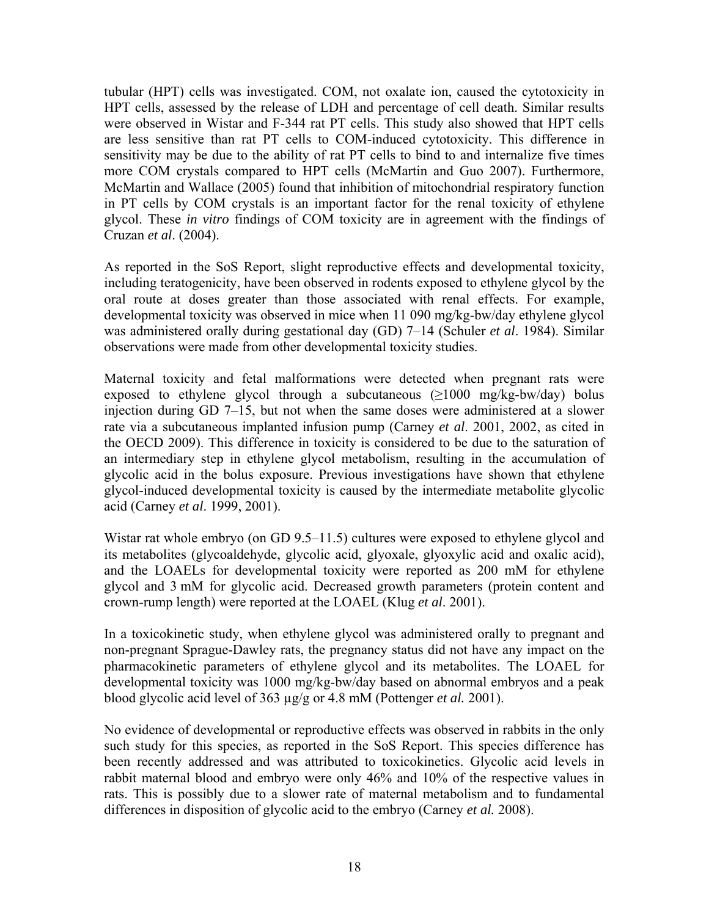tubular (HPT) cells was investigated. COM, not oxalate ion, caused the cytotoxicity in HPT cells, assessed by the release of LDH and percentage of cell death. Similar results were observed in Wistar and F-344 rat PT cells. This study also showed that HPT cells are less sensitive than rat PT cells to COM-induced cytotoxicity. This difference in sensitivity may be due to the ability of rat PT cells to bind to and internalize five times more COM crystals compared to HPT cells (McMartin and Guo 2007). Furthermore, McMartin and Wallace (2005) found that inhibition of mitochondrial respiratory function in PT cells by COM crystals is an important factor for the renal toxicity of ethylene glycol. These *in vitro* findings of COM toxicity are in agreement with the findings of Cruzan *et al*. (2004).

As reported in the SoS Report, slight reproductive effects and developmental toxicity, including teratogenicity, have been observed in rodents exposed to ethylene glycol by the oral route at doses greater than those associated with renal effects. For example, developmental toxicity was observed in mice when 11 090 mg/kg-bw/day ethylene glycol was administered orally during gestational day (GD) 7–14 (Schuler *et al*. 1984). Similar observations were made from other developmental toxicity studies.

Maternal toxicity and fetal malformations were detected when pregnant rats were exposed to ethylene glycol through a subcutaneous (≥1000 mg/kg-bw/day) bolus injection during GD 7–15, but not when the same doses were administered at a slower rate via a subcutaneous implanted infusion pump (Carney *et al*. 2001, 2002, as cited in the OECD 2009). This difference in toxicity is considered to be due to the saturation of an intermediary step in ethylene glycol metabolism, resulting in the accumulation of glycolic acid in the bolus exposure. Previous investigations have shown that ethylene glycol-induced developmental toxicity is caused by the intermediate metabolite glycolic acid (Carney *et al*. 1999, 2001).

Wistar rat whole embryo (on GD 9.5–11.5) cultures were exposed to ethylene glycol and its metabolites (glycoaldehyde, glycolic acid, glyoxale, glyoxylic acid and oxalic acid), and the LOAELs for developmental toxicity were reported as 200 mM for ethylene glycol and 3 mM for glycolic acid. Decreased growth parameters (protein content and crown-rump length) were reported at the LOAEL (Klug *et al*. 2001).

In a toxicokinetic study, when ethylene glycol was administered orally to pregnant and non-pregnant Sprague-Dawley rats, the pregnancy status did not have any impact on the pharmacokinetic parameters of ethylene glycol and its metabolites. The LOAEL for developmental toxicity was 1000 mg/kg-bw/day based on abnormal embryos and a peak blood glycolic acid level of 363 µg/g or 4.8 mM (Pottenger *et al.* 2001).

No evidence of developmental or reproductive effects was observed in rabbits in the only such study for this species, as reported in the SoS Report. This species difference has been recently addressed and was attributed to toxicokinetics. Glycolic acid levels in rabbit maternal blood and embryo were only 46% and 10% of the respective values in rats. This is possibly due to a slower rate of maternal metabolism and to fundamental differences in disposition of glycolic acid to the embryo (Carney *et al.* 2008).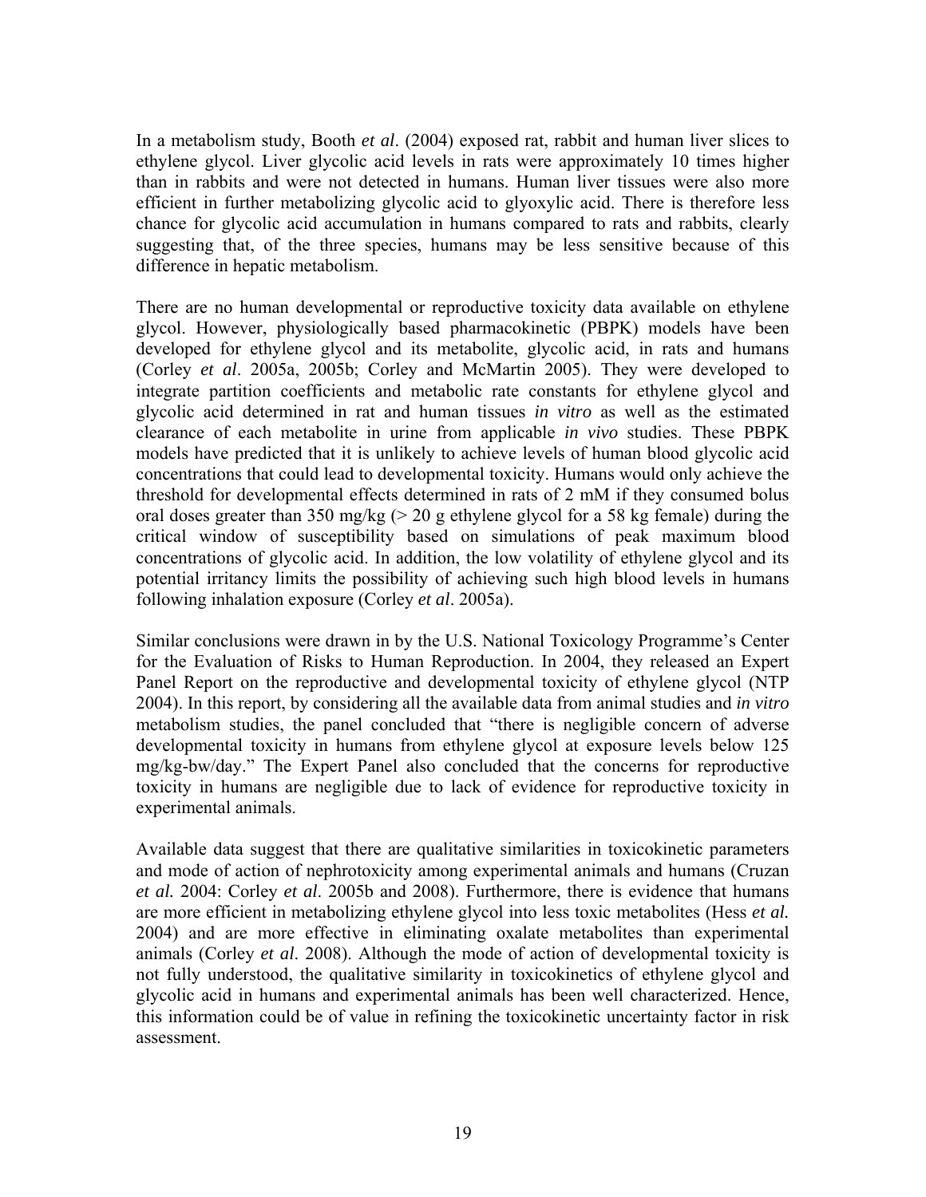In a metabolism study, Booth *et al*. (2004) exposed rat, rabbit and human liver slices to ethylene glycol. Liver glycolic acid levels in rats were approximately 10 times higher than in rabbits and were not detected in humans. Human liver tissues were also more efficient in further metabolizing glycolic acid to glyoxylic acid. There is therefore less chance for glycolic acid accumulation in humans compared to rats and rabbits, clearly suggesting that, of the three species, humans may be less sensitive because of this difference in hepatic metabolism.

There are no human developmental or reproductive toxicity data available on ethylene glycol. However, physiologically based pharmacokinetic (PBPK) models have been developed for ethylene glycol and its metabolite, glycolic acid, in rats and humans (Corley *et al*. 2005a, 2005b; Corley and McMartin 2005). They were developed to integrate partition coefficients and metabolic rate constants for ethylene glycol and glycolic acid determined in rat and human tissues *in vitro* as well as the estimated clearance of each metabolite in urine from applicable *in vivo* studies. These PBPK models have predicted that it is unlikely to achieve levels of human blood glycolic acid concentrations that could lead to developmental toxicity. Humans would only achieve the threshold for developmental effects determined in rats of 2 mM if they consumed bolus oral doses greater than 350 mg/kg (> 20 g ethylene glycol for a 58 kg female) during the critical window of susceptibility based on simulations of peak maximum blood concentrations of glycolic acid. In addition, the low volatility of ethylene glycol and its potential irritancy limits the possibility of achieving such high blood levels in humans following inhalation exposure (Corley *et al*. 2005a).

Similar conclusions were drawn in by the U.S. National Toxicology Programme's Center for the Evaluation of Risks to Human Reproduction. In 2004, they released an Expert Panel Report on the reproductive and developmental toxicity of ethylene glycol (NTP 2004). In this report, by considering all the available data from animal studies and *in vitro* metabolism studies, the panel concluded that "there is negligible concern of adverse developmental toxicity in humans from ethylene glycol at exposure levels below 125 mg/kg-bw/day." The Expert Panel also concluded that the concerns for reproductive toxicity in humans are negligible due to lack of evidence for reproductive toxicity in experimental animals.

Available data suggest that there are qualitative similarities in toxicokinetic parameters and mode of action of nephrotoxicity among experimental animals and humans (Cruzan *et al.* 2004: Corley *et al*. 2005b and 2008). Furthermore, there is evidence that humans are more efficient in metabolizing ethylene glycol into less toxic metabolites (Hess *et al.* 2004) and are more effective in eliminating oxalate metabolites than experimental animals (Corley *et al*. 2008). Although the mode of action of developmental toxicity is not fully understood, the qualitative similarity in toxicokinetics of ethylene glycol and glycolic acid in humans and experimental animals has been well characterized. Hence, this information could be of value in refining the toxicokinetic uncertainty factor in risk assessment.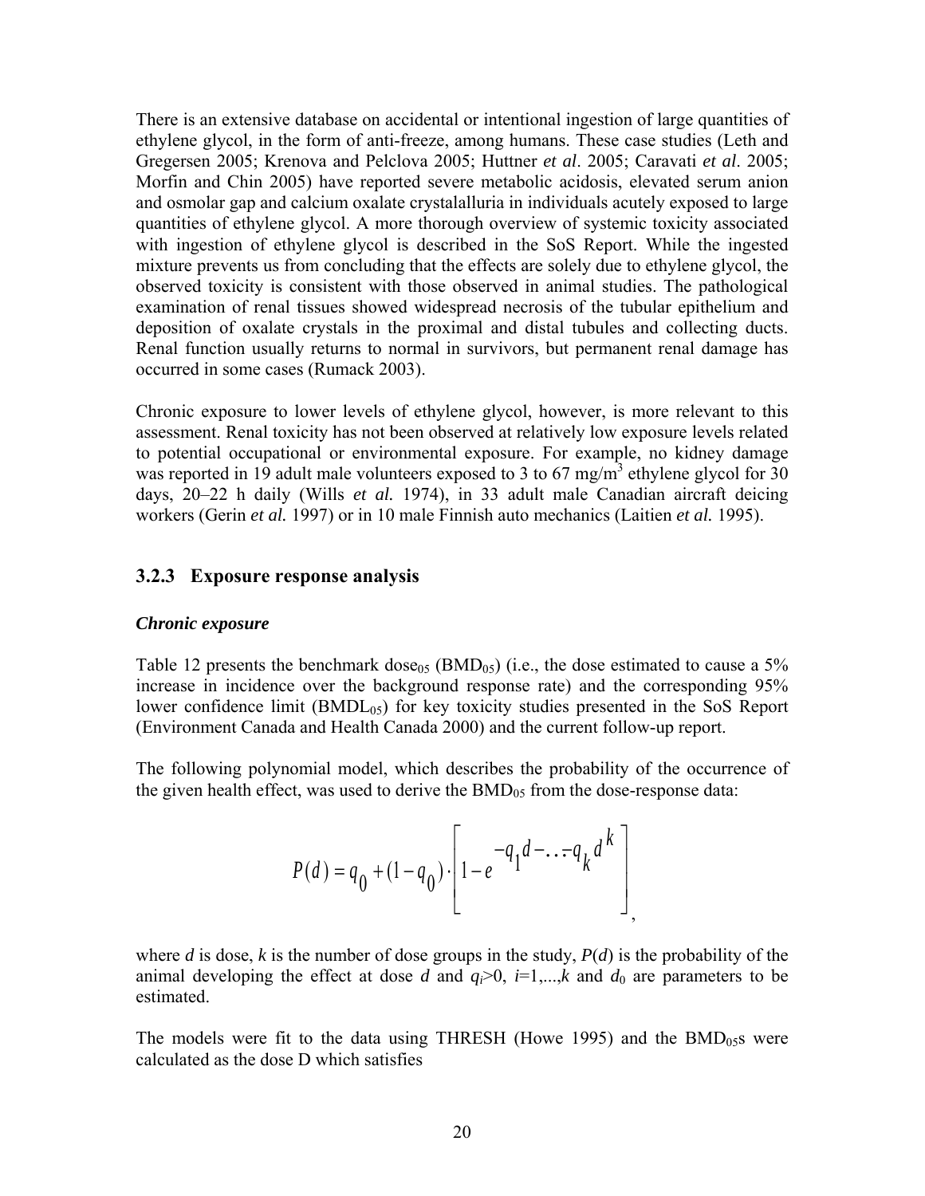There is an extensive database on accidental or intentional ingestion of large quantities of ethylene glycol, in the form of anti-freeze, among humans. These case studies (Leth and Gregersen 2005; Krenova and Pelclova 2005; Huttner *et al*. 2005; Caravati *et al*. 2005; Morfin and Chin 2005) have reported severe metabolic acidosis, elevated serum anion and osmolar gap and calcium oxalate crystalalluria in individuals acutely exposed to large quantities of ethylene glycol. A more thorough overview of systemic toxicity associated with ingestion of ethylene glycol is described in the SoS Report. While the ingested mixture prevents us from concluding that the effects are solely due to ethylene glycol, the observed toxicity is consistent with those observed in animal studies. The pathological examination of renal tissues showed widespread necrosis of the tubular epithelium and deposition of oxalate crystals in the proximal and distal tubules and collecting ducts. Renal function usually returns to normal in survivors, but permanent renal damage has occurred in some cases (Rumack 2003).

Chronic exposure to lower levels of ethylene glycol, however, is more relevant to this assessment. Renal toxicity has not been observed at relatively low exposure levels related to potential occupational or environmental exposure. For example, no kidney damage was reported in 19 adult male volunteers exposed to 3 to 67 mg/m$^3$ ethylene glycol for 30 days, 20–22 h daily (Wills *et al.* 1974), in 33 adult male Canadian aircraft deicing workers (Gerin *et al.* 1997) or in 10 male Finnish auto mechanics (Laitien *et al.* 1995).

### 3.2.3 Exposure response analysis

***Chronic exposure***

Table 12 presents the benchmark dose$_{05}$ (BMD$_{05}$) (i.e., the dose estimated to cause a 5% increase in incidence over the background response rate) and the corresponding 95% lower confidence limit (BMDL$_{05}$) for key toxicity studies presented in the SoS Report (Environment Canada and Health Canada 2000) and the current follow-up report.

The following polynomial model, which describes the probability of the occurrence of the given health effect, was used to derive the BMD$_{05}$ from the dose-response data:

$$P(d) = q_0 + (1 - q_0) \cdot \left[ 1 - e^{-q_1 d - \ldots - q_k d^k} \right],$$

where $d$ is dose, $k$ is the number of dose groups in the study, $P(d)$ is the probability of the animal developing the effect at dose $d$ and $q_i > 0$, $i = 1, \ldots, k$ and $d_0$ are parameters to be estimated.

The models were fit to the data using THRESH (Howe 1995) and the BMD$_{05}$s were calculated as the dose D which satisfies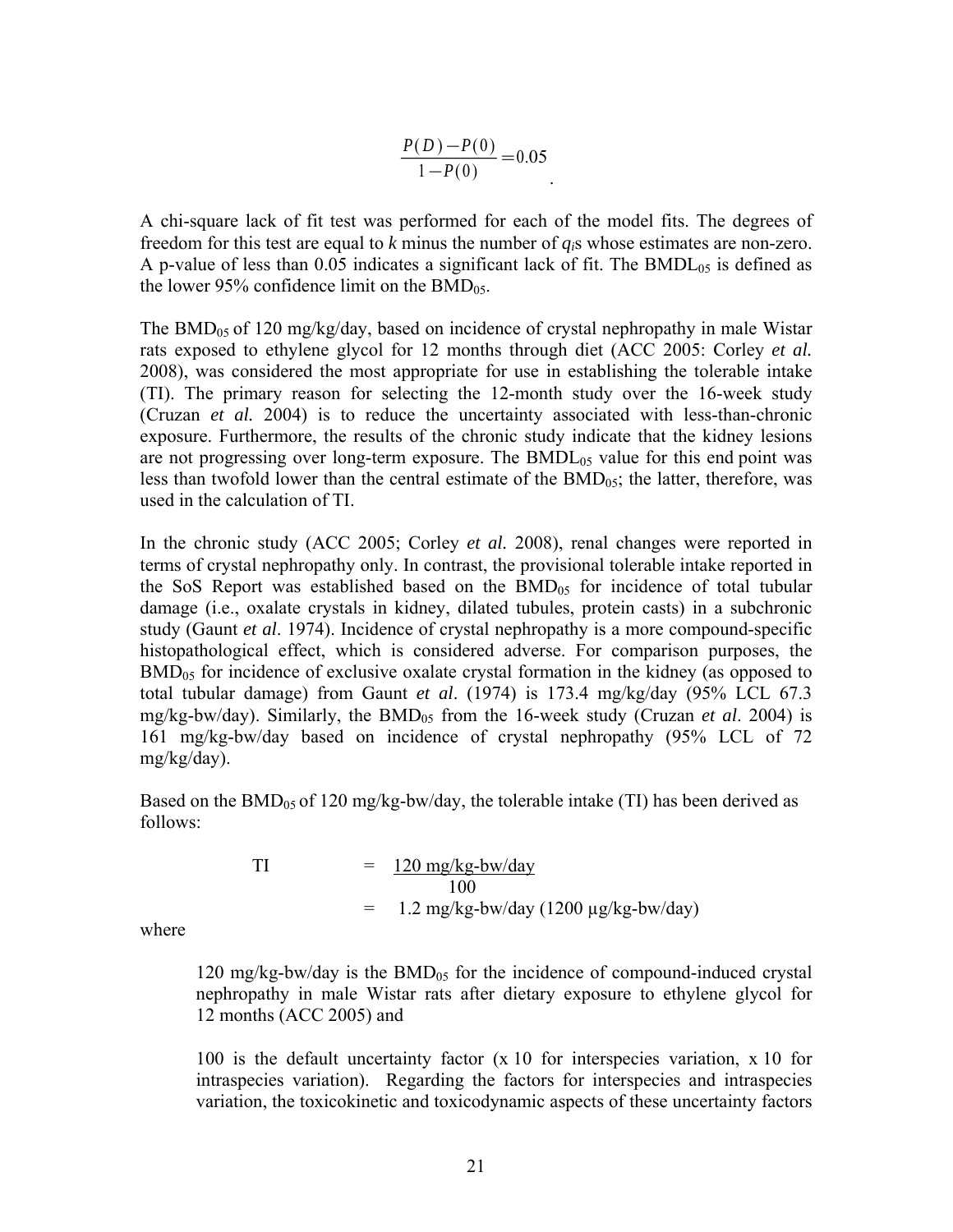$$\frac{P(D)-P(0)}{1-P(0)}=0.05$$

A chi-square lack of fit test was performed for each of the model fits. The degrees of freedom for this test are equal to *k* minus the number of $q_i$s whose estimates are non-zero. A p-value of less than 0.05 indicates a significant lack of fit. The $BMDL_{05}$ is defined as the lower 95% confidence limit on the $BMD_{05}$.

The $BMD_{05}$ of 120 mg/kg/day, based on incidence of crystal nephropathy in male Wistar rats exposed to ethylene glycol for 12 months through diet (ACC 2005: Corley *et al.* 2008), was considered the most appropriate for use in establishing the tolerable intake (TI). The primary reason for selecting the 12-month study over the 16-week study (Cruzan *et al.* 2004) is to reduce the uncertainty associated with less-than-chronic exposure. Furthermore, the results of the chronic study indicate that the kidney lesions are not progressing over long-term exposure. The $BMDL_{05}$ value for this end point was less than twofold lower than the central estimate of the $BMD_{05}$; the latter, therefore, was used in the calculation of TI.

In the chronic study (ACC 2005; Corley *et al.* 2008), renal changes were reported in terms of crystal nephropathy only. In contrast, the provisional tolerable intake reported in the SoS Report was established based on the $BMD_{05}$ for incidence of total tubular damage (i.e., oxalate crystals in kidney, dilated tubules, protein casts) in a subchronic study (Gaunt *et al*. 1974). Incidence of crystal nephropathy is a more compound-specific histopathological effect, which is considered adverse. For comparison purposes, the $BMD_{05}$ for incidence of exclusive oxalate crystal formation in the kidney (as opposed to total tubular damage) from Gaunt *et al*. (1974) is 173.4 mg/kg/day (95% LCL 67.3 mg/kg-bw/day). Similarly, the $BMD_{05}$ from the 16-week study (Cruzan *et al*. 2004) is 161 mg/kg-bw/day based on incidence of crystal nephropathy (95% LCL of 72 mg/kg/day).

Based on the $BMD_{05}$ of 120 mg/kg-bw/day, the tolerable intake (TI) has been derived as follows:

$$\text{TI} = \frac{120 \text{ mg/kg-bw/day}}{100} = 1.2 \text{ mg/kg-bw/day } (1200\ \mu\text{g/kg-bw/day})$$

where

> 120 mg/kg-bw/day is the $BMD_{05}$ for the incidence of compound-induced crystal nephropathy in male Wistar rats after dietary exposure to ethylene glycol for 12 months (ACC 2005) and
>
> 100 is the default uncertainty factor (x 10 for interspecies variation, x 10 for intraspecies variation). Regarding the factors for interspecies and intraspecies variation, the toxicokinetic and toxicodynamic aspects of these uncertainty factors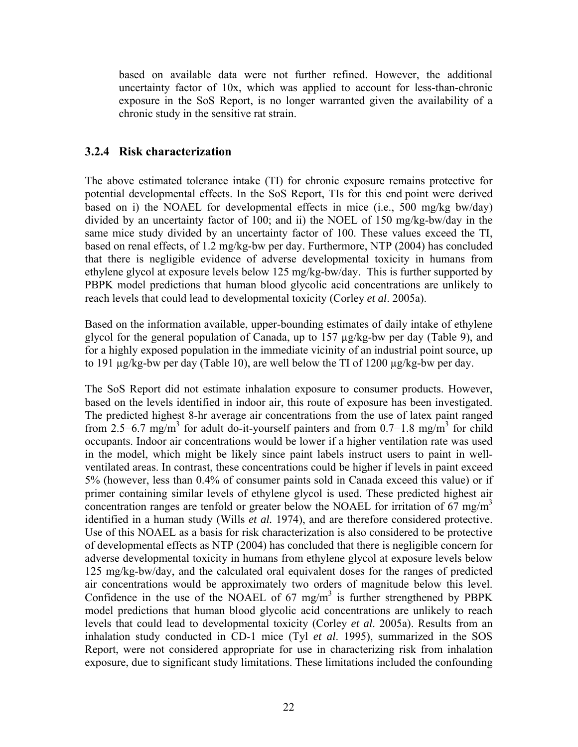based on available data were not further refined. However, the additional uncertainty factor of 10x, which was applied to account for less-than-chronic exposure in the SoS Report, is no longer warranted given the availability of a chronic study in the sensitive rat strain.

### 3.2.4 Risk characterization

The above estimated tolerance intake (TI) for chronic exposure remains protective for potential developmental effects. In the SoS Report, TIs for this end point were derived based on i) the NOAEL for developmental effects in mice (i.e., 500 mg/kg bw/day) divided by an uncertainty factor of 100; and ii) the NOEL of 150 mg/kg-bw/day in the same mice study divided by an uncertainty factor of 100. These values exceed the TI, based on renal effects, of 1.2 mg/kg-bw per day. Furthermore, NTP (2004) has concluded that there is negligible evidence of adverse developmental toxicity in humans from ethylene glycol at exposure levels below 125 mg/kg-bw/day. This is further supported by PBPK model predictions that human blood glycolic acid concentrations are unlikely to reach levels that could lead to developmental toxicity (Corley *et al*. 2005a).

Based on the information available, upper-bounding estimates of daily intake of ethylene glycol for the general population of Canada, up to 157 µg/kg-bw per day (Table 9), and for a highly exposed population in the immediate vicinity of an industrial point source, up to 191 µg/kg-bw per day (Table 10), are well below the TI of 1200 µg/kg-bw per day.

The SoS Report did not estimate inhalation exposure to consumer products. However, based on the levels identified in indoor air, this route of exposure has been investigated. The predicted highest 8-hr average air concentrations from the use of latex paint ranged from 2.5−6.7 mg/m$^3$ for adult do-it-yourself painters and from 0.7−1.8 mg/m$^3$ for child occupants. Indoor air concentrations would be lower if a higher ventilation rate was used in the model, which might be likely since paint labels instruct users to paint in well-ventilated areas. In contrast, these concentrations could be higher if levels in paint exceed 5% (however, less than 0.4% of consumer paints sold in Canada exceed this value) or if primer containing similar levels of ethylene glycol is used. These predicted highest air concentration ranges are tenfold or greater below the NOAEL for irritation of 67 mg/m$^3$ identified in a human study (Wills *et al.* 1974), and are therefore considered protective. Use of this NOAEL as a basis for risk characterization is also considered to be protective of developmental effects as NTP (2004) has concluded that there is negligible concern for adverse developmental toxicity in humans from ethylene glycol at exposure levels below 125 mg/kg-bw/day, and the calculated oral equivalent doses for the ranges of predicted air concentrations would be approximately two orders of magnitude below this level. Confidence in the use of the NOAEL of 67 mg/m$^3$ is further strengthened by PBPK model predictions that human blood glycolic acid concentrations are unlikely to reach levels that could lead to developmental toxicity (Corley *et al*. 2005a). Results from an inhalation study conducted in CD-1 mice (Tyl *et al*. 1995), summarized in the SOS Report, were not considered appropriate for use in characterizing risk from inhalation exposure, due to significant study limitations. These limitations included the confounding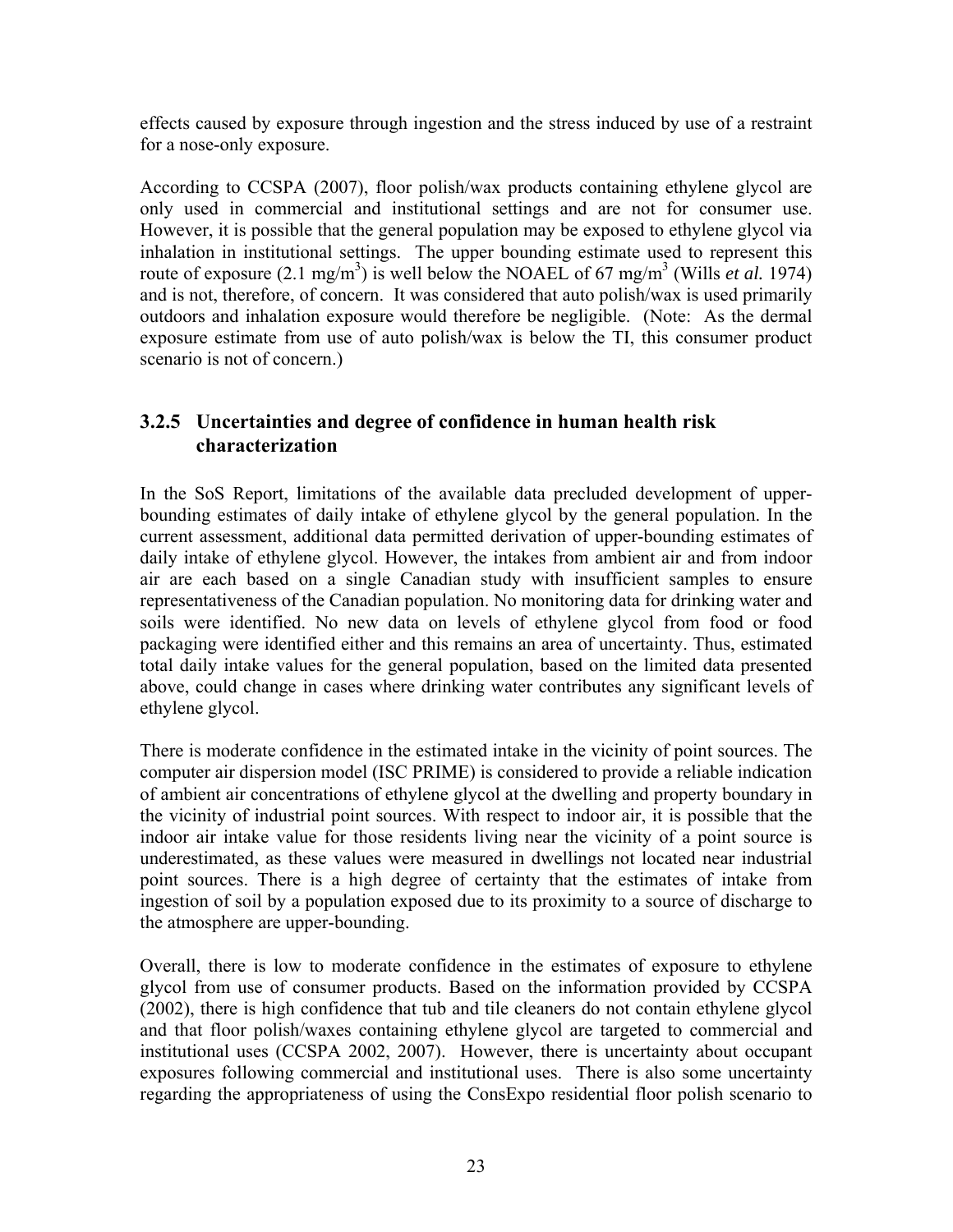effects caused by exposure through ingestion and the stress induced by use of a restraint for a nose-only exposure.

According to CCSPA (2007), floor polish/wax products containing ethylene glycol are only used in commercial and institutional settings and are not for consumer use. However, it is possible that the general population may be exposed to ethylene glycol via inhalation in institutional settings. The upper bounding estimate used to represent this route of exposure (2.1 mg/m$^3$) is well below the NOAEL of 67 mg/m$^3$ (Wills *et al.* 1974) and is not, therefore, of concern. It was considered that auto polish/wax is used primarily outdoors and inhalation exposure would therefore be negligible. (Note: As the dermal exposure estimate from use of auto polish/wax is below the TI, this consumer product scenario is not of concern.)

### 3.2.5 Uncertainties and degree of confidence in human health risk characterization

In the SoS Report, limitations of the available data precluded development of upper-bounding estimates of daily intake of ethylene glycol by the general population. In the current assessment, additional data permitted derivation of upper-bounding estimates of daily intake of ethylene glycol. However, the intakes from ambient air and from indoor air are each based on a single Canadian study with insufficient samples to ensure representativeness of the Canadian population. No monitoring data for drinking water and soils were identified. No new data on levels of ethylene glycol from food or food packaging were identified either and this remains an area of uncertainty. Thus, estimated total daily intake values for the general population, based on the limited data presented above, could change in cases where drinking water contributes any significant levels of ethylene glycol.

There is moderate confidence in the estimated intake in the vicinity of point sources. The computer air dispersion model (ISC PRIME) is considered to provide a reliable indication of ambient air concentrations of ethylene glycol at the dwelling and property boundary in the vicinity of industrial point sources. With respect to indoor air, it is possible that the indoor air intake value for those residents living near the vicinity of a point source is underestimated, as these values were measured in dwellings not located near industrial point sources. There is a high degree of certainty that the estimates of intake from ingestion of soil by a population exposed due to its proximity to a source of discharge to the atmosphere are upper-bounding.

Overall, there is low to moderate confidence in the estimates of exposure to ethylene glycol from use of consumer products. Based on the information provided by CCSPA (2002), there is high confidence that tub and tile cleaners do not contain ethylene glycol and that floor polish/waxes containing ethylene glycol are targeted to commercial and institutional uses (CCSPA 2002, 2007). However, there is uncertainty about occupant exposures following commercial and institutional uses. There is also some uncertainty regarding the appropriateness of using the ConsExpo residential floor polish scenario to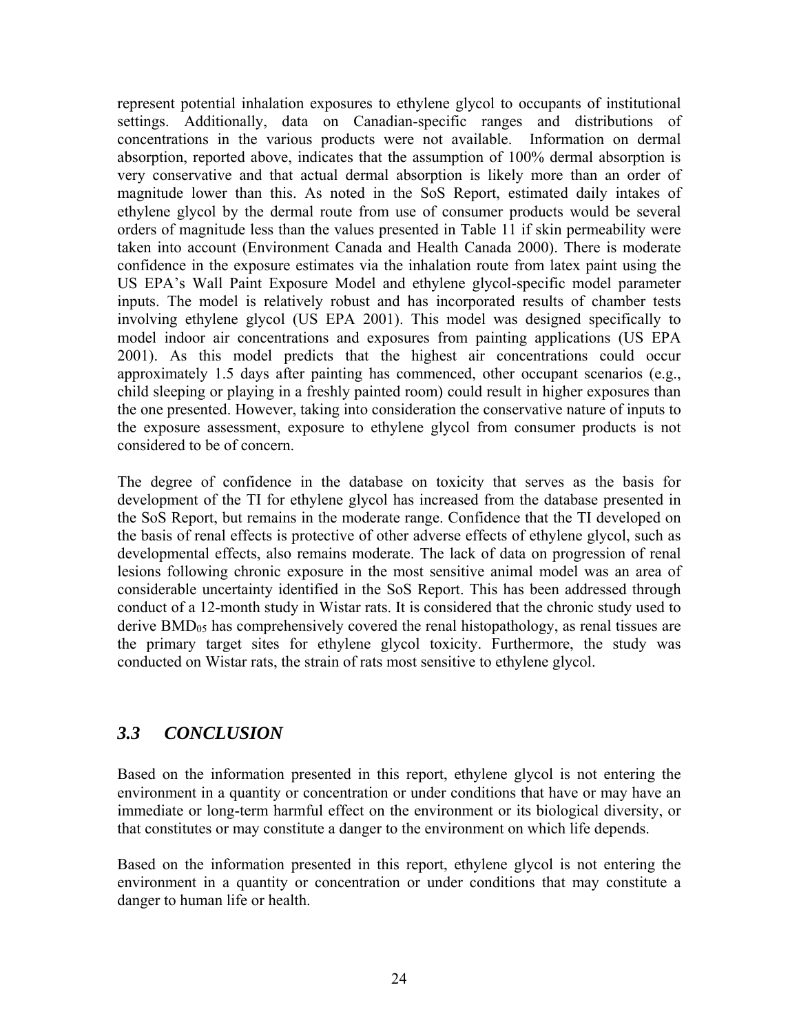represent potential inhalation exposures to ethylene glycol to occupants of institutional settings. Additionally, data on Canadian-specific ranges and distributions of concentrations in the various products were not available. Information on dermal absorption, reported above, indicates that the assumption of 100% dermal absorption is very conservative and that actual dermal absorption is likely more than an order of magnitude lower than this. As noted in the SoS Report, estimated daily intakes of ethylene glycol by the dermal route from use of consumer products would be several orders of magnitude less than the values presented in Table 11 if skin permeability were taken into account (Environment Canada and Health Canada 2000). There is moderate confidence in the exposure estimates via the inhalation route from latex paint using the US EPA's Wall Paint Exposure Model and ethylene glycol-specific model parameter inputs. The model is relatively robust and has incorporated results of chamber tests involving ethylene glycol (US EPA 2001). This model was designed specifically to model indoor air concentrations and exposures from painting applications (US EPA 2001). As this model predicts that the highest air concentrations could occur approximately 1.5 days after painting has commenced, other occupant scenarios (e.g., child sleeping or playing in a freshly painted room) could result in higher exposures than the one presented. However, taking into consideration the conservative nature of inputs to the exposure assessment, exposure to ethylene glycol from consumer products is not considered to be of concern.

The degree of confidence in the database on toxicity that serves as the basis for development of the TI for ethylene glycol has increased from the database presented in the SoS Report, but remains in the moderate range. Confidence that the TI developed on the basis of renal effects is protective of other adverse effects of ethylene glycol, such as developmental effects, also remains moderate. The lack of data on progression of renal lesions following chronic exposure in the most sensitive animal model was an area of considerable uncertainty identified in the SoS Report. This has been addressed through conduct of a 12-month study in Wistar rats. It is considered that the chronic study used to derive $BMD_{05}$ has comprehensively covered the renal histopathology, as renal tissues are the primary target sites for ethylene glycol toxicity. Furthermore, the study was conducted on Wistar rats, the strain of rats most sensitive to ethylene glycol.

## *3.3 CONCLUSION*

Based on the information presented in this report, ethylene glycol is not entering the environment in a quantity or concentration or under conditions that have or may have an immediate or long-term harmful effect on the environment or its biological diversity, or that constitutes or may constitute a danger to the environment on which life depends.

Based on the information presented in this report, ethylene glycol is not entering the environment in a quantity or concentration or under conditions that may constitute a danger to human life or health.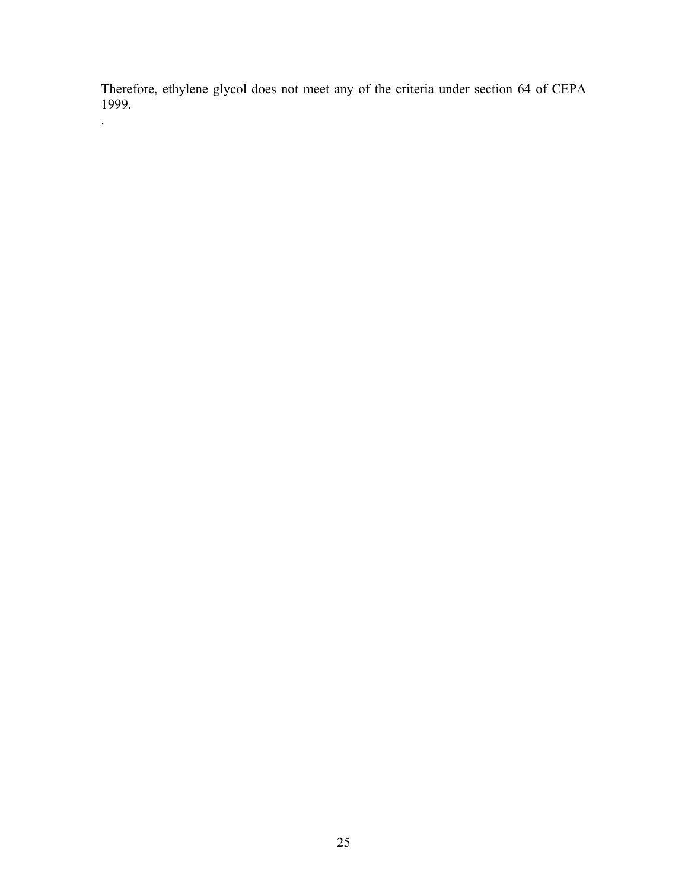Therefore, ethylene glycol does not meet any of the criteria under section 64 of CEPA 1999.

.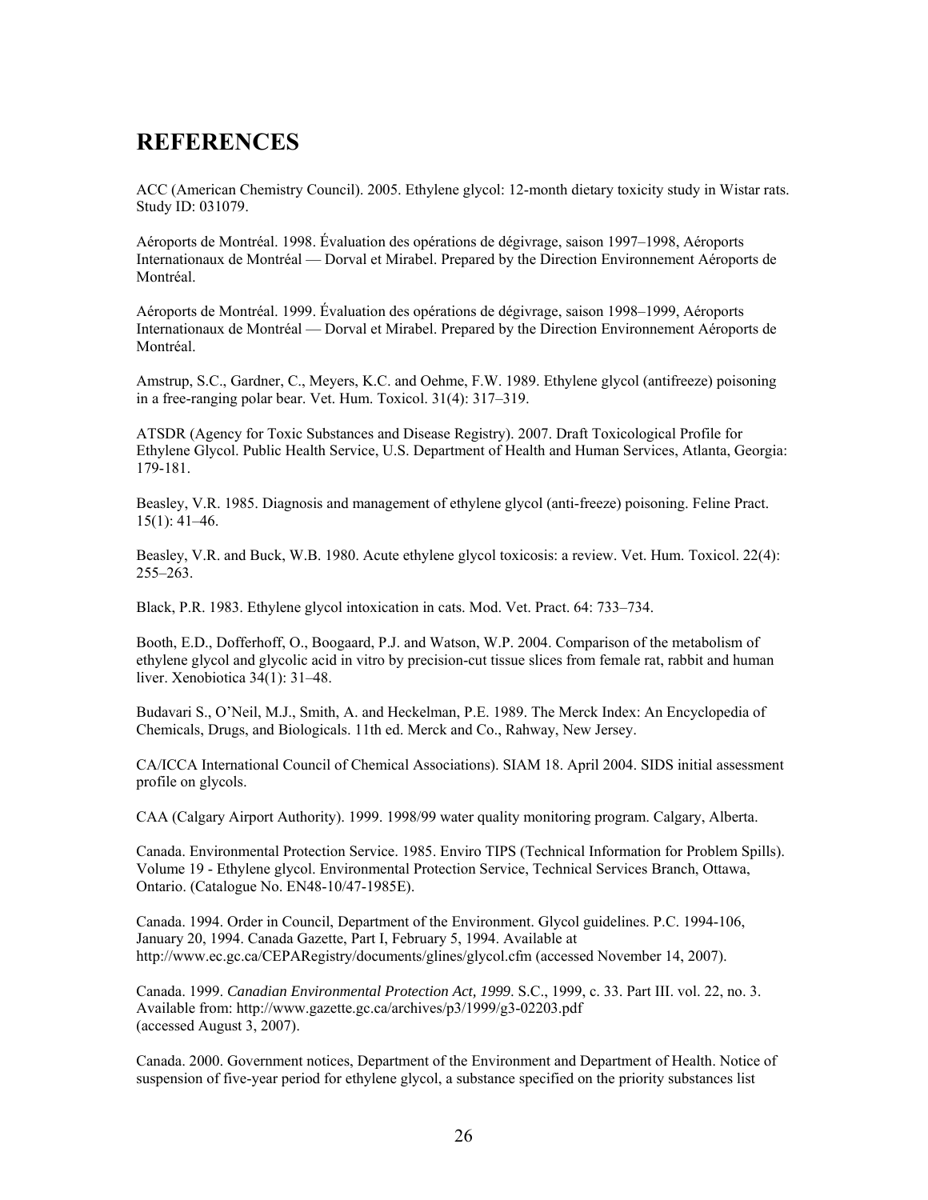# REFERENCES

ACC (American Chemistry Council). 2005. Ethylene glycol: 12-month dietary toxicity study in Wistar rats. Study ID: 031079.

Aéroports de Montréal. 1998. Évaluation des opérations de dégivrage, saison 1997–1998, Aéroports Internationaux de Montréal — Dorval et Mirabel. Prepared by the Direction Environnement Aéroports de Montréal.

Aéroports de Montréal. 1999. Évaluation des opérations de dégivrage, saison 1998–1999, Aéroports Internationaux de Montréal — Dorval et Mirabel. Prepared by the Direction Environnement Aéroports de Montréal.

Amstrup, S.C., Gardner, C., Meyers, K.C. and Oehme, F.W. 1989. Ethylene glycol (antifreeze) poisoning in a free-ranging polar bear. Vet. Hum. Toxicol. 31(4): 317–319.

ATSDR (Agency for Toxic Substances and Disease Registry). 2007. Draft Toxicological Profile for Ethylene Glycol. Public Health Service, U.S. Department of Health and Human Services, Atlanta, Georgia: 179-181.

Beasley, V.R. 1985. Diagnosis and management of ethylene glycol (anti-freeze) poisoning. Feline Pract. 15(1): 41–46.

Beasley, V.R. and Buck, W.B. 1980. Acute ethylene glycol toxicosis: a review. Vet. Hum. Toxicol. 22(4): 255–263.

Black, P.R. 1983. Ethylene glycol intoxication in cats. Mod. Vet. Pract. 64: 733–734.

Booth, E.D., Dofferhoff, O., Boogaard, P.J. and Watson, W.P. 2004. Comparison of the metabolism of ethylene glycol and glycolic acid in vitro by precision-cut tissue slices from female rat, rabbit and human liver. Xenobiotica 34(1): 31–48.

Budavari S., O'Neil, M.J., Smith, A. and Heckelman, P.E. 1989. The Merck Index: An Encyclopedia of Chemicals, Drugs, and Biologicals. 11th ed. Merck and Co., Rahway, New Jersey.

CA/ICCA International Council of Chemical Associations). SIAM 18. April 2004. SIDS initial assessment profile on glycols.

CAA (Calgary Airport Authority). 1999. 1998/99 water quality monitoring program. Calgary, Alberta.

Canada. Environmental Protection Service. 1985. Enviro TIPS (Technical Information for Problem Spills). Volume 19 - Ethylene glycol. Environmental Protection Service, Technical Services Branch, Ottawa, Ontario. (Catalogue No. EN48-10/47-1985E).

Canada. 1994. Order in Council, Department of the Environment. Glycol guidelines. P.C. 1994-106, January 20, 1994. Canada Gazette, Part I, February 5, 1994. Available at http://www.ec.gc.ca/CEPARegistry/documents/glines/glycol.cfm (accessed November 14, 2007).

Canada. 1999. *Canadian Environmental Protection Act, 1999*. S.C., 1999, c. 33. Part III. vol. 22, no. 3. Available from: http://www.gazette.gc.ca/archives/p3/1999/g3-02203.pdf (accessed August 3, 2007).

Canada. 2000. Government notices, Department of the Environment and Department of Health. Notice of suspension of five-year period for ethylene glycol, a substance specified on the priority substances list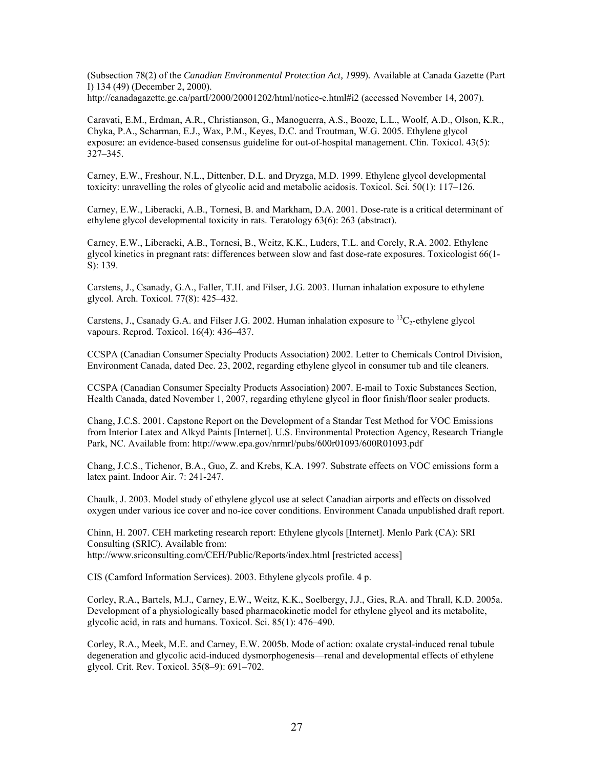(Subsection 78(2) of the *Canadian Environmental Protection Act, 1999*). Available at Canada Gazette (Part I) 134 (49) (December 2, 2000). http://canadagazette.gc.ca/partI/2000/20001202/html/notice-e.html#i2 (accessed November 14, 2007).

Caravati, E.M., Erdman, A.R., Christianson, G., Manoguerra, A.S., Booze, L.L., Woolf, A.D., Olson, K.R., Chyka, P.A., Scharman, E.J., Wax, P.M., Keyes, D.C. and Troutman, W.G. 2005. Ethylene glycol exposure: an evidence-based consensus guideline for out-of-hospital management. Clin. Toxicol. 43(5): 327–345.

Carney, E.W., Freshour, N.L., Dittenber, D.L. and Dryzga, M.D. 1999. Ethylene glycol developmental toxicity: unravelling the roles of glycolic acid and metabolic acidosis. Toxicol. Sci. 50(1): 117–126.

Carney, E.W., Liberacki, A.B., Tornesi, B. and Markham, D.A. 2001. Dose-rate is a critical determinant of ethylene glycol developmental toxicity in rats. Teratology 63(6): 263 (abstract).

Carney, E.W., Liberacki, A.B., Tornesi, B., Weitz, K.K., Luders, T.L. and Corely, R.A. 2002. Ethylene glycol kinetics in pregnant rats: differences between slow and fast dose-rate exposures. Toxicologist 66(1-S): 139.

Carstens, J., Csanady, G.A., Faller, T.H. and Filser, J.G. 2003. Human inhalation exposure to ethylene glycol. Arch. Toxicol. 77(8): 425–432.

Carstens, J., Csanady G.A. and Filser J.G. 2002. Human inhalation exposure to $^{13}C_2$-ethylene glycol vapours. Reprod. Toxicol. 16(4): 436–437.

CCSPA (Canadian Consumer Specialty Products Association) 2002. Letter to Chemicals Control Division, Environment Canada, dated Dec. 23, 2002, regarding ethylene glycol in consumer tub and tile cleaners.

CCSPA (Canadian Consumer Specialty Products Association) 2007. E-mail to Toxic Substances Section, Health Canada, dated November 1, 2007, regarding ethylene glycol in floor finish/floor sealer products.

Chang, J.C.S. 2001. Capstone Report on the Development of a Standar Test Method for VOC Emissions from Interior Latex and Alkyd Paints [Internet]. U.S. Environmental Protection Agency, Research Triangle Park, NC. Available from: http://www.epa.gov/nrmrl/pubs/600r01093/600R01093.pdf

Chang, J.C.S., Tichenor, B.A., Guo, Z. and Krebs, K.A. 1997. Substrate effects on VOC emissions form a latex paint. Indoor Air. 7: 241-247.

Chaulk, J. 2003. Model study of ethylene glycol use at select Canadian airports and effects on dissolved oxygen under various ice cover and no-ice cover conditions. Environment Canada unpublished draft report.

Chinn, H. 2007. CEH marketing research report: Ethylene glycols [Internet]. Menlo Park (CA): SRI Consulting (SRIC). Available from: http://www.sriconsulting.com/CEH/Public/Reports/index.html [restricted access]

CIS (Camford Information Services). 2003. Ethylene glycols profile. 4 p.

Corley, R.A., Bartels, M.J., Carney, E.W., Weitz, K.K., Soelbergy, J.J., Gies, R.A. and Thrall, K.D. 2005a. Development of a physiologically based pharmacokinetic model for ethylene glycol and its metabolite, glycolic acid, in rats and humans. Toxicol. Sci. 85(1): 476–490.

Corley, R.A., Meek, M.E. and Carney, E.W. 2005b. Mode of action: oxalate crystal-induced renal tubule degeneration and glycolic acid-induced dysmorphogenesis—renal and developmental effects of ethylene glycol. Crit. Rev. Toxicol. 35(8–9): 691–702.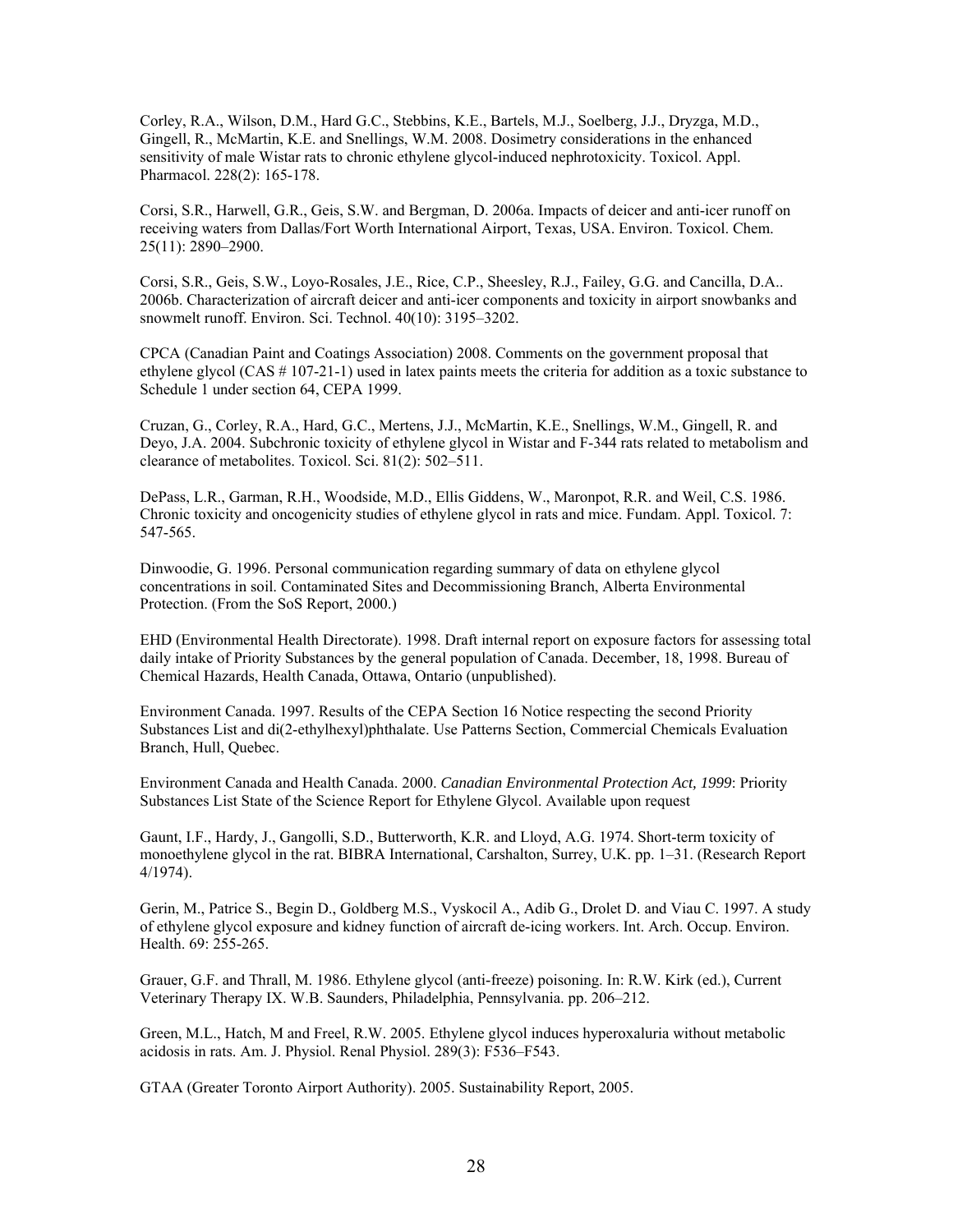Corley, R.A., Wilson, D.M., Hard G.C., Stebbins, K.E., Bartels, M.J., Soelberg, J.J., Dryzga, M.D., Gingell, R., McMartin, K.E. and Snellings, W.M. 2008. Dosimetry considerations in the enhanced sensitivity of male Wistar rats to chronic ethylene glycol-induced nephrotoxicity. Toxicol. Appl. Pharmacol. 228(2): 165-178.

Corsi, S.R., Harwell, G.R., Geis, S.W. and Bergman, D. 2006a. Impacts of deicer and anti-icer runoff on receiving waters from Dallas/Fort Worth International Airport, Texas, USA. Environ. Toxicol. Chem. 25(11): 2890–2900.

Corsi, S.R., Geis, S.W., Loyo-Rosales, J.E., Rice, C.P., Sheesley, R.J., Failey, G.G. and Cancilla, D.A.. 2006b. Characterization of aircraft deicer and anti-icer components and toxicity in airport snowbanks and snowmelt runoff. Environ. Sci. Technol. 40(10): 3195–3202.

CPCA (Canadian Paint and Coatings Association) 2008. Comments on the government proposal that ethylene glycol (CAS # 107-21-1) used in latex paints meets the criteria for addition as a toxic substance to Schedule 1 under section 64, CEPA 1999.

Cruzan, G., Corley, R.A., Hard, G.C., Mertens, J.J., McMartin, K.E., Snellings, W.M., Gingell, R. and Deyo, J.A. 2004. Subchronic toxicity of ethylene glycol in Wistar and F-344 rats related to metabolism and clearance of metabolites. Toxicol. Sci. 81(2): 502–511.

DePass, L.R., Garman, R.H., Woodside, M.D., Ellis Giddens, W., Maronpot, R.R. and Weil, C.S. 1986. Chronic toxicity and oncogenicity studies of ethylene glycol in rats and mice. Fundam. Appl. Toxicol. 7: 547-565.

Dinwoodie, G. 1996. Personal communication regarding summary of data on ethylene glycol concentrations in soil. Contaminated Sites and Decommissioning Branch, Alberta Environmental Protection. (From the SoS Report, 2000.)

EHD (Environmental Health Directorate). 1998. Draft internal report on exposure factors for assessing total daily intake of Priority Substances by the general population of Canada. December, 18, 1998. Bureau of Chemical Hazards, Health Canada, Ottawa, Ontario (unpublished).

Environment Canada. 1997. Results of the CEPA Section 16 Notice respecting the second Priority Substances List and di(2-ethylhexyl)phthalate. Use Patterns Section, Commercial Chemicals Evaluation Branch, Hull, Quebec.

Environment Canada and Health Canada. 2000. *Canadian Environmental Protection Act, 1999*: Priority Substances List State of the Science Report for Ethylene Glycol. Available upon request

Gaunt, I.F., Hardy, J., Gangolli, S.D., Butterworth, K.R. and Lloyd, A.G. 1974. Short-term toxicity of monoethylene glycol in the rat. BIBRA International, Carshalton, Surrey, U.K. pp. 1–31. (Research Report 4/1974).

Gerin, M., Patrice S., Begin D., Goldberg M.S., Vyskocil A., Adib G., Drolet D. and Viau C. 1997. A study of ethylene glycol exposure and kidney function of aircraft de-icing workers. Int. Arch. Occup. Environ. Health. 69: 255-265.

Grauer, G.F. and Thrall, M. 1986. Ethylene glycol (anti-freeze) poisoning. In: R.W. Kirk (ed.), Current Veterinary Therapy IX. W.B. Saunders, Philadelphia, Pennsylvania. pp. 206–212.

Green, M.L., Hatch, M and Freel, R.W. 2005. Ethylene glycol induces hyperoxaluria without metabolic acidosis in rats. Am. J. Physiol. Renal Physiol. 289(3): F536–F543.

GTAA (Greater Toronto Airport Authority). 2005. Sustainability Report, 2005.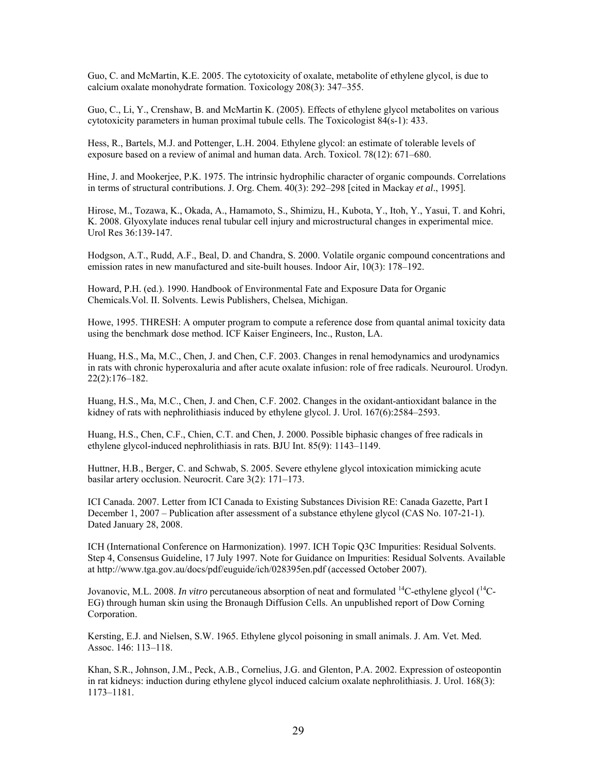Guo, C. and McMartin, K.E. 2005. The cytotoxicity of oxalate, metabolite of ethylene glycol, is due to calcium oxalate monohydrate formation. Toxicology 208(3): 347–355.

Guo, C., Li, Y., Crenshaw, B. and McMartin K. (2005). Effects of ethylene glycol metabolites on various cytotoxicity parameters in human proximal tubule cells. The Toxicologist 84(s-1): 433.

Hess, R., Bartels, M.J. and Pottenger, L.H. 2004. Ethylene glycol: an estimate of tolerable levels of exposure based on a review of animal and human data. Arch. Toxicol. 78(12): 671–680.

Hine, J. and Mookerjee, P.K. 1975. The intrinsic hydrophilic character of organic compounds. Correlations in terms of structural contributions. J. Org. Chem. 40(3): 292–298 [cited in Mackay *et al*., 1995].

Hirose, M., Tozawa, K., Okada, A., Hamamoto, S., Shimizu, H., Kubota, Y., Itoh, Y., Yasui, T. and Kohri, K. 2008. Glyoxylate induces renal tubular cell injury and microstructural changes in experimental mice. Urol Res 36:139-147.

Hodgson, A.T., Rudd, A.F., Beal, D. and Chandra, S. 2000. Volatile organic compound concentrations and emission rates in new manufactured and site-built houses. Indoor Air, 10(3): 178–192.

Howard, P.H. (ed.). 1990. Handbook of Environmental Fate and Exposure Data for Organic Chemicals.Vol. II. Solvents. Lewis Publishers, Chelsea, Michigan.

Howe, 1995. THRESH: A omputer program to compute a reference dose from quantal animal toxicity data using the benchmark dose method. ICF Kaiser Engineers, Inc., Ruston, LA.

Huang, H.S., Ma, M.C., Chen, J. and Chen, C.F. 2003. Changes in renal hemodynamics and urodynamics in rats with chronic hyperoxaluria and after acute oxalate infusion: role of free radicals. Neurourol. Urodyn. 22(2):176–182.

Huang, H.S., Ma, M.C., Chen, J. and Chen, C.F. 2002. Changes in the oxidant-antioxidant balance in the kidney of rats with nephrolithiasis induced by ethylene glycol. J. Urol. 167(6):2584–2593.

Huang, H.S., Chen, C.F., Chien, C.T. and Chen, J. 2000. Possible biphasic changes of free radicals in ethylene glycol-induced nephrolithiasis in rats. BJU Int. 85(9): 1143–1149.

Huttner, H.B., Berger, C. and Schwab, S. 2005. Severe ethylene glycol intoxication mimicking acute basilar artery occlusion. Neurocrit. Care 3(2): 171–173.

ICI Canada. 2007. Letter from ICI Canada to Existing Substances Division RE: Canada Gazette, Part I December 1, 2007 – Publication after assessment of a substance ethylene glycol (CAS No. 107-21-1). Dated January 28, 2008.

ICH (International Conference on Harmonization). 1997. ICH Topic Q3C Impurities: Residual Solvents. Step 4, Consensus Guideline, 17 July 1997. Note for Guidance on Impurities: Residual Solvents. Available at http://www.tga.gov.au/docs/pdf/euguide/ich/028395en.pdf (accessed October 2007).

Jovanovic, M.L. 2008. *In vitro* percutaneous absorption of neat and formulated $^{14}$C-ethylene glycol ($^{14}$C-EG) through human skin using the Bronaugh Diffusion Cells. An unpublished report of Dow Corning Corporation.

Kersting, E.J. and Nielsen, S.W. 1965. Ethylene glycol poisoning in small animals. J. Am. Vet. Med. Assoc. 146: 113–118.

Khan, S.R., Johnson, J.M., Peck, A.B., Cornelius, J.G. and Glenton, P.A. 2002. Expression of osteopontin in rat kidneys: induction during ethylene glycol induced calcium oxalate nephrolithiasis. J. Urol. 168(3): 1173–1181.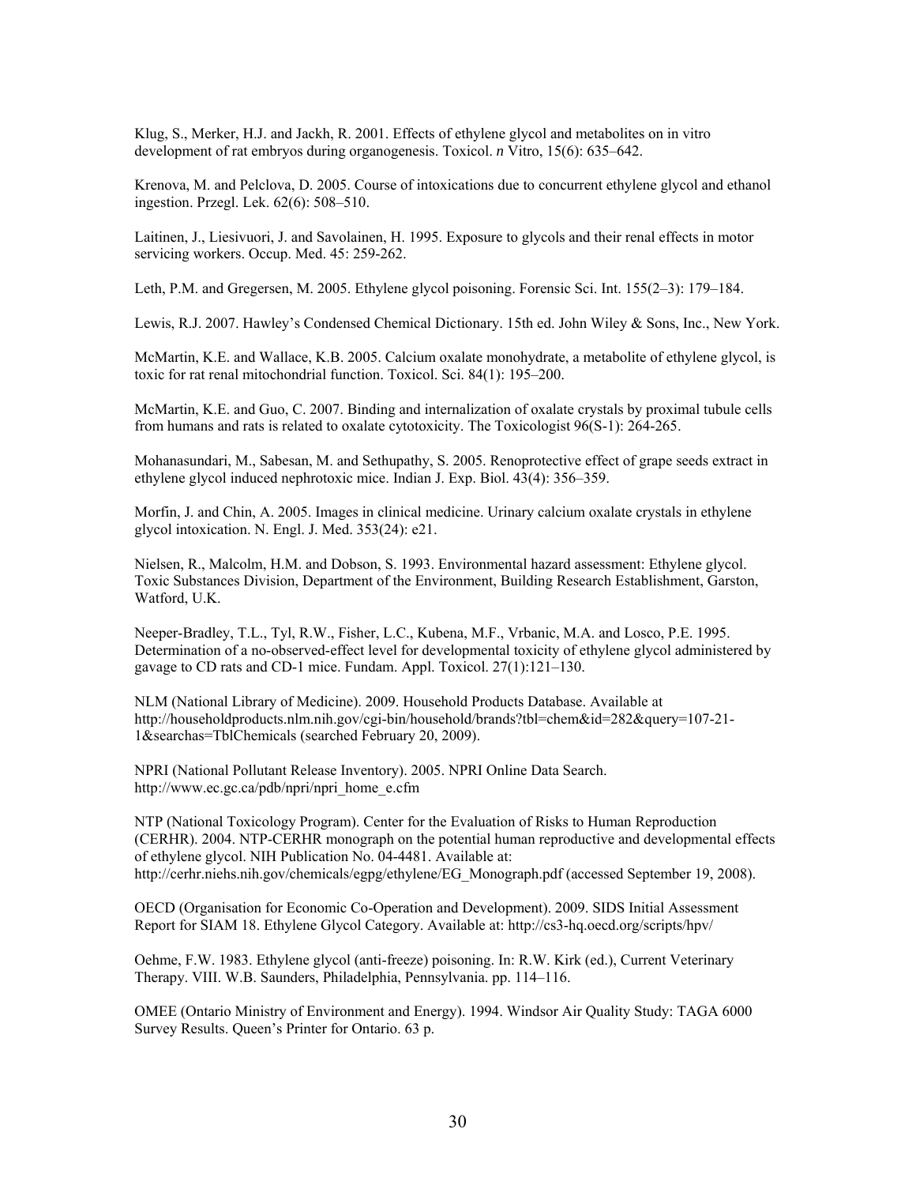Klug, S., Merker, H.J. and Jackh, R. 2001. Effects of ethylene glycol and metabolites on in vitro development of rat embryos during organogenesis. Toxicol. *n* Vitro, 15(6): 635–642.

Krenova, M. and Pelclova, D. 2005. Course of intoxications due to concurrent ethylene glycol and ethanol ingestion. Przegl. Lek. 62(6): 508–510.

Laitinen, J., Liesivuori, J. and Savolainen, H. 1995. Exposure to glycols and their renal effects in motor servicing workers. Occup. Med. 45: 259-262.

Leth, P.M. and Gregersen, M. 2005. Ethylene glycol poisoning. Forensic Sci. Int. 155(2–3): 179–184.

Lewis, R.J. 2007. Hawley's Condensed Chemical Dictionary. 15th ed. John Wiley & Sons, Inc., New York.

McMartin, K.E. and Wallace, K.B. 2005. Calcium oxalate monohydrate, a metabolite of ethylene glycol, is toxic for rat renal mitochondrial function. Toxicol. Sci. 84(1): 195–200.

McMartin, K.E. and Guo, C. 2007. Binding and internalization of oxalate crystals by proximal tubule cells from humans and rats is related to oxalate cytotoxicity. The Toxicologist 96(S-1): 264-265.

Mohanasundari, M., Sabesan, M. and Sethupathy, S. 2005. Renoprotective effect of grape seeds extract in ethylene glycol induced nephrotoxic mice. Indian J. Exp. Biol. 43(4): 356–359.

Morfin, J. and Chin, A. 2005. Images in clinical medicine. Urinary calcium oxalate crystals in ethylene glycol intoxication. N. Engl. J. Med. 353(24): e21.

Nielsen, R., Malcolm, H.M. and Dobson, S. 1993. Environmental hazard assessment: Ethylene glycol. Toxic Substances Division, Department of the Environment, Building Research Establishment, Garston, Watford, U.K.

Neeper-Bradley, T.L., Tyl, R.W., Fisher, L.C., Kubena, M.F., Vrbanic, M.A. and Losco, P.E. 1995. Determination of a no-observed-effect level for developmental toxicity of ethylene glycol administered by gavage to CD rats and CD-1 mice. Fundam. Appl. Toxicol. 27(1):121–130.

NLM (National Library of Medicine). 2009. Household Products Database. Available at http://householdproducts.nlm.nih.gov/cgi-bin/household/brands?tbl=chem&id=282&query=107-21-1&searchas=TblChemicals (searched February 20, 2009).

NPRI (National Pollutant Release Inventory). 2005. NPRI Online Data Search. http://www.ec.gc.ca/pdb/npri/npri_home_e.cfm

NTP (National Toxicology Program). Center for the Evaluation of Risks to Human Reproduction (CERHR). 2004. NTP-CERHR monograph on the potential human reproductive and developmental effects of ethylene glycol. NIH Publication No. 04-4481. Available at: http://cerhr.niehs.nih.gov/chemicals/egpg/ethylene/EG_Monograph.pdf (accessed September 19, 2008).

OECD (Organisation for Economic Co-Operation and Development). 2009. SIDS Initial Assessment Report for SIAM 18. Ethylene Glycol Category. Available at: http://cs3-hq.oecd.org/scripts/hpv/

Oehme, F.W. 1983. Ethylene glycol (anti-freeze) poisoning. In: R.W. Kirk (ed.), Current Veterinary Therapy. VIII. W.B. Saunders, Philadelphia, Pennsylvania. pp. 114–116.

OMEE (Ontario Ministry of Environment and Energy). 1994. Windsor Air Quality Study: TAGA 6000 Survey Results. Queen's Printer for Ontario. 63 p.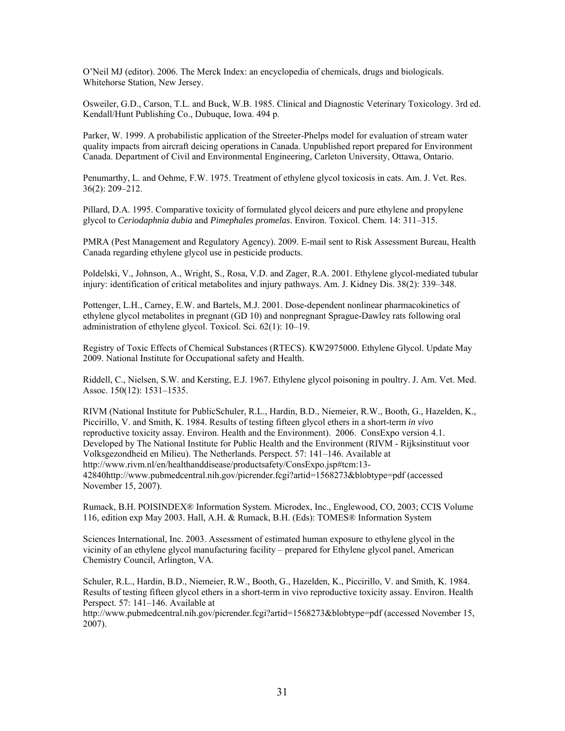O'Neil MJ (editor). 2006. The Merck Index: an encyclopedia of chemicals, drugs and biologicals. Whitehorse Station, New Jersey.

Osweiler, G.D., Carson, T.L. and Buck, W.B. 1985. Clinical and Diagnostic Veterinary Toxicology. 3rd ed. Kendall/Hunt Publishing Co., Dubuque, Iowa. 494 p.

Parker, W. 1999. A probabilistic application of the Streeter-Phelps model for evaluation of stream water quality impacts from aircraft deicing operations in Canada. Unpublished report prepared for Environment Canada. Department of Civil and Environmental Engineering, Carleton University, Ottawa, Ontario.

Penumarthy, L. and Oehme, F.W. 1975. Treatment of ethylene glycol toxicosis in cats. Am. J. Vet. Res. 36(2): 209–212.

Pillard, D.A. 1995. Comparative toxicity of formulated glycol deicers and pure ethylene and propylene glycol to *Ceriodaphnia dubia* and *Pimephales promelas*. Environ. Toxicol. Chem. 14: 311–315.

PMRA (Pest Management and Regulatory Agency). 2009. E-mail sent to Risk Assessment Bureau, Health Canada regarding ethylene glycol use in pesticide products.

Poldelski, V., Johnson, A., Wright, S., Rosa, V.D. and Zager, R.A. 2001. Ethylene glycol-mediated tubular injury: identification of critical metabolites and injury pathways. Am. J. Kidney Dis. 38(2): 339–348.

Pottenger, L.H., Carney, E.W. and Bartels, M.J. 2001. Dose-dependent nonlinear pharmacokinetics of ethylene glycol metabolites in pregnant (GD 10) and nonpregnant Sprague-Dawley rats following oral administration of ethylene glycol. Toxicol. Sci. 62(1): 10–19.

Registry of Toxic Effects of Chemical Substances (RTECS). KW2975000. Ethylene Glycol. Update May 2009. National Institute for Occupational safety and Health.

Riddell, C., Nielsen, S.W. and Kersting, E.J. 1967. Ethylene glycol poisoning in poultry. J. Am. Vet. Med. Assoc. 150(12): 1531–1535.

RIVM (National Institute for PublicSchuler, R.L., Hardin, B.D., Niemeier, R.W., Booth, G., Hazelden, K., Piccirillo, V. and Smith, K. 1984. Results of testing fifteen glycol ethers in a short-term *in vivo* reproductive toxicity assay. Environ. Health and the Environment). 2006. ConsExpo version 4.1. Developed by The National Institute for Public Health and the Environment (RIVM - Rijksinstituut voor Volksgezondheid en Milieu). The Netherlands. Perspect. 57: 141–146. Available at http://www.rivm.nl/en/healthanddisease/productsafety/ConsExpo.jsp#tcm:13-42840http://www.pubmedcentral.nih.gov/picrender.fcgi?artid=1568273&blobtype=pdf (accessed November 15, 2007).

Rumack, B.H. POISINDEX® Information System. Microdex, Inc., Englewood, CO, 2003; CCIS Volume 116, edition exp May 2003. Hall, A.H. & Rumack, B.H. (Eds): TOMES® Information System

Sciences International, Inc. 2003. Assessment of estimated human exposure to ethylene glycol in the vicinity of an ethylene glycol manufacturing facility – prepared for Ethylene glycol panel, American Chemistry Council, Arlington, VA.

Schuler, R.L., Hardin, B.D., Niemeier, R.W., Booth, G., Hazelden, K., Piccirillo, V. and Smith, K. 1984. Results of testing fifteen glycol ethers in a short-term in vivo reproductive toxicity assay. Environ. Health Perspect. 57: 141–146. Available at http://www.pubmedcentral.nih.gov/picrender.fcgi?artid=1568273&blobtype=pdf (accessed November 15, 2007).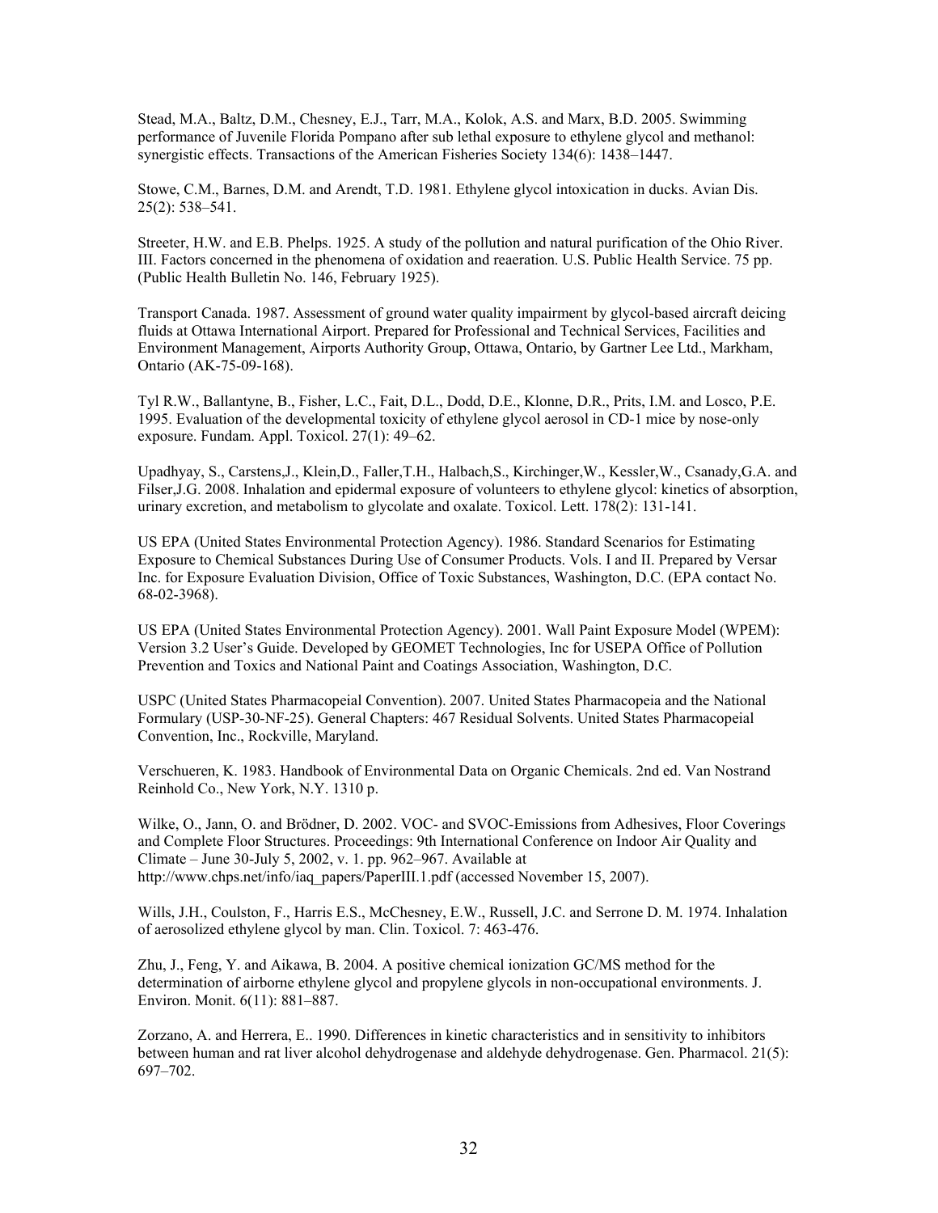Stead, M.A., Baltz, D.M., Chesney, E.J., Tarr, M.A., Kolok, A.S. and Marx, B.D. 2005. Swimming performance of Juvenile Florida Pompano after sub lethal exposure to ethylene glycol and methanol: synergistic effects. Transactions of the American Fisheries Society 134(6): 1438–1447.

Stowe, C.M., Barnes, D.M. and Arendt, T.D. 1981. Ethylene glycol intoxication in ducks. Avian Dis. 25(2): 538–541.

Streeter, H.W. and E.B. Phelps. 1925. A study of the pollution and natural purification of the Ohio River. III. Factors concerned in the phenomena of oxidation and reaeration. U.S. Public Health Service. 75 pp. (Public Health Bulletin No. 146, February 1925).

Transport Canada. 1987. Assessment of ground water quality impairment by glycol-based aircraft deicing fluids at Ottawa International Airport. Prepared for Professional and Technical Services, Facilities and Environment Management, Airports Authority Group, Ottawa, Ontario, by Gartner Lee Ltd., Markham, Ontario (AK-75-09-168).

Tyl R.W., Ballantyne, B., Fisher, L.C., Fait, D.L., Dodd, D.E., Klonne, D.R., Prits, I.M. and Losco, P.E. 1995. Evaluation of the developmental toxicity of ethylene glycol aerosol in CD-1 mice by nose-only exposure. Fundam. Appl. Toxicol. 27(1): 49–62.

Upadhyay, S., Carstens,J., Klein,D., Faller,T.H., Halbach,S., Kirchinger,W., Kessler,W., Csanady,G.A. and Filser,J.G. 2008. Inhalation and epidermal exposure of volunteers to ethylene glycol: kinetics of absorption, urinary excretion, and metabolism to glycolate and oxalate. Toxicol. Lett. 178(2): 131-141.

US EPA (United States Environmental Protection Agency). 1986. Standard Scenarios for Estimating Exposure to Chemical Substances During Use of Consumer Products. Vols. I and II. Prepared by Versar Inc. for Exposure Evaluation Division, Office of Toxic Substances, Washington, D.C. (EPA contact No. 68-02-3968).

US EPA (United States Environmental Protection Agency). 2001. Wall Paint Exposure Model (WPEM): Version 3.2 User's Guide. Developed by GEOMET Technologies, Inc for USEPA Office of Pollution Prevention and Toxics and National Paint and Coatings Association, Washington, D.C.

USPC (United States Pharmacopeial Convention). 2007. United States Pharmacopeia and the National Formulary (USP-30-NF-25). General Chapters: 467 Residual Solvents. United States Pharmacopeial Convention, Inc., Rockville, Maryland.

Verschueren, K. 1983. Handbook of Environmental Data on Organic Chemicals. 2nd ed. Van Nostrand Reinhold Co., New York, N.Y. 1310 p.

Wilke, O., Jann, O. and Brödner, D. 2002. VOC- and SVOC-Emissions from Adhesives, Floor Coverings and Complete Floor Structures. Proceedings: 9th International Conference on Indoor Air Quality and Climate – June 30-July 5, 2002, v. 1. pp. 962–967. Available at http://www.chps.net/info/iaq_papers/PaperIII.1.pdf (accessed November 15, 2007).

Wills, J.H., Coulston, F., Harris E.S., McChesney, E.W., Russell, J.C. and Serrone D. M. 1974. Inhalation of aerosolized ethylene glycol by man. Clin. Toxicol. 7: 463-476.

Zhu, J., Feng, Y. and Aikawa, B. 2004. A positive chemical ionization GC/MS method for the determination of airborne ethylene glycol and propylene glycols in non-occupational environments. J. Environ. Monit. 6(11): 881–887.

Zorzano, A. and Herrera, E.. 1990. Differences in kinetic characteristics and in sensitivity to inhibitors between human and rat liver alcohol dehydrogenase and aldehyde dehydrogenase. Gen. Pharmacol. 21(5): 697–702.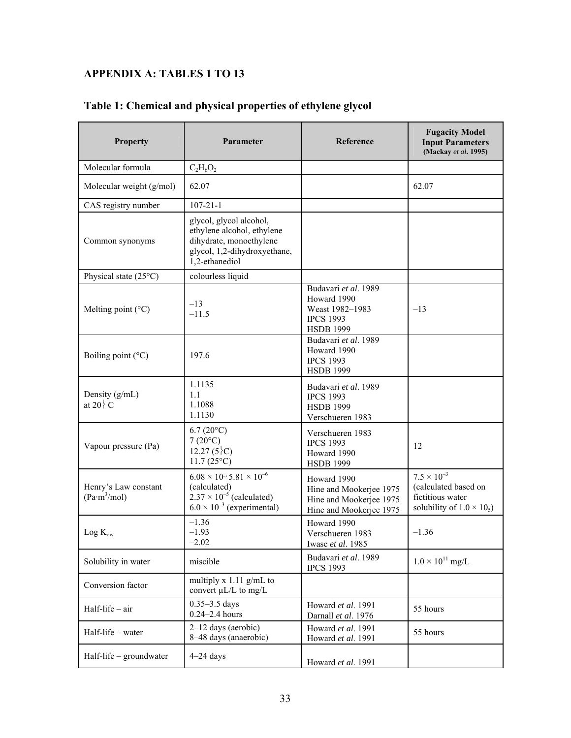## APPENDIX A: TABLES 1 TO 13

### Table 1: Chemical and physical properties of ethylene glycol

| Property | Parameter | Reference | Fugacity Model Input Parameters (Mackay *et al*. 1995) |
|---|---|---|---|
| Molecular formula | $C_2H_6O_2$ | | |
| Molecular weight (g/mol) | 62.07 | | 62.07 |
| CAS registry number | 107-21-1 | | |
| Common synonyms | glycol, glycol alcohol, ethylene alcohol, ethylene dihydrate, monoethylene glycol, 1,2-dihydroxyethane, 1,2-ethanediol | | |
| Physical state (25°C) | colourless liquid | | |
| Melting point (°C) | –13<br>–11.5 | Budavari *et al*. 1989<br>Howard 1990<br>Weast 1982–1983<br>IPCS 1993<br>HSDB 1999 | –13 |
| Boiling point (°C) | 197.6 | Budavari *et al*. 1989<br>Howard 1990<br>IPCS 1993<br>HSDB 1999 | |
| Density (g/mL) at 20°C | 1.1135<br>1.1<br>1.1088<br>1.1130 | Budavari *et al*. 1989<br>IPCS 1993<br>HSDB 1999<br>Verschueren 1983 | |
| Vapour pressure (Pa) | 6.7 (20°C)<br>7 (20°C)<br>12.27 (5°C)<br>11.7 (25°C) | Verschueren 1983<br>IPCS 1993<br>Howard 1990<br>HSDB 1999 | 12 |
| Henry's Law constant ($Pa{\cdot}m^3/mol$) | $6.08 \times 10^{-3}$ $5.81 \times 10^{-6}$ (calculated)<br>$2.37 \times 10^{-5}$ (calculated)<br>$6.0 \times 10^{-3}$ (experimental) | Howard 1990<br>Hine and Mookerjee 1975<br>Hine and Mookerjee 1975<br>Hine and Mookerjee 1975 | $7.5 \times 10^{-3}$ (calculated based on fictitious water solubility of $1.0 \times 10_5$) |
| Log $K_{ow}$ | –1.36<br>–1.93<br>–2.02 | Howard 1990<br>Verschueren 1983<br>Iwase *et al*. 1985 | –1.36 |
| Solubility in water | miscible | Budavari *et al*. 1989<br>IPCS 1993 | $1.0 \times 10^{11}$ mg/L |
| Conversion factor | multiply x 1.11 g/mL to convert µL/L to mg/L | | |
| Half-life – air | 0.35–3.5 days<br>0.24–2.4 hours | Howard *et al*. 1991<br>Darnall *et al*. 1976 | 55 hours |
| Half-life – water | 2–12 days (aerobic)<br>8–48 days (anaerobic) | Howard *et al*. 1991<br>Howard *et al*. 1991 | 55 hours |
| Half-life – groundwater | 4–24 days | Howard *et al*. 1991 | |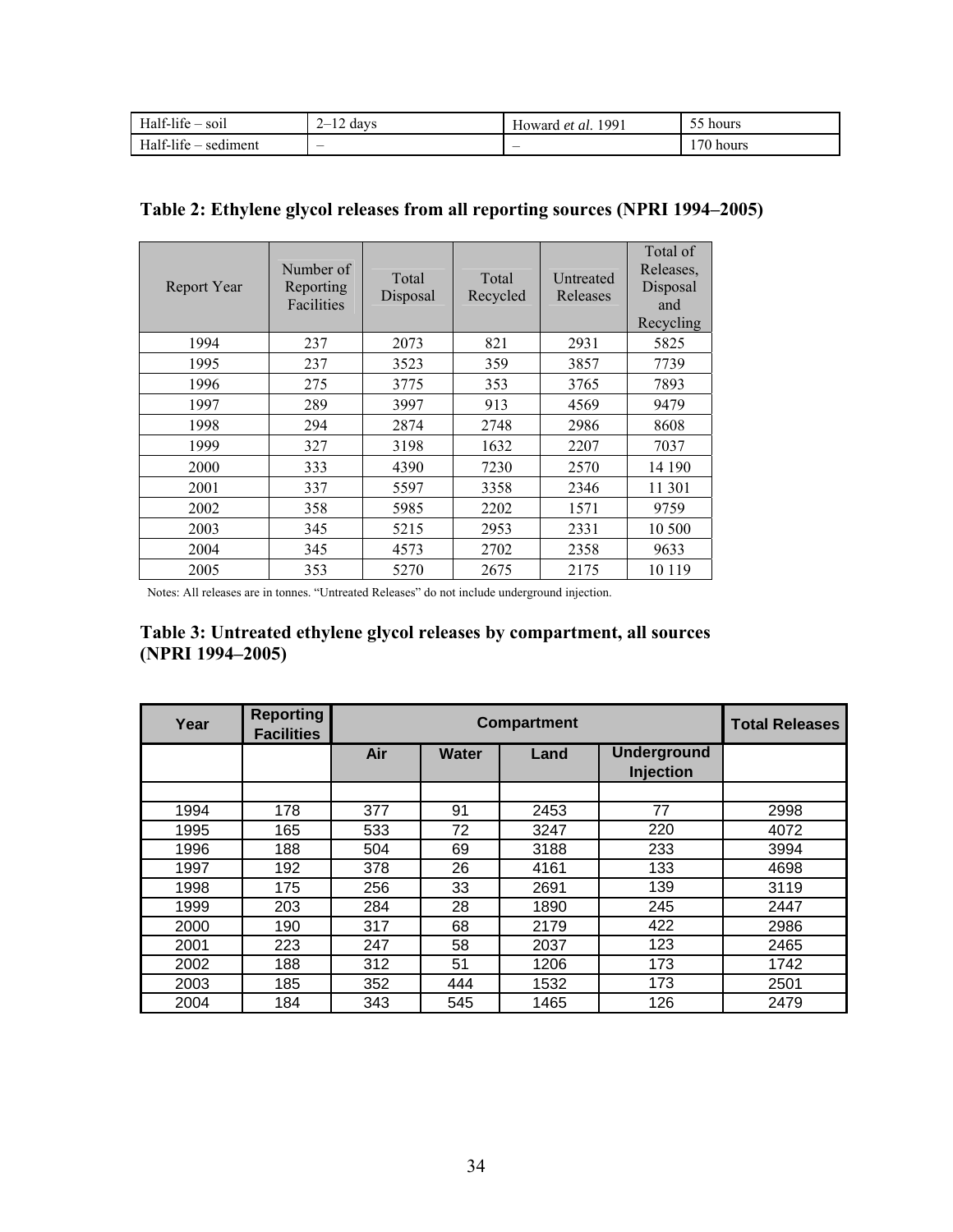| Half-life – soil | 2–12 days | Howard *et al.* 1991 | 55 hours |
|---|---|---|---|
| Half-life – sediment | – | – | 170 hours |

**Table 2: Ethylene glycol releases from all reporting sources (NPRI 1994–2005)**

| Report Year | Number of Reporting Facilities | Total Disposal | Total Recycled | Untreated Releases | Total of Releases, Disposal and Recycling |
|---|---|---|---|---|---|
| 1994 | 237 | 2073 | 821 | 2931 | 5825 |
| 1995 | 237 | 3523 | 359 | 3857 | 7739 |
| 1996 | 275 | 3775 | 353 | 3765 | 7893 |
| 1997 | 289 | 3997 | 913 | 4569 | 9479 |
| 1998 | 294 | 2874 | 2748 | 2986 | 8608 |
| 1999 | 327 | 3198 | 1632 | 2207 | 7037 |
| 2000 | 333 | 4390 | 7230 | 2570 | 14 190 |
| 2001 | 337 | 5597 | 3358 | 2346 | 11 301 |
| 2002 | 358 | 5985 | 2202 | 1571 | 9759 |
| 2003 | 345 | 5215 | 2953 | 2331 | 10 500 |
| 2004 | 345 | 4573 | 2702 | 2358 | 9633 |
| 2005 | 353 | 5270 | 2675 | 2175 | 10 119 |

Notes: All releases are in tonnes. "Untreated Releases" do not include underground injection.

**Table 3: Untreated ethylene glycol releases by compartment, all sources (NPRI 1994–2005)**

| Year | Reporting Facilities | Compartment | | | | Total Releases |
|---|---|---|---|---|---|---|
| | | Air | Water | Land | Underground Injection | |
| | | | | | | |
| 1994 | 178 | 377 | 91 | 2453 | 77 | 2998 |
| 1995 | 165 | 533 | 72 | 3247 | 220 | 4072 |
| 1996 | 188 | 504 | 69 | 3188 | 233 | 3994 |
| 1997 | 192 | 378 | 26 | 4161 | 133 | 4698 |
| 1998 | 175 | 256 | 33 | 2691 | 139 | 3119 |
| 1999 | 203 | 284 | 28 | 1890 | 245 | 2447 |
| 2000 | 190 | 317 | 68 | 2179 | 422 | 2986 |
| 2001 | 223 | 247 | 58 | 2037 | 123 | 2465 |
| 2002 | 188 | 312 | 51 | 1206 | 173 | 1742 |
| 2003 | 185 | 352 | 444 | 1532 | 173 | 2501 |
| 2004 | 184 | 343 | 545 | 1465 | 126 | 2479 |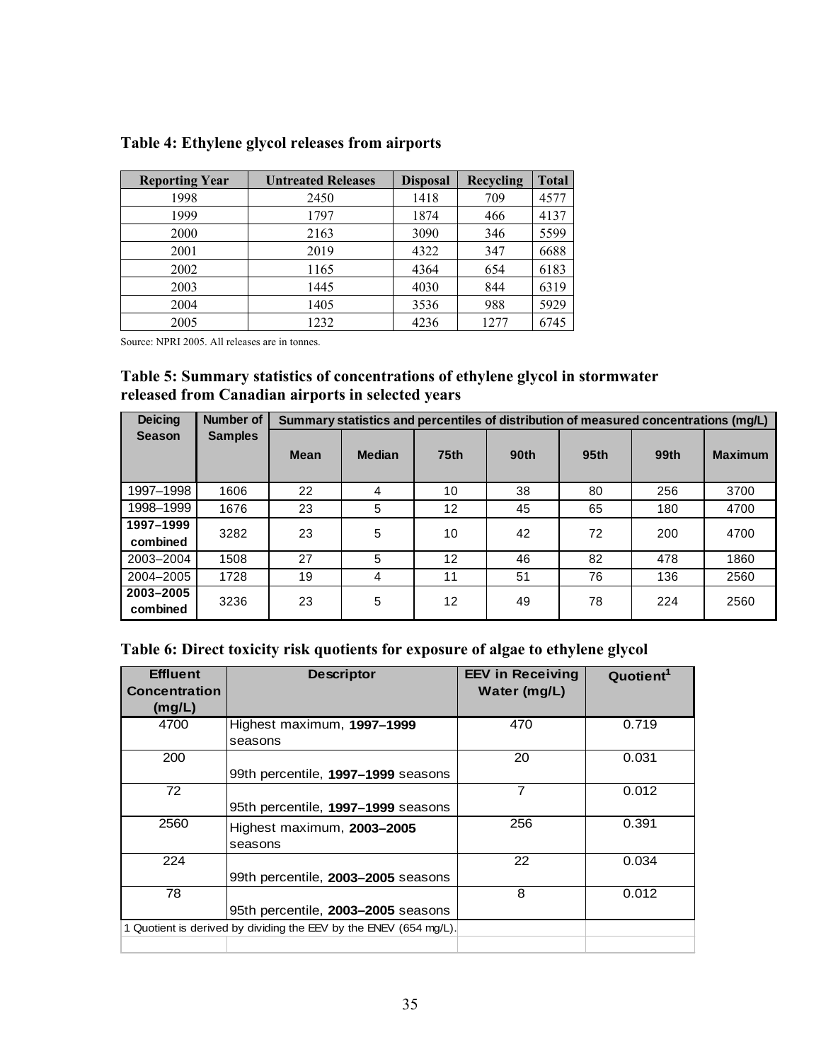**Table 4: Ethylene glycol releases from airports**

| Reporting Year | Untreated Releases | Disposal | Recycling | Total |
|---|---|---|---|---|
| 1998 | 2450 | 1418 | 709 | 4577 |
| 1999 | 1797 | 1874 | 466 | 4137 |
| 2000 | 2163 | 3090 | 346 | 5599 |
| 2001 | 2019 | 4322 | 347 | 6688 |
| 2002 | 1165 | 4364 | 654 | 6183 |
| 2003 | 1445 | 4030 | 844 | 6319 |
| 2004 | 1405 | 3536 | 988 | 5929 |
| 2005 | 1232 | 4236 | 1277 | 6745 |

Source: NPRI 2005. All releases are in tonnes.

**Table 5: Summary statistics of concentrations of ethylene glycol in stormwater released from Canadian airports in selected years**

| Deicing Season | Number of Samples | Summary statistics and percentiles of distribution of measured concentrations (mg/L) | | | | | | |
|---|---|---|---|---|---|---|---|---|
| | | Mean | Median | 75th | 90th | 95th | 99th | Maximum |
| 1997–1998 | 1606 | 22 | 4 | 10 | 38 | 80 | 256 | 3700 |
| 1998–1999 | 1676 | 23 | 5 | 12 | 45 | 65 | 180 | 4700 |
| **1997–1999 combined** | 3282 | 23 | 5 | 10 | 42 | 72 | 200 | 4700 |
| 2003–2004 | 1508 | 27 | 5 | 12 | 46 | 82 | 478 | 1860 |
| 2004–2005 | 1728 | 19 | 4 | 11 | 51 | 76 | 136 | 2560 |
| **2003–2005 combined** | 3236 | 23 | 5 | 12 | 49 | 78 | 224 | 2560 |

**Table 6: Direct toxicity risk quotients for exposure of algae to ethylene glycol**

| Effluent Concentration (mg/L) | Descriptor | EEV in Receiving Water (mg/L) | Quotient[1] |
|---|---|---|---|
| 4700 | Highest maximum, **1997–1999** seasons | 470 | 0.719 |
| 200 | 99th percentile, **1997–1999** seasons | 20 | 0.031 |
| 72 | 95th percentile, **1997–1999** seasons | 7 | 0.012 |
| 2560 | Highest maximum, **2003–2005** seasons | 256 | 0.391 |
| 224 | 99th percentile, **2003–2005** seasons | 22 | 0.034 |
| 78 | 95th percentile, **2003–2005** seasons | 8 | 0.012 |

1 Quotient is derived by dividing the EEV by the ENEV (654 mg/L).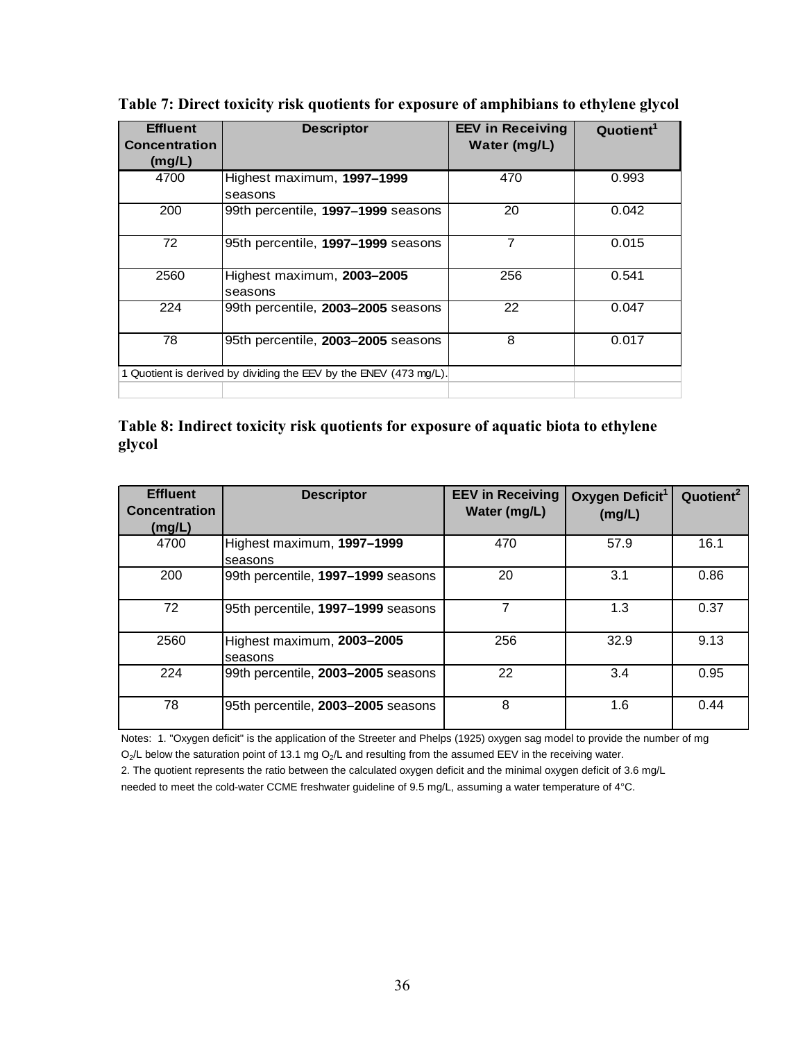**Table 7: Direct toxicity risk quotients for exposure of amphibians to ethylene glycol**

| Effluent Concentration (mg/L) | Descriptor | EEV in Receiving Water (mg/L) | Quotient[1] |
|---|---|---|---|
| 4700 | Highest maximum, **1997–1999** seasons | 470 | 0.993 |
| 200 | 99th percentile, **1997–1999** seasons | 20 | 0.042 |
| 72 | 95th percentile, **1997–1999** seasons | 7 | 0.015 |
| 2560 | Highest maximum, **2003–2005** seasons | 256 | 0.541 |
| 224 | 99th percentile, **2003–2005** seasons | 22 | 0.047 |
| 78 | 95th percentile, **2003–2005** seasons | 8 | 0.017 |

1 Quotient is derived by dividing the EEV by the ENEV (473 mg/L).

**Table 8: Indirect toxicity risk quotients for exposure of aquatic biota to ethylene glycol**

| Effluent Concentration (mg/L) | Descriptor | EEV in Receiving Water (mg/L) | Oxygen Deficit[1] (mg/L) | Quotient[2] |
|---|---|---|---|---|
| 4700 | Highest maximum, **1997–1999** seasons | 470 | 57.9 | 16.1 |
| 200 | 99th percentile, **1997–1999** seasons | 20 | 3.1 | 0.86 |
| 72 | 95th percentile, **1997–1999** seasons | 7 | 1.3 | 0.37 |
| 2560 | Highest maximum, **2003–2005** seasons | 256 | 32.9 | 9.13 |
| 224 | 99th percentile, **2003–2005** seasons | 22 | 3.4 | 0.95 |
| 78 | 95th percentile, **2003–2005** seasons | 8 | 1.6 | 0.44 |

Notes: 1. "Oxygen deficit" is the application of the Streeter and Phelps (1925) oxygen sag model to provide the number of mg $O_2$/L below the saturation point of 13.1 mg $O_2$/L and resulting from the assumed EEV in the receiving water.

2. The quotient represents the ratio between the calculated oxygen deficit and the minimal oxygen deficit of 3.6 mg/L needed to meet the cold-water CCME freshwater guideline of 9.5 mg/L, assuming a water temperature of 4°C.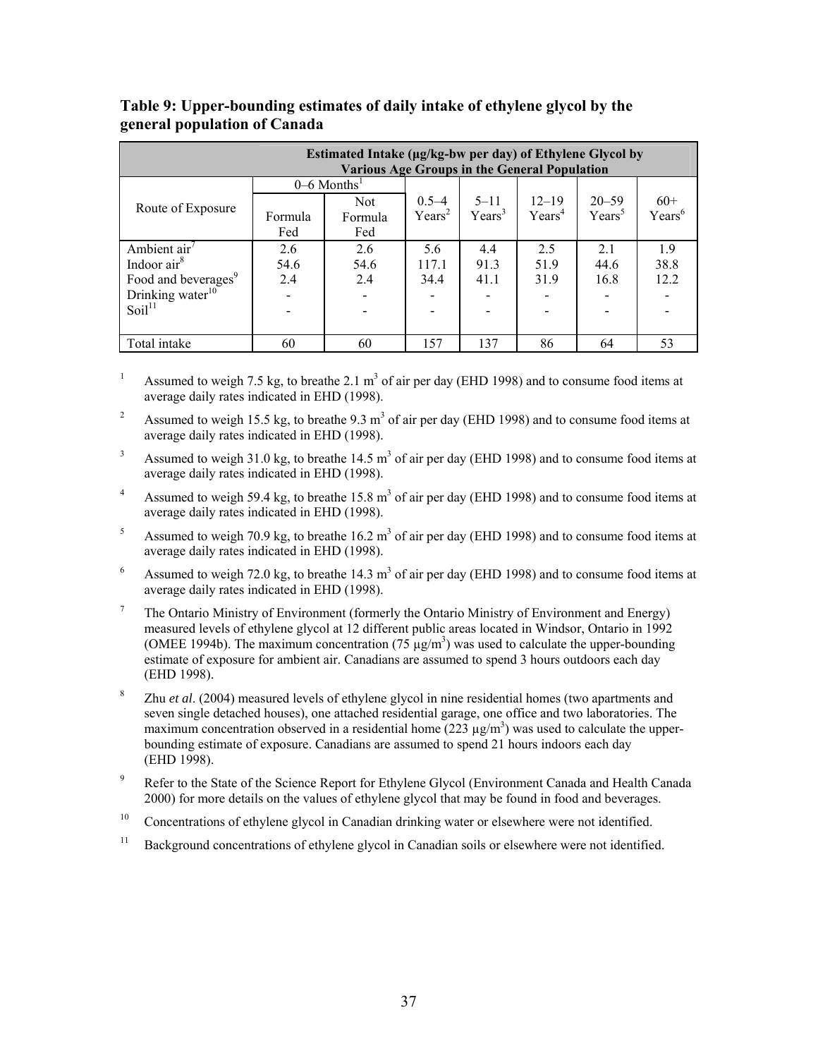**Table 9: Upper-bounding estimates of daily intake of ethylene glycol by the general population of Canada**

| Route of Exposure | Estimated Intake (μg/kg-bw per day) of Ethylene Glycol by Various Age Groups in the General Population | | | | | | |
|---|---|---|---|---|---|---|---|
| | 0–6 Months[1] | | 0.5–4 Years[2] | 5–11 Years[3] | 12–19 Years[4] | 20–59 Years[5] | 60+ Years[6] |
| | Formula Fed | Not Formula Fed | | | | | |
| Ambient air[7] | 2.6 | 2.6 | 5.6 | 4.4 | 2.5 | 2.1 | 1.9 |
| Indoor air[8] | 54.6 | 54.6 | 117.1 | 91.3 | 51.9 | 44.6 | 38.8 |
| Food and beverages[9] | 2.4 | 2.4 | 34.4 | 41.1 | 31.9 | 16.8 | 12.2 |
| Drinking water[10] | - | - | - | - | - | - | - |
| Soil[11] | - | - | - | - | - | - | - |
| Total intake | 60 | 60 | 157 | 137 | 86 | 64 | 53 |

[1] Assumed to weigh 7.5 kg, to breathe 2.1 m$^3$ of air per day (EHD 1998) and to consume food items at average daily rates indicated in EHD (1998).

[2] Assumed to weigh 15.5 kg, to breathe 9.3 m$^3$ of air per day (EHD 1998) and to consume food items at average daily rates indicated in EHD (1998).

[3] Assumed to weigh 31.0 kg, to breathe 14.5 m$^3$ of air per day (EHD 1998) and to consume food items at average daily rates indicated in EHD (1998).

[4] Assumed to weigh 59.4 kg, to breathe 15.8 m$^3$ of air per day (EHD 1998) and to consume food items at average daily rates indicated in EHD (1998).

[5] Assumed to weigh 70.9 kg, to breathe 16.2 m$^3$ of air per day (EHD 1998) and to consume food items at average daily rates indicated in EHD (1998).

[6] Assumed to weigh 72.0 kg, to breathe 14.3 m$^3$ of air per day (EHD 1998) and to consume food items at average daily rates indicated in EHD (1998).

[7] The Ontario Ministry of Environment (formerly the Ontario Ministry of Environment and Energy) measured levels of ethylene glycol at 12 different public areas located in Windsor, Ontario in 1992 (OMEE 1994b). The maximum concentration (75 μg/m$^3$) was used to calculate the upper-bounding estimate of exposure for ambient air. Canadians are assumed to spend 3 hours outdoors each day (EHD 1998).

[8] Zhu *et al*. (2004) measured levels of ethylene glycol in nine residential homes (two apartments and seven single detached houses), one attached residential garage, one office and two laboratories. The maximum concentration observed in a residential home (223 μg/m$^3$) was used to calculate the upper-bounding estimate of exposure. Canadians are assumed to spend 21 hours indoors each day (EHD 1998).

[9] Refer to the State of the Science Report for Ethylene Glycol (Environment Canada and Health Canada 2000) for more details on the values of ethylene glycol that may be found in food and beverages.

[10] Concentrations of ethylene glycol in Canadian drinking water or elsewhere were not identified.

[11] Background concentrations of ethylene glycol in Canadian soils or elsewhere were not identified.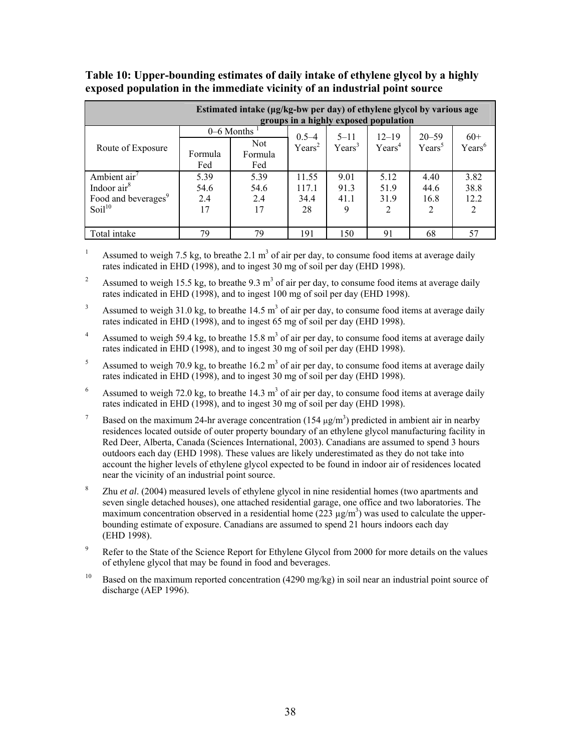**Table 10: Upper-bounding estimates of daily intake of ethylene glycol by a highly exposed population in the immediate vicinity of an industrial point source**

| Route of Exposure | Estimated intake (μg/kg-bw per day) of ethylene glycol by various age groups in a highly exposed population | | | | | | |
|---|---|---|---|---|---|---|---|
| | 0–6 Months [1] | | 0.5–4 Years[2] | 5–11 Years[3] | 12–19 Years[4] | 20–59 Years[5] | 60+ Years[6] |
| | Formula Fed | Not Formula Fed | | | | | |
| Ambient air[7] | 5.39 | 5.39 | 11.55 | 9.01 | 5.12 | 4.40 | 3.82 |
| Indoor air[8] | 54.6 | 54.6 | 117.1 | 91.3 | 51.9 | 44.6 | 38.8 |
| Food and beverages[9] | 2.4 | 2.4 | 34.4 | 41.1 | 31.9 | 16.8 | 12.2 |
| Soil[10] | 17 | 17 | 28 | 9 | 2 | 2 | 2 |
| Total intake | 79 | 79 | 191 | 150 | 91 | 68 | 57 |

[1] Assumed to weigh 7.5 kg, to breathe 2.1 $m^3$ of air per day, to consume food items at average daily rates indicated in EHD (1998), and to ingest 30 mg of soil per day (EHD 1998).

[2] Assumed to weigh 15.5 kg, to breathe 9.3 $m^3$ of air per day, to consume food items at average daily rates indicated in EHD (1998), and to ingest 100 mg of soil per day (EHD 1998).

[3] Assumed to weigh 31.0 kg, to breathe 14.5 $m^3$ of air per day, to consume food items at average daily rates indicated in EHD (1998), and to ingest 65 mg of soil per day (EHD 1998).

[4] Assumed to weigh 59.4 kg, to breathe 15.8 $m^3$ of air per day, to consume food items at average daily rates indicated in EHD (1998), and to ingest 30 mg of soil per day (EHD 1998).

[5] Assumed to weigh 70.9 kg, to breathe 16.2 $m^3$ of air per day, to consume food items at average daily rates indicated in EHD (1998), and to ingest 30 mg of soil per day (EHD 1998).

[6] Assumed to weigh 72.0 kg, to breathe 14.3 $m^3$ of air per day, to consume food items at average daily rates indicated in EHD (1998), and to ingest 30 mg of soil per day (EHD 1998).

[7] Based on the maximum 24-hr average concentration (154 μg/$m^3$) predicted in ambient air in nearby residences located outside of outer property boundary of an ethylene glycol manufacturing facility in Red Deer, Alberta, Canada (Sciences International, 2003). Canadians are assumed to spend 3 hours outdoors each day (EHD 1998). These values are likely underestimated as they do not take into account the higher levels of ethylene glycol expected to be found in indoor air of residences located near the vicinity of an industrial point source.

[8] Zhu *et al*. (2004) measured levels of ethylene glycol in nine residential homes (two apartments and seven single detached houses), one attached residential garage, one office and two laboratories. The maximum concentration observed in a residential home (223 μg/$m^3$) was used to calculate the upper-bounding estimate of exposure. Canadians are assumed to spend 21 hours indoors each day (EHD 1998).

[9] Refer to the State of the Science Report for Ethylene Glycol from 2000 for more details on the values of ethylene glycol that may be found in food and beverages.

[10] Based on the maximum reported concentration (4290 mg/kg) in soil near an industrial point source of discharge (AEP 1996).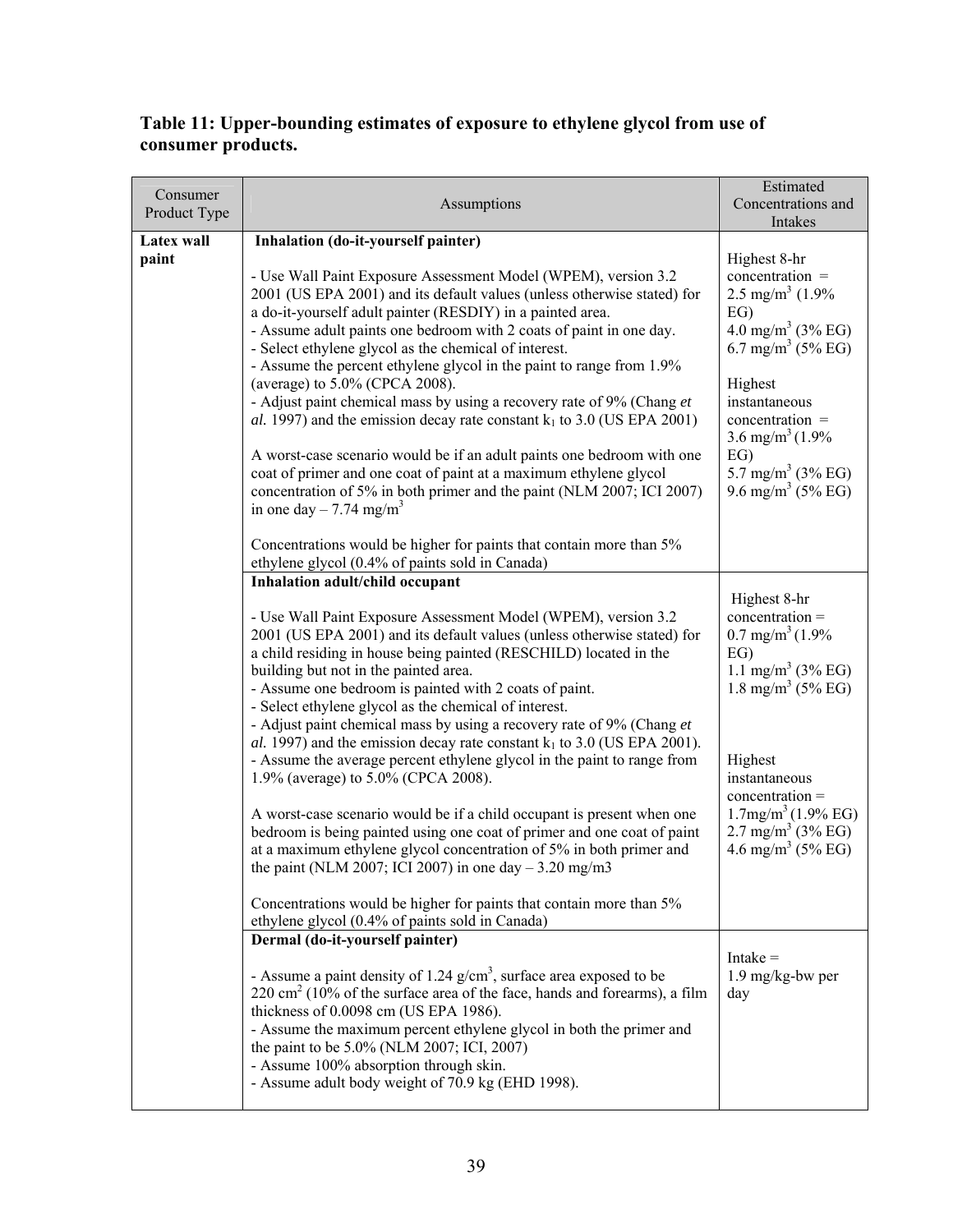**Table 11: Upper-bounding estimates of exposure to ethylene glycol from use of consumer products.**

| Consumer Product Type | Assumptions | Estimated Concentrations and Intakes |
|---|---|---|
| **Latex wall paint** | **Inhalation (do-it-yourself painter)**<br><br>- Use Wall Paint Exposure Assessment Model (WPEM), version 3.2 2001 (US EPA 2001) and its default values (unless otherwise stated) for a do-it-yourself adult painter (RESDIY) in a painted area.<br>- Assume adult paints one bedroom with 2 coats of paint in one day.<br>- Select ethylene glycol as the chemical of interest.<br>- Assume the percent ethylene glycol in the paint to range from 1.9% (average) to 5.0% (CPCA 2008).<br>- Adjust paint chemical mass by using a recovery rate of 9% (Chang *et al.* 1997) and the emission decay rate constant $k_1$ to 3.0 (US EPA 2001)<br><br>A worst-case scenario would be if an adult paints one bedroom with one coat of primer and one coat of paint at a maximum ethylene glycol concentration of 5% in both primer and the paint (NLM 2007; ICI 2007) in one day – 7.74 mg/m$^3$<br><br>Concentrations would be higher for paints that contain more than 5% ethylene glycol (0.4% of paints sold in Canada) | Highest 8-hr concentration = 2.5 mg/m$^3$ (1.9% EG)<br>4.0 mg/m$^3$ (3% EG)<br>6.7 mg/m$^3$ (5% EG)<br><br>Highest instantaneous concentration = 3.6 mg/m$^3$ (1.9% EG)<br>5.7 mg/m$^3$ (3% EG)<br>9.6 mg/m$^3$ (5% EG) |
| | **Inhalation adult/child occupant**<br><br>- Use Wall Paint Exposure Assessment Model (WPEM), version 3.2 2001 (US EPA 2001) and its default values (unless otherwise stated) for a child residing in house being painted (RESCHILD) located in the building but not in the painted area.<br>- Assume one bedroom is painted with 2 coats of paint.<br>- Select ethylene glycol as the chemical of interest.<br>- Adjust paint chemical mass by using a recovery rate of 9% (Chang *et al.* 1997) and the emission decay rate constant $k_1$ to 3.0 (US EPA 2001).<br>- Assume the average percent ethylene glycol in the paint to range from 1.9% (average) to 5.0% (CPCA 2008).<br><br>A worst-case scenario would be if a child occupant is present when one bedroom is being painted using one coat of primer and one coat of paint at a maximum ethylene glycol concentration of 5% in both primer and the paint (NLM 2007; ICI 2007) in one day – 3.20 mg/m3<br><br>Concentrations would be higher for paints that contain more than 5% ethylene glycol (0.4% of paints sold in Canada) | Highest 8-hr concentration = 0.7 mg/m$^3$ (1.9% EG)<br>1.1 mg/m$^3$ (3% EG)<br>1.8 mg/m$^3$ (5% EG)<br><br>Highest instantaneous concentration = 1.7mg/m$^3$ (1.9% EG)<br>2.7 mg/m$^3$ (3% EG)<br>4.6 mg/m$^3$ (5% EG) |
| | **Dermal (do-it-yourself painter)**<br><br>- Assume a paint density of 1.24 g/cm$^3$, surface area exposed to be 220 cm$^2$ (10% of the surface area of the face, hands and forearms), a film thickness of 0.0098 cm (US EPA 1986).<br>- Assume the maximum percent ethylene glycol in both the primer and the paint to be 5.0% (NLM 2007; ICI, 2007)<br>- Assume 100% absorption through skin.<br>- Assume adult body weight of 70.9 kg (EHD 1998). | Intake = 1.9 mg/kg-bw per day |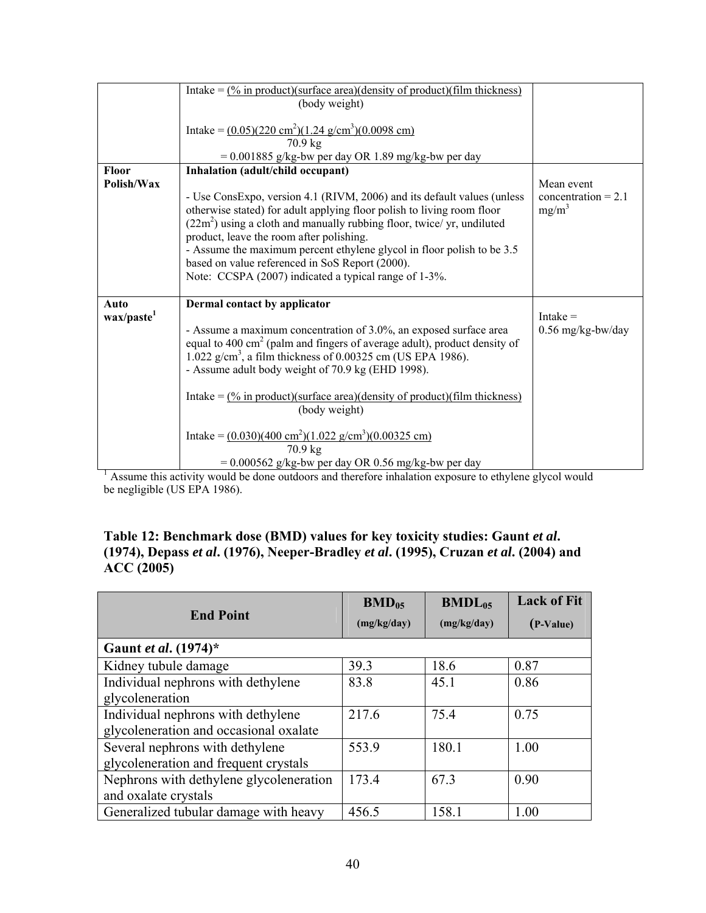| | | |
|---|---|---|
| | Intake = $\frac{(\%\ \text{in product})(\text{surface area})(\text{density of product})(\text{film thickness})}{(\text{body weight})}$<br><br>Intake = $\frac{(0.05)(220\ cm^2)(1.24\ g/cm^3)(0.0098\ cm)}{70.9\ kg}$<br>= 0.001885 g/kg-bw per day OR 1.89 mg/kg-bw per day | |
| **Floor Polish/Wax** | **Inhalation (adult/child occupant)**<br><br>- Use ConsExpo, version 4.1 (RIVM, 2006) and its default values (unless otherwise stated) for adult applying floor polish to living room floor ($22m^2$) using a cloth and manually rubbing floor, twice/ yr, undiluted product, leave the room after polishing.<br>- Assume the maximum percent ethylene glycol in floor polish to be 3.5 based on value referenced in SoS Report (2000).<br>Note: CCSPA (2007) indicated a typical range of 1-3%. | Mean event concentration = 2.1 $mg/m^3$ |
| **Auto wax/paste**[1] | **Dermal contact by applicator**<br><br>- Assume a maximum concentration of 3.0%, an exposed surface area equal to 400 $cm^2$ (palm and fingers of average adult), product density of 1.022 $g/cm^3$, a film thickness of 0.00325 cm (US EPA 1986).<br>- Assume adult body weight of 70.9 kg (EHD 1998).<br><br>Intake = $\frac{(\%\ \text{in product})(\text{surface area})(\text{density of product})(\text{film thickness})}{(\text{body weight})}$<br><br>Intake = $\frac{(0.030)(400\ cm^2)(1.022\ g/cm^3)(0.00325\ cm)}{70.9\ kg}$<br>= 0.000562 g/kg-bw per day OR 0.56 mg/kg-bw per day | Intake = 0.56 mg/kg-bw/day |

[1] Assume this activity would be done outdoors and therefore inhalation exposure to ethylene glycol would be negligible (US EPA 1986).

### Table 12: Benchmark dose (BMD) values for key toxicity studies: Gaunt *et al*. (1974), Depass *et al*. (1976), Neeper-Bradley *et al*. (1995), Cruzan *et al*. (2004) and ACC (2005)

| End Point | $BMD_{05}$ (mg/kg/day) | $BMDL_{05}$ (mg/kg/day) | Lack of Fit (P-Value) |
|---|---|---|---|
| **Gaunt *et al*. (1974)*** | | | |
| Kidney tubule damage | 39.3 | 18.6 | 0.87 |
| Individual nephrons with dethylene glycoleneration | 83.8 | 45.1 | 0.86 |
| Individual nephrons with dethylene glycoleneration and occasional oxalate | 217.6 | 75.4 | 0.75 |
| Several nephrons with dethylene glycoleneration and frequent crystals | 553.9 | 180.1 | 1.00 |
| Nephrons with dethylene glycoleneration and oxalate crystals | 173.4 | 67.3 | 0.90 |
| Generalized tubular damage with heavy | 456.5 | 158.1 | 1.00 |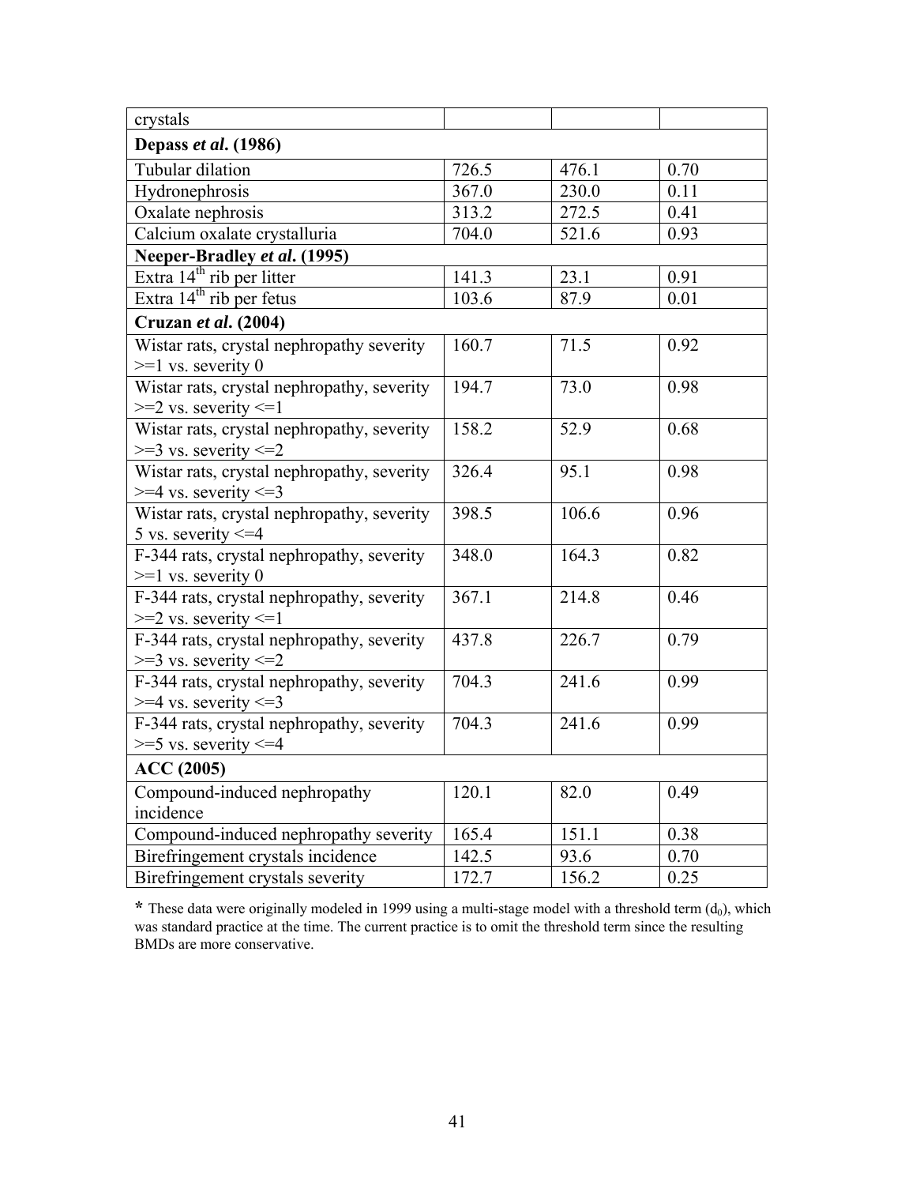| | | | |
|---|---|---|---|
| crystals | | | |
| **Depass *et al*. (1986)** | | | |
| Tubular dilation | 726.5 | 476.1 | 0.70 |
| Hydronephrosis | 367.0 | 230.0 | 0.11 |
| Oxalate nephrosis | 313.2 | 272.5 | 0.41 |
| Calcium oxalate crystalluria | 704.0 | 521.6 | 0.93 |
| **Neeper-Bradley *et al*. (1995)** | | | |
| Extra 14th rib per litter | 141.3 | 23.1 | 0.91 |
| Extra 14th rib per fetus | 103.6 | 87.9 | 0.01 |
| **Cruzan *et al*. (2004)** | | | |
| Wistar rats, crystal nephropathy severity >=1 vs. severity 0 | 160.7 | 71.5 | 0.92 |
| Wistar rats, crystal nephropathy, severity >=2 vs. severity <=1 | 194.7 | 73.0 | 0.98 |
| Wistar rats, crystal nephropathy, severity >=3 vs. severity <=2 | 158.2 | 52.9 | 0.68 |
| Wistar rats, crystal nephropathy, severity >=4 vs. severity <=3 | 326.4 | 95.1 | 0.98 |
| Wistar rats, crystal nephropathy, severity 5 vs. severity <=4 | 398.5 | 106.6 | 0.96 |
| F-344 rats, crystal nephropathy, severity >=1 vs. severity 0 | 348.0 | 164.3 | 0.82 |
| F-344 rats, crystal nephropathy, severity >=2 vs. severity <=1 | 367.1 | 214.8 | 0.46 |
| F-344 rats, crystal nephropathy, severity >=3 vs. severity <=2 | 437.8 | 226.7 | 0.79 |
| F-344 rats, crystal nephropathy, severity >=4 vs. severity <=3 | 704.3 | 241.6 | 0.99 |
| F-344 rats, crystal nephropathy, severity >=5 vs. severity <=4 | 704.3 | 241.6 | 0.99 |
| **ACC (2005)** | | | |
| Compound-induced nephropathy incidence | 120.1 | 82.0 | 0.49 |
| Compound-induced nephropathy severity | 165.4 | 151.1 | 0.38 |
| Birefringement crystals incidence | 142.5 | 93.6 | 0.70 |
| Birefringement crystals severity | 172.7 | 156.2 | 0.25 |

**\*** These data were originally modeled in 1999 using a multi-stage model with a threshold term ($d_0$), which was standard practice at the time. The current practice is to omit the threshold term since the resulting BMDs are more conservative.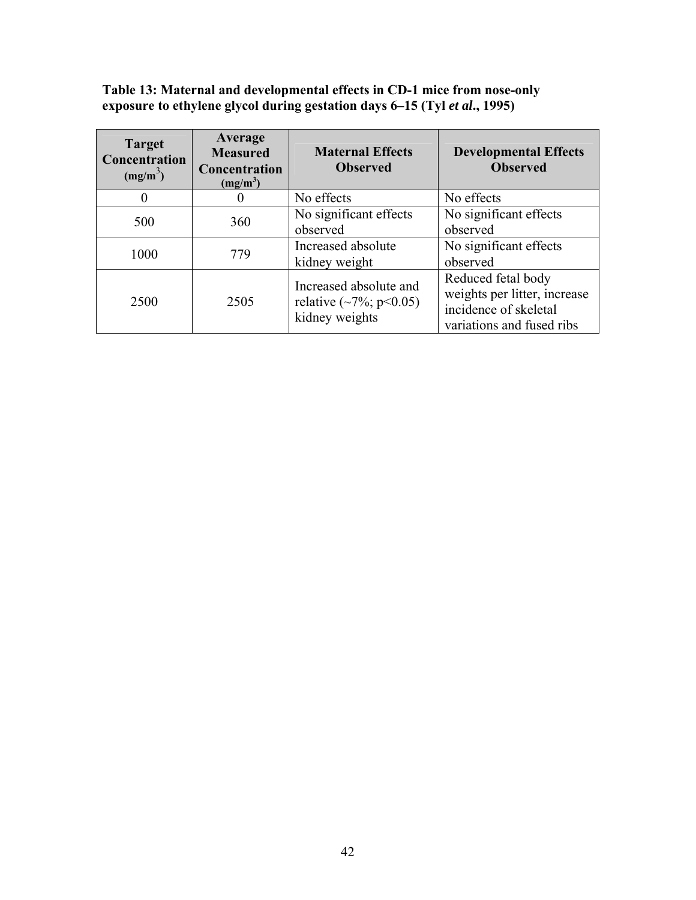**Table 13: Maternal and developmental effects in CD-1 mice from nose-only exposure to ethylene glycol during gestation days 6–15 (Tyl *et al*., 1995)**

| Target Concentration ($mg/m^3$) | Average Measured Concentration ($mg/m^3$) | Maternal Effects Observed | Developmental Effects Observed |
|---|---|---|---|
| 0 | 0 | No effects | No effects |
| 500 | 360 | No significant effects observed | No significant effects observed |
| 1000 | 779 | Increased absolute kidney weight | No significant effects observed |
| 2500 | 2505 | Increased absolute and relative (~7%; $p<0.05$) kidney weights | Reduced fetal body weights per litter, increase incidence of skeletal variations and fused ribs |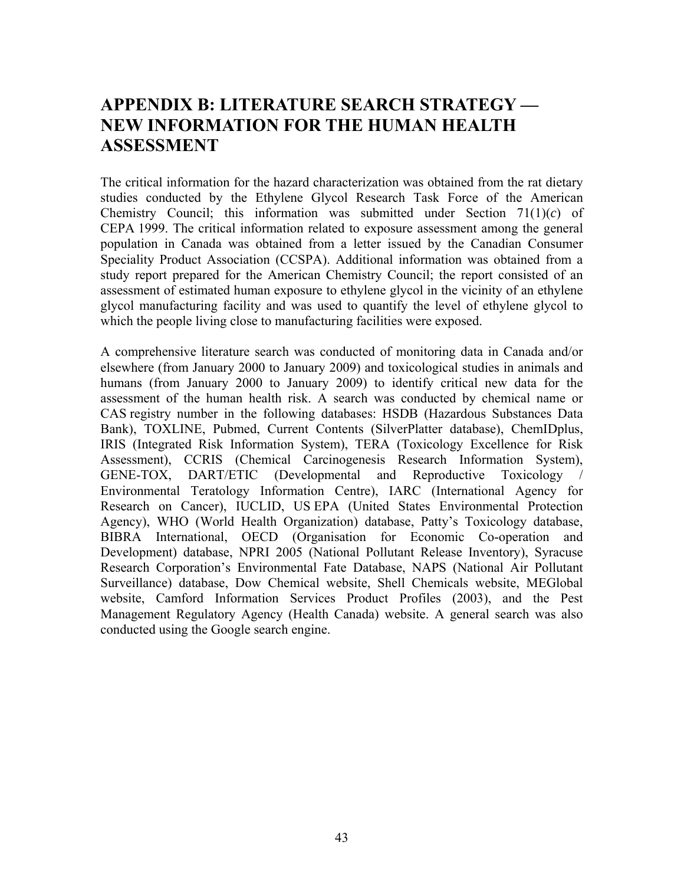# APPENDIX B: LITERATURE SEARCH STRATEGY — NEW INFORMATION FOR THE HUMAN HEALTH ASSESSMENT

The critical information for the hazard characterization was obtained from the rat dietary studies conducted by the Ethylene Glycol Research Task Force of the American Chemistry Council; this information was submitted under Section 71(1)(*c*) of CEPA 1999. The critical information related to exposure assessment among the general population in Canada was obtained from a letter issued by the Canadian Consumer Speciality Product Association (CCSPA). Additional information was obtained from a study report prepared for the American Chemistry Council; the report consisted of an assessment of estimated human exposure to ethylene glycol in the vicinity of an ethylene glycol manufacturing facility and was used to quantify the level of ethylene glycol to which the people living close to manufacturing facilities were exposed.

A comprehensive literature search was conducted of monitoring data in Canada and/or elsewhere (from January 2000 to January 2009) and toxicological studies in animals and humans (from January 2000 to January 2009) to identify critical new data for the assessment of the human health risk. A search was conducted by chemical name or CAS registry number in the following databases: HSDB (Hazardous Substances Data Bank), TOXLINE, Pubmed, Current Contents (SilverPlatter database), ChemIDplus, IRIS (Integrated Risk Information System), TERA (Toxicology Excellence for Risk Assessment), CCRIS (Chemical Carcinogenesis Research Information System), GENE-TOX, DART/ETIC (Developmental and Reproductive Toxicology / Environmental Teratology Information Centre), IARC (International Agency for Research on Cancer), IUCLID, US EPA (United States Environmental Protection Agency), WHO (World Health Organization) database, Patty's Toxicology database, BIBRA International, OECD (Organisation for Economic Co-operation and Development) database, NPRI 2005 (National Pollutant Release Inventory), Syracuse Research Corporation's Environmental Fate Database, NAPS (National Air Pollutant Surveillance) database, Dow Chemical website, Shell Chemicals website, MEGlobal website, Camford Information Services Product Profiles (2003), and the Pest Management Regulatory Agency (Health Canada) website. A general search was also conducted using the Google search engine.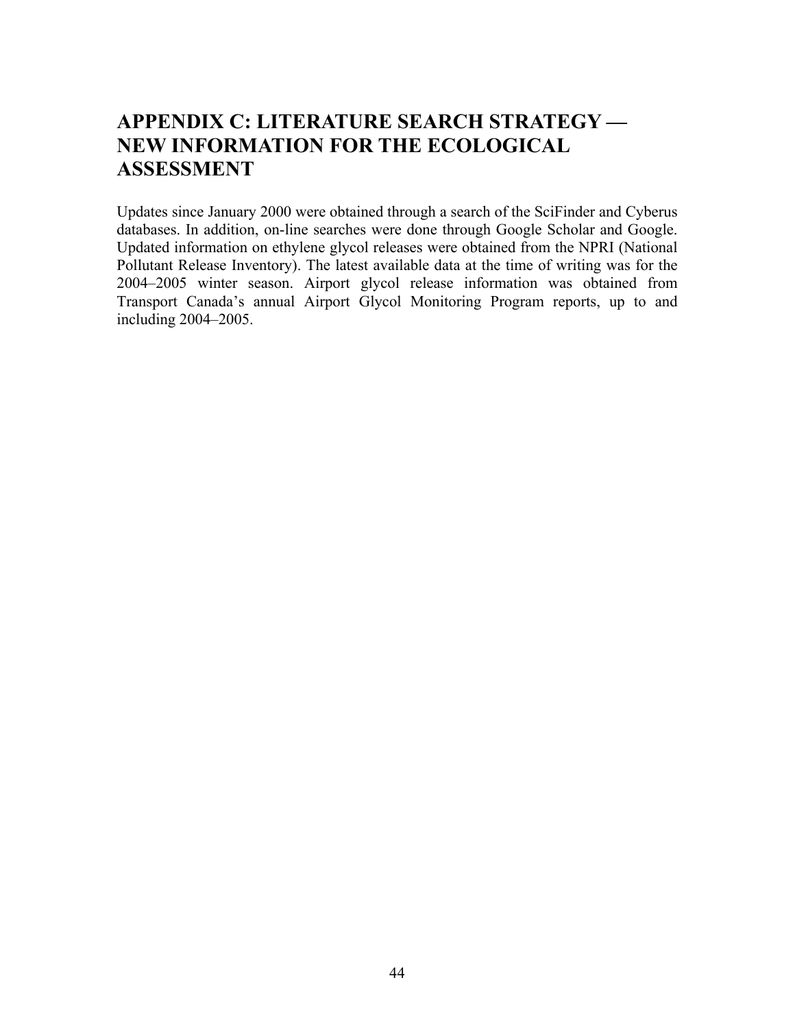# APPENDIX C: LITERATURE SEARCH STRATEGY — NEW INFORMATION FOR THE ECOLOGICAL ASSESSMENT

Updates since January 2000 were obtained through a search of the SciFinder and Cyberus databases. In addition, on-line searches were done through Google Scholar and Google. Updated information on ethylene glycol releases were obtained from the NPRI (National Pollutant Release Inventory). The latest available data at the time of writing was for the 2004–2005 winter season. Airport glycol release information was obtained from Transport Canada's annual Airport Glycol Monitoring Program reports, up to and including 2004–2005.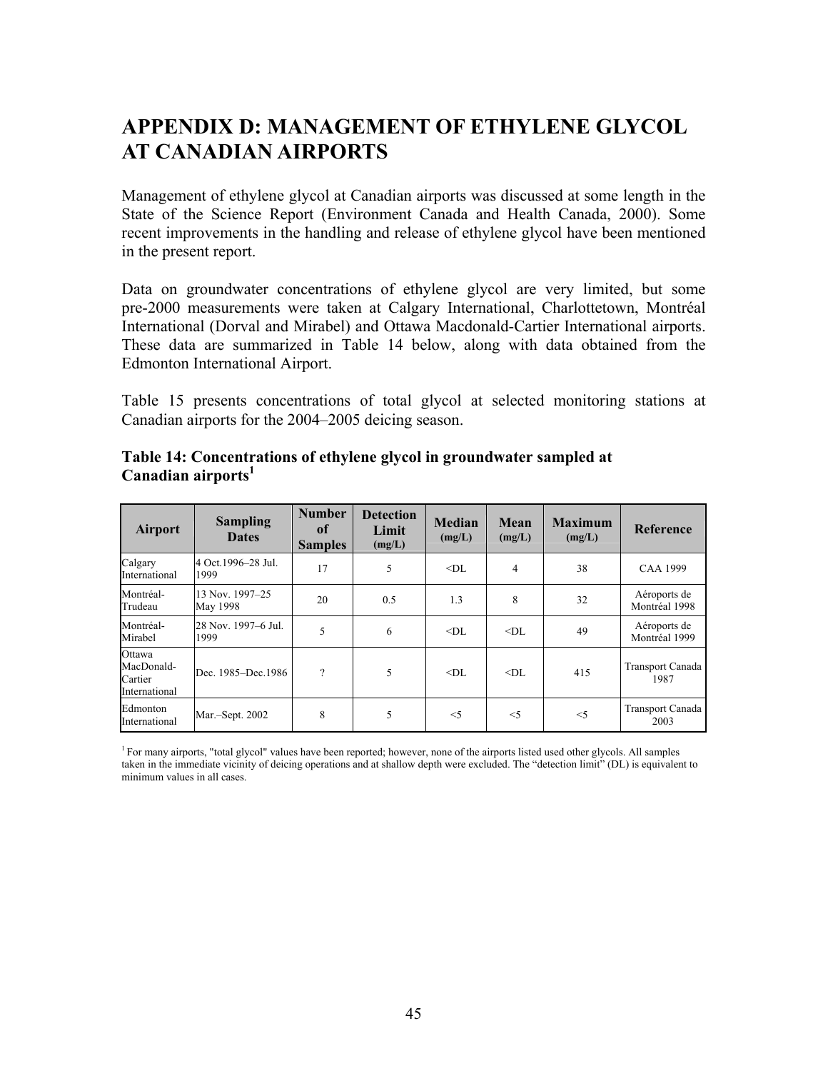# APPENDIX D: MANAGEMENT OF ETHYLENE GLYCOL AT CANADIAN AIRPORTS

Management of ethylene glycol at Canadian airports was discussed at some length in the State of the Science Report (Environment Canada and Health Canada, 2000). Some recent improvements in the handling and release of ethylene glycol have been mentioned in the present report.

Data on groundwater concentrations of ethylene glycol are very limited, but some pre-2000 measurements were taken at Calgary International, Charlottetown, Montréal International (Dorval and Mirabel) and Ottawa Macdonald-Cartier International airports. These data are summarized in Table 14 below, along with data obtained from the Edmonton International Airport.

Table 15 presents concentrations of total glycol at selected monitoring stations at Canadian airports for the 2004–2005 deicing season.

**Table 14: Concentrations of ethylene glycol in groundwater sampled at Canadian airports[1]**

| Airport | Sampling Dates | Number of Samples | Detection Limit (mg/L) | Median (mg/L) | Mean (mg/L) | Maximum (mg/L) | Reference |
|---|---|---|---|---|---|---|---|
| Calgary International | 4 Oct.1996–28 Jul. 1999 | 17 | 5 | <DL | 4 | 38 | CAA 1999 |
| Montréal-Trudeau | 13 Nov. 1997–25 May 1998 | 20 | 0.5 | 1.3 | 8 | 32 | Aéroports de Montréal 1998 |
| Montréal-Mirabel | 28 Nov. 1997–6 Jul. 1999 | 5 | 6 | <DL | <DL | 49 | Aéroports de Montréal 1999 |
| Ottawa MacDonald-Cartier International | Dec. 1985–Dec.1986 | ? | 5 | <DL | <DL | 415 | Transport Canada 1987 |
| Edmonton International | Mar.–Sept. 2002 | 8 | 5 | <5 | <5 | <5 | Transport Canada 2003 |

[1] For many airports, "total glycol" values have been reported; however, none of the airports listed used other glycols. All samples taken in the immediate vicinity of deicing operations and at shallow depth were excluded. The "detection limit" (DL) is equivalent to minimum values in all cases.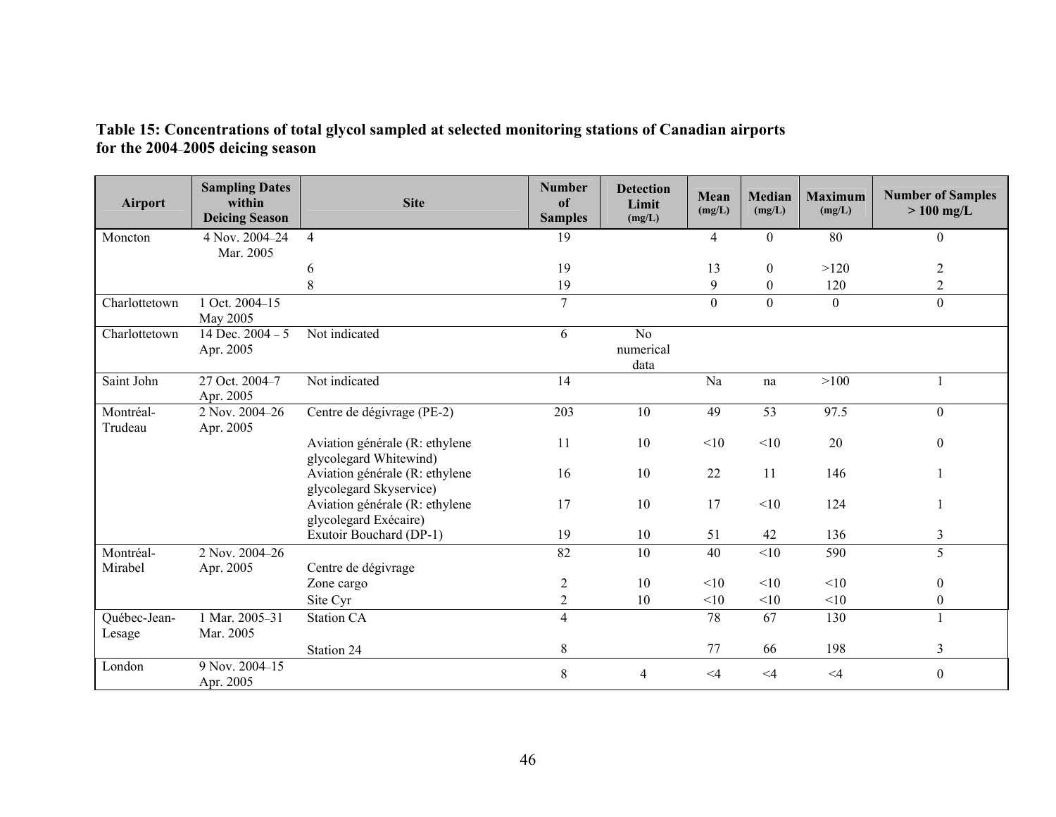**Table 15: Concentrations of total glycol sampled at selected monitoring stations of Canadian airports for the 2004–2005 deicing season**

| Airport | Sampling Dates within Deicing Season | Site | Number of Samples | Detection Limit (mg/L) | Mean (mg/L) | Median (mg/L) | Maximum (mg/L) | Number of Samples > 100 mg/L |
|---|---|---|---|---|---|---|---|---|
| Moncton | 4 Nov. 2004–24 Mar. 2005 | 4 | 19 | | 4 | 0 | 80 | 0 |
| | | 6 | 19 | | 13 | 0 | >120 | 2 |
| | | 8 | 19 | | 9 | 0 | 120 | 2 |
| Charlottetown | 1 Oct. 2004–15 May 2005 | | 7 | | 0 | 0 | 0 | 0 |
| Charlottetown | 14 Dec. 2004 – 5 Apr. 2005 | Not indicated | 6 | No numerical data | | | | |
| Saint John | 27 Oct. 2004–7 Apr. 2005 | Not indicated | 14 | | Na | na | >100 | 1 |
| Montréal-Trudeau | 2 Nov. 2004–26 Apr. 2005 | Centre de dégivrage (PE-2) | 203 | 10 | 49 | 53 | 97.5 | 0 |
| | | Aviation générale (R: ethylene glycolegard Whitewind) | 11 | 10 | <10 | <10 | 20 | 0 |
| | | Aviation générale (R: ethylene glycolegard Skyservice) | 16 | 10 | 22 | 11 | 146 | 1 |
| | | Aviation générale (R: ethylene glycolegard Exécaire) | 17 | 10 | 17 | <10 | 124 | 1 |
| | | Exutoir Bouchard (DP-1) | 19 | 10 | 51 | 42 | 136 | 3 |
| Montréal-Mirabel | 2 Nov. 2004–26 Apr. 2005 | Centre de dégivrage | 82 | 10 | 40 | <10 | 590 | 5 |
| | | Zone cargo | 2 | 10 | <10 | <10 | <10 | 0 |
| | | Site Cyr | 2 | 10 | <10 | <10 | <10 | 0 |
| Québec-Jean-Lesage | 1 Mar. 2005–31 Mar. 2005 | Station CA | 4 | | 78 | 67 | 130 | 1 |
| | | Station 24 | 8 | | 77 | 66 | 198 | 3 |
| London | 9 Nov. 2004–15 Apr. 2005 | | 8 | 4 | <4 | <4 | <4 | 0 |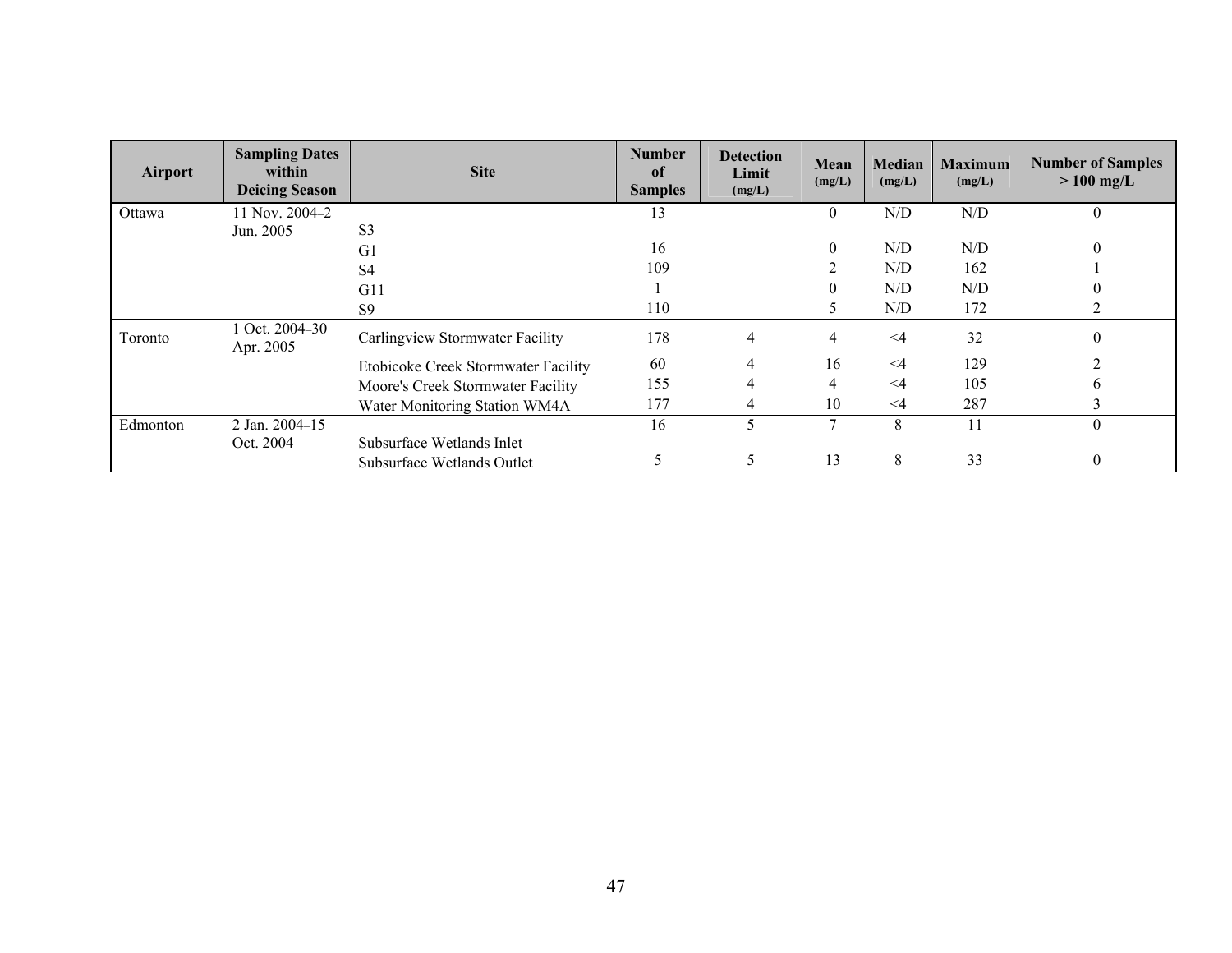| Airport | Sampling Dates within Deicing Season | Site | Number of Samples | Detection Limit (mg/L) | Mean (mg/L) | Median (mg/L) | Maximum (mg/L) | Number of Samples > 100 mg/L |
|---|---|---|---|---|---|---|---|---|
| Ottawa | 11 Nov. 2004–2 Jun. 2005 | S3 | 13 | | 0 | N/D | N/D | 0 |
| | | G1 | 16 | | 0 | N/D | N/D | 0 |
| | | S4 | 109 | | 2 | N/D | 162 | 1 |
| | | G11 | 1 | | 0 | N/D | N/D | 0 |
| | | S9 | 110 | | 5 | N/D | 172 | 2 |
| Toronto | 1 Oct. 2004–30 Apr. 2005 | Carlingview Stormwater Facility | 178 | 4 | 4 | <4 | 32 | 0 |
| | | Etobicoke Creek Stormwater Facility | 60 | 4 | 16 | <4 | 129 | 2 |
| | | Moore's Creek Stormwater Facility | 155 | 4 | 4 | <4 | 105 | 6 |
| | | Water Monitoring Station WM4A | 177 | 4 | 10 | <4 | 287 | 3 |
| Edmonton | 2 Jan. 2004–15 Oct. 2004 | Subsurface Wetlands Inlet | 16 | 5 | 7 | 8 | 11 | 0 |
| | | Subsurface Wetlands Outlet | 5 | 5 | 13 | 8 | 33 | 0 |